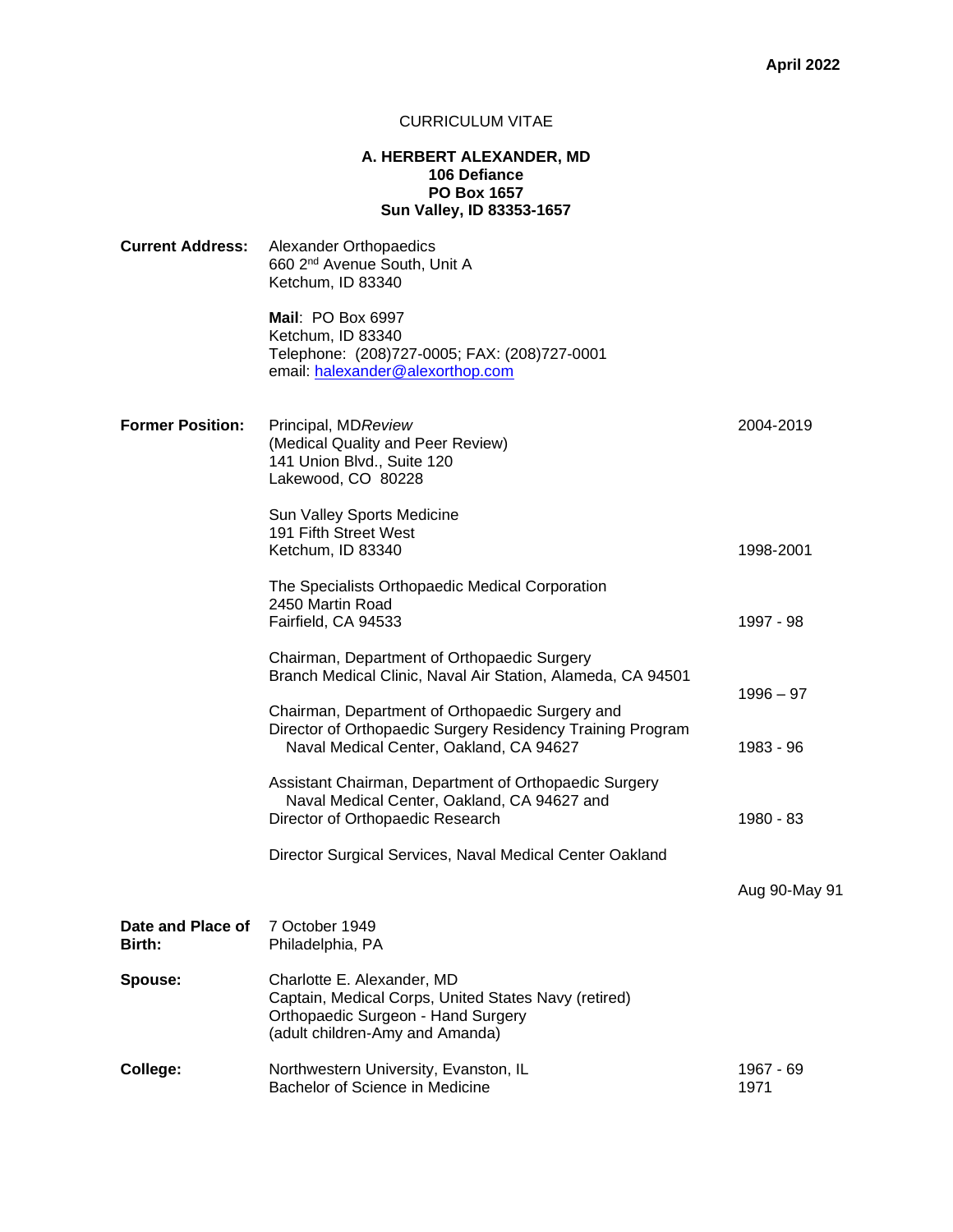**April 2022**

CURRICULUM VITAE

**A. HERBERT ALEXANDER, MD**
**106 Defiance**
**PO Box 1657**
**Sun Valley, ID 83353-1657**

**Current Address:** Alexander Orthopaedics
660 2nd Avenue South, Unit A
Ketchum, ID 83340

**Mail**: PO Box 6997
Ketchum, ID 83340
Telephone: (208)727-0005; FAX: (208)727-0001
email: halexander@alexorthop.com

**Former Position:**

| | |
|---|---|
| Principal, MD*Review* (Medical Quality and Peer Review) 141 Union Blvd., Suite 120 Lakewood, CO 80228 | 2004-2019 |
| Sun Valley Sports Medicine 191 Fifth Street West Ketchum, ID 83340 | 1998-2001 |
| The Specialists Orthopaedic Medical Corporation 2450 Martin Road Fairfield, CA 94533 | 1997 - 98 |
| Chairman, Department of Orthopaedic Surgery Branch Medical Clinic, Naval Air Station, Alameda, CA 94501 | 1996 – 97 |
| Chairman, Department of Orthopaedic Surgery and Director of Orthopaedic Surgery Residency Training Program Naval Medical Center, Oakland, CA 94627 | 1983 - 96 |
| Assistant Chairman, Department of Orthopaedic Surgery Naval Medical Center, Oakland, CA 94627 and Director of Orthopaedic Research | 1980 - 83 |
| Director Surgical Services, Naval Medical Center Oakland | Aug 90-May 91 |

**Date and Place of Birth:** 7 October 1949
Philadelphia, PA

**Spouse:** Charlotte E. Alexander, MD
Captain, Medical Corps, United States Navy (retired)
Orthopaedic Surgeon - Hand Surgery
(adult children-Amy and Amanda)

**College:**

| | |
|---|---|
| Northwestern University, Evanston, IL | 1967 - 69 |
| Bachelor of Science in Medicine | 1971 |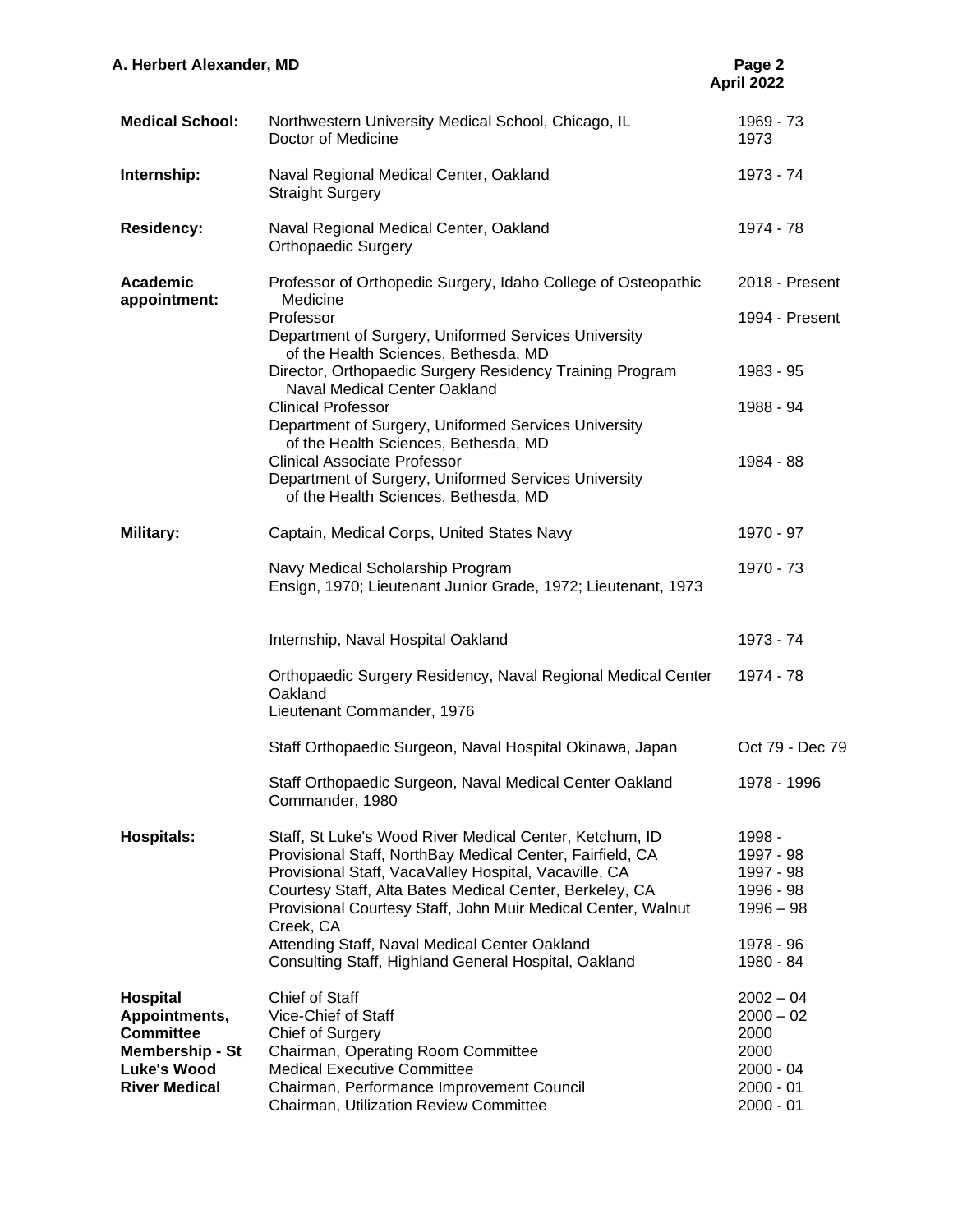| | | |
|---|---|---|
| **Medical School:** | Northwestern University Medical School, Chicago, IL<br>Doctor of Medicine | 1969 - 73<br>1973 |
| **Internship:** | Naval Regional Medical Center, Oakland<br>Straight Surgery | 1973 - 74 |
| **Residency:** | Naval Regional Medical Center, Oakland<br>Orthopaedic Surgery | 1974 - 78 |
| **Academic appointment:** | Professor of Orthopedic Surgery, Idaho College of Osteopathic Medicine | 2018 - Present |
| | Professor<br>Department of Surgery, Uniformed Services University of the Health Sciences, Bethesda, MD | 1994 - Present |
| | Director, Orthopaedic Surgery Residency Training Program Naval Medical Center Oakland | 1983 - 95 |
| | Clinical Professor<br>Department of Surgery, Uniformed Services University of the Health Sciences, Bethesda, MD | 1988 - 94 |
| | Clinical Associate Professor<br>Department of Surgery, Uniformed Services University of the Health Sciences, Bethesda, MD | 1984 - 88 |
| **Military:** | Captain, Medical Corps, United States Navy | 1970 - 97 |
| | Navy Medical Scholarship Program<br>Ensign, 1970; Lieutenant Junior Grade, 1972; Lieutenant, 1973 | 1970 - 73 |
| | Internship, Naval Hospital Oakland | 1973 - 74 |
| | Orthopaedic Surgery Residency, Naval Regional Medical Center Oakland<br>Lieutenant Commander, 1976 | 1974 - 78 |
| | Staff Orthopaedic Surgeon, Naval Hospital Okinawa, Japan | Oct 79 - Dec 79 |
| | Staff Orthopaedic Surgeon, Naval Medical Center Oakland<br>Commander, 1980 | 1978 - 1996 |
| **Hospitals:** | Staff, St Luke's Wood River Medical Center, Ketchum, ID | 1998 - |
| | Provisional Staff, NorthBay Medical Center, Fairfield, CA | 1997 - 98 |
| | Provisional Staff, VacaValley Hospital, Vacaville, CA | 1997 - 98 |
| | Courtesy Staff, Alta Bates Medical Center, Berkeley, CA | 1996 - 98 |
| | Provisional Courtesy Staff, John Muir Medical Center, Walnut Creek, CA | 1996 – 98 |
| | Attending Staff, Naval Medical Center Oakland | 1978 - 96 |
| | Consulting Staff, Highland General Hospital, Oakland | 1980 - 84 |
| **Hospital Appointments, Committee Membership - St Luke's Wood River Medical** | Chief of Staff | 2002 – 04 |
| | Vice-Chief of Staff | 2000 – 02 |
| | Chief of Surgery | 2000 |
| | Chairman, Operating Room Committee | 2000 |
| | Medical Executive Committee | 2000 - 04 |
| | Chairman, Performance Improvement Council | 2000 - 01 |
| | Chairman, Utilization Review Committee | 2000 - 01 |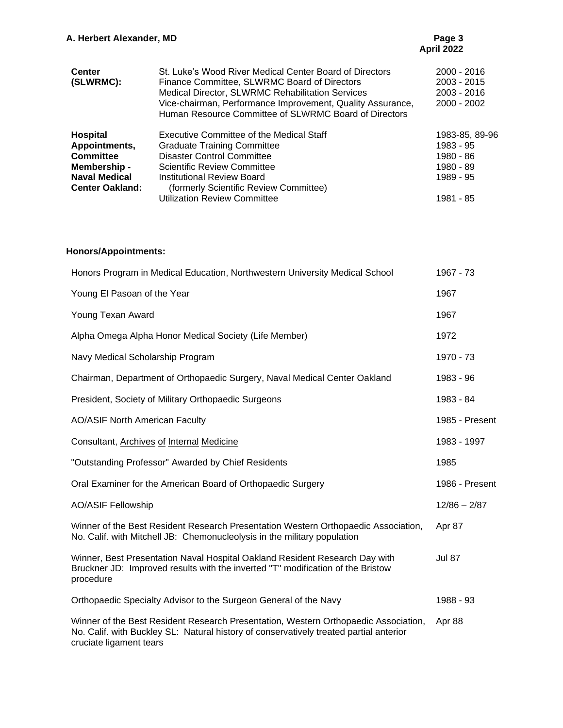| | | |
|---|---|---|
| **Center (SLWRMC):** | St. Luke's Wood River Medical Center Board of Directors | 2000 - 2016 |
| | Finance Committee, SLWRMC Board of Directors | 2003 - 2015 |
| | Medical Director, SLWRMC Rehabilitation Services | 2003 - 2016 |
| | Vice-chairman, Performance Improvement, Quality Assurance, Human Resource Committee of SLWRMC Board of Directors | 2000 - 2002 |
| **Hospital Appointments, Committee Membership - Naval Medical Center Oakland:** | Executive Committee of the Medical Staff | 1983-85, 89-96 |
| | Graduate Training Committee | 1983 - 95 |
| | Disaster Control Committee | 1980 - 86 |
| | Scientific Review Committee | 1980 - 89 |
| | Institutional Review Board (formerly Scientific Review Committee) | 1989 - 95 |
| | Utilization Review Committee | 1981 - 85 |

**Honors/Appointments:**

| | |
|---|---|
| Honors Program in Medical Education, Northwestern University Medical School | 1967 - 73 |
| Young El Pasoan of the Year | 1967 |
| Young Texan Award | 1967 |
| Alpha Omega Alpha Honor Medical Society (Life Member) | 1972 |
| Navy Medical Scholarship Program | 1970 - 73 |
| Chairman, Department of Orthopaedic Surgery, Naval Medical Center Oakland | 1983 - 96 |
| President, Society of Military Orthopaedic Surgeons | 1983 - 84 |
| AO/ASIF North American Faculty | 1985 - Present |
| Consultant, Archives of Internal Medicine | 1983 - 1997 |
| "Outstanding Professor" Awarded by Chief Residents | 1985 |
| Oral Examiner for the American Board of Orthopaedic Surgery | 1986 - Present |
| AO/ASIF Fellowship | 12/86 – 2/87 |
| Winner of the Best Resident Research Presentation Western Orthopaedic Association, No. Calif. with Mitchell JB: Chemonucleolysis in the military population | Apr 87 |
| Winner, Best Presentation Naval Hospital Oakland Resident Research Day with Bruckner JD: Improved results with the inverted "T" modification of the Bristow procedure | Jul 87 |
| Orthopaedic Specialty Advisor to the Surgeon General of the Navy | 1988 - 93 |
| Winner of the Best Resident Research Presentation, Western Orthopaedic Association, No. Calif. with Buckley SL: Natural history of conservatively treated partial anterior cruciate ligament tears | Apr 88 |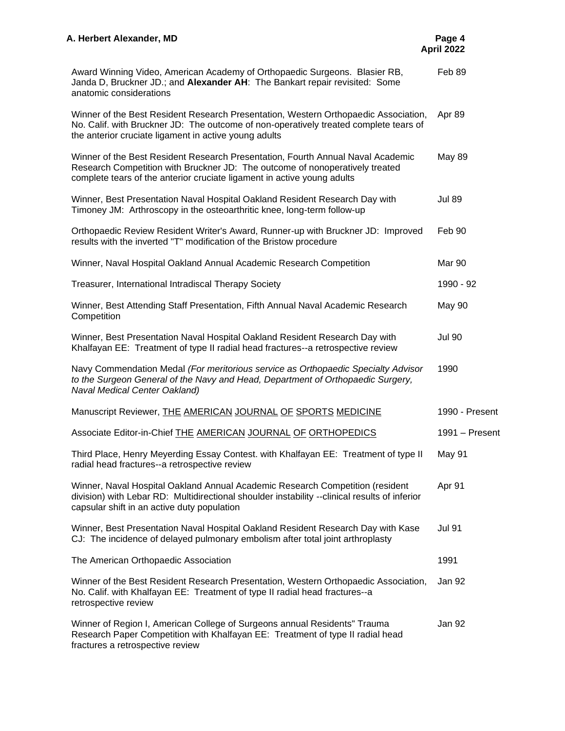| | |
|---|---|
| Award Winning Video, American Academy of Orthopaedic Surgeons. Blasier RB, Janda D, Bruckner JD.; and **Alexander AH**: The Bankart repair revisited: Some anatomic considerations | Feb 89 |
| Winner of the Best Resident Research Presentation, Western Orthopaedic Association, No. Calif. with Bruckner JD: The outcome of non-operatively treated complete tears of the anterior cruciate ligament in active young adults | Apr 89 |
| Winner of the Best Resident Research Presentation, Fourth Annual Naval Academic Research Competition with Bruckner JD: The outcome of nonoperatively treated complete tears of the anterior cruciate ligament in active young adults | May 89 |
| Winner, Best Presentation Naval Hospital Oakland Resident Research Day with Timoney JM: Arthroscopy in the osteoarthritic knee, long-term follow-up | Jul 89 |
| Orthopaedic Review Resident Writer's Award, Runner-up with Bruckner JD: Improved results with the inverted "T" modification of the Bristow procedure | Feb 90 |
| Winner, Naval Hospital Oakland Annual Academic Research Competition | Mar 90 |
| Treasurer, International Intradiscal Therapy Society | 1990 - 92 |
| Winner, Best Attending Staff Presentation, Fifth Annual Naval Academic Research Competition | May 90 |
| Winner, Best Presentation Naval Hospital Oakland Resident Research Day with Khalfayan EE: Treatment of type II radial head fractures--a retrospective review | Jul 90 |
| Navy Commendation Medal *(For meritorious service as Orthopaedic Specialty Advisor to the Surgeon General of the Navy and Head, Department of Orthopaedic Surgery, Naval Medical Center Oakland)* | 1990 |
| Manuscript Reviewer, <u>THE AMERICAN JOURNAL OF SPORTS MEDICINE</u> | 1990 - Present |
| Associate Editor-in-Chief <u>THE AMERICAN JOURNAL OF ORTHOPEDICS</u> | 1991 – Present |
| Third Place, Henry Meyerding Essay Contest. with Khalfayan EE: Treatment of type II radial head fractures--a retrospective review | May 91 |
| Winner, Naval Hospital Oakland Annual Academic Research Competition (resident division) with Lebar RD: Multidirectional shoulder instability --clinical results of inferior capsular shift in an active duty population | Apr 91 |
| Winner, Best Presentation Naval Hospital Oakland Resident Research Day with Kase CJ: The incidence of delayed pulmonary embolism after total joint arthroplasty | Jul 91 |
| The American Orthopaedic Association | 1991 |
| Winner of the Best Resident Research Presentation, Western Orthopaedic Association, No. Calif. with Khalfayan EE: Treatment of type II radial head fractures--a retrospective review | Jan 92 |
| Winner of Region I, American College of Surgeons annual Residents" Trauma Research Paper Competition with Khalfayan EE: Treatment of type II radial head fractures a retrospective review | Jan 92 |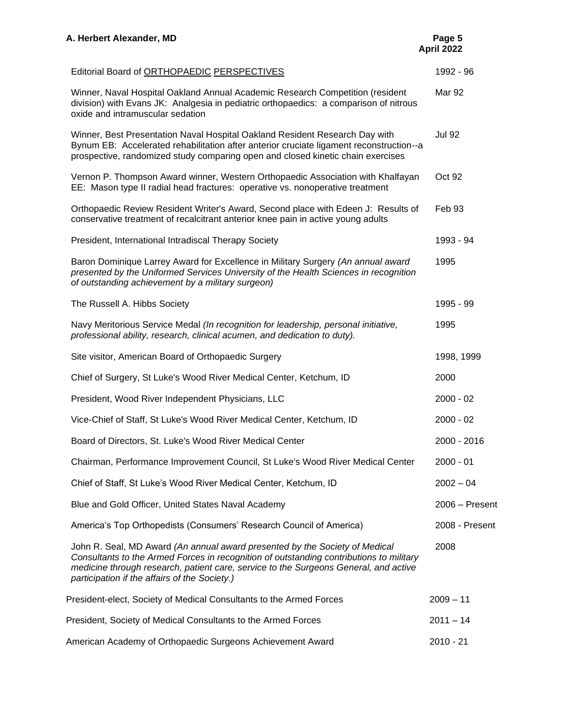| | |
|---|---|
| Editorial Board of ORTHOPAEDIC PERSPECTIVES | 1992 - 96 |
| Winner, Naval Hospital Oakland Annual Academic Research Competition (resident division) with Evans JK: Analgesia in pediatric orthopaedics: a comparison of nitrous oxide and intramuscular sedation | Mar 92 |
| Winner, Best Presentation Naval Hospital Oakland Resident Research Day with Bynum EB: Accelerated rehabilitation after anterior cruciate ligament reconstruction--a prospective, randomized study comparing open and closed kinetic chain exercises | Jul 92 |
| Vernon P. Thompson Award winner, Western Orthopaedic Association with Khalfayan EE: Mason type II radial head fractures: operative vs. nonoperative treatment | Oct 92 |
| Orthopaedic Review Resident Writer's Award, Second place with Edeen J: Results of conservative treatment of recalcitrant anterior knee pain in active young adults | Feb 93 |
| President, International Intradiscal Therapy Society | 1993 - 94 |
| Baron Dominique Larrey Award for Excellence in Military Surgery *(An annual award presented by the Uniformed Services University of the Health Sciences in recognition of outstanding achievement by a military surgeon)* | 1995 |
| The Russell A. Hibbs Society | 1995 - 99 |
| Navy Meritorious Service Medal *(In recognition for leadership, personal initiative, professional ability, research, clinical acumen, and dedication to duty).* | 1995 |
| Site visitor, American Board of Orthopaedic Surgery | 1998, 1999 |
| Chief of Surgery, St Luke's Wood River Medical Center, Ketchum, ID | 2000 |
| President, Wood River Independent Physicians, LLC | 2000 - 02 |
| Vice-Chief of Staff, St Luke's Wood River Medical Center, Ketchum, ID | 2000 - 02 |
| Board of Directors, St. Luke's Wood River Medical Center | 2000 - 2016 |
| Chairman, Performance Improvement Council, St Luke's Wood River Medical Center | 2000 - 01 |
| Chief of Staff, St Luke's Wood River Medical Center, Ketchum, ID | 2002 – 04 |
| Blue and Gold Officer, United States Naval Academy | 2006 – Present |
| America's Top Orthopedists (Consumers' Research Council of America) | 2008 - Present |
| John R. Seal, MD Award *(An annual award presented by the Society of Medical Consultants to the Armed Forces in recognition of outstanding contributions to military medicine through research, patient care, service to the Surgeons General, and active participation if the affairs of the Society.)* | 2008 |
| President-elect, Society of Medical Consultants to the Armed Forces | 2009 – 11 |
| President, Society of Medical Consultants to the Armed Forces | 2011 – 14 |
| American Academy of Orthopaedic Surgeons Achievement Award | 2010 - 21 |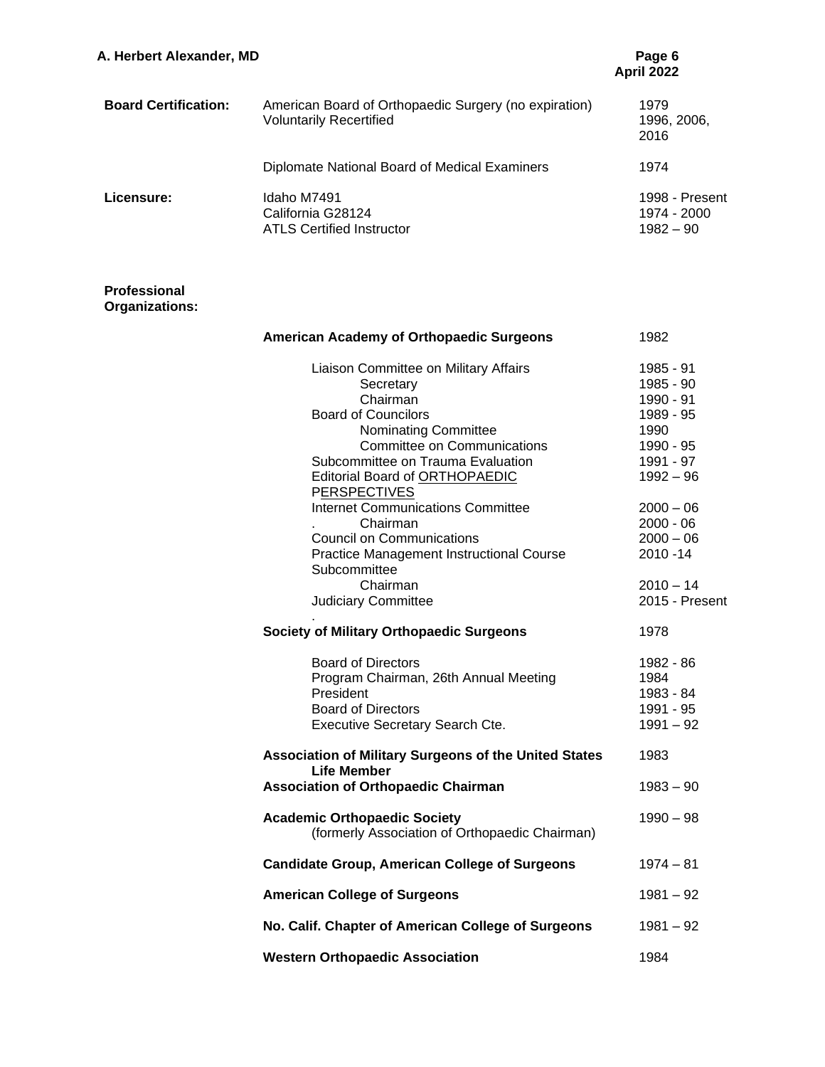**Board Certification:**

| | | |
|---|---|---|
| | American Board of Orthopaedic Surgery (no expiration) | 1979 |
| | Voluntarily Recertified | 1996, 2006, 2016 |
| | Diplomate National Board of Medical Examiners | 1974 |

**Licensure:**

| | | |
|---|---|---|
| | Idaho M7491 | 1998 - Present |
| | California G28124 | 1974 - 2000 |
| | ATLS Certified Instructor | 1982 – 90 |

**Professional Organizations:**

**American Academy of Orthopaedic Surgeons** — 1982

- Liaison Committee on Military Affairs — 1985 - 91
  - Secretary — 1985 - 90
  - Chairman — 1990 - 91
- Board of Councilors — 1989 - 95
  - Nominating Committee — 1990
  - Committee on Communications — 1990 - 95
- Subcommittee on Trauma Evaluation — 1991 - 97
- Editorial Board of <u>ORTHOPAEDIC PERSPECTIVES</u> — 1992 – 96
- Internet Communications Committee — 2000 – 06
  - Chairman — 2000 - 06
- Council on Communications — 2000 – 06
- Practice Management Instructional Course Subcommittee — 2010 -14
  - Chairman — 2010 – 14
- Judiciary Committee — 2015 - Present

**Society of Military Orthopaedic Surgeons** — 1978

- Board of Directors — 1982 - 86
- Program Chairman, 26th Annual Meeting — 1984
- President — 1983 - 84
- Board of Directors — 1991 - 95
- Executive Secretary Search Cte. — 1991 – 92

**Association of Military Surgeons of the United States Life Member** — 1983

**Association of Orthopaedic Chairman** — 1983 – 90

**Academic Orthopaedic Society** (formerly Association of Orthopaedic Chairman) — 1990 – 98

**Candidate Group, American College of Surgeons** — 1974 – 81

**American College of Surgeons** — 1981 – 92

**No. Calif. Chapter of American College of Surgeons** — 1981 – 92

**Western Orthopaedic Association** — 1984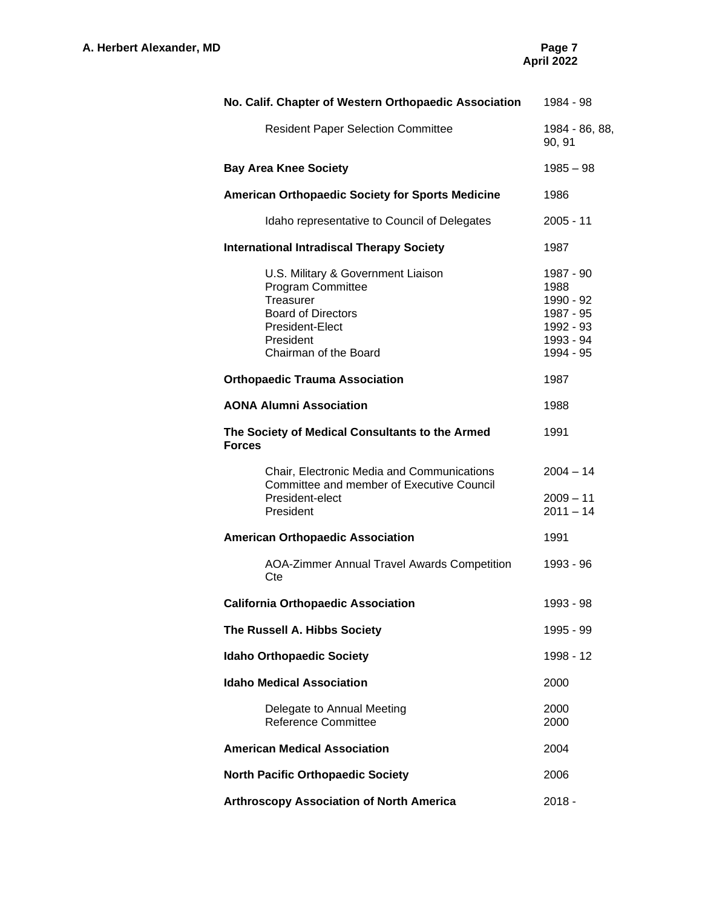| | |
|---|---|
| **No. Calif. Chapter of Western Orthopaedic Association** | 1984 - 98 |
| Resident Paper Selection Committee | 1984 - 86, 88, 90, 91 |
| **Bay Area Knee Society** | 1985 – 98 |
| **American Orthopaedic Society for Sports Medicine** | 1986 |
| Idaho representative to Council of Delegates | 2005 - 11 |
| **International Intradiscal Therapy Society** | 1987 |
| U.S. Military & Government Liaison | 1987 - 90 |
| Program Committee | 1988 |
| Treasurer | 1990 - 92 |
| Board of Directors | 1987 - 95 |
| President-Elect | 1992 - 93 |
| President | 1993 - 94 |
| Chairman of the Board | 1994 - 95 |
| **Orthopaedic Trauma Association** | 1987 |
| **AONA Alumni Association** | 1988 |
| **The Society of Medical Consultants to the Armed Forces** | 1991 |
| Chair, Electronic Media and Communications Committee and member of Executive Council | 2004 – 14 |
| President-elect | 2009 – 11 |
| President | 2011 – 14 |
| **American Orthopaedic Association** | 1991 |
| AOA-Zimmer Annual Travel Awards Competition Cte | 1993 - 96 |
| **California Orthopaedic Association** | 1993 - 98 |
| **The Russell A. Hibbs Society** | 1995 - 99 |
| **Idaho Orthopaedic Society** | 1998 - 12 |
| **Idaho Medical Association** | 2000 |
| Delegate to Annual Meeting | 2000 |
| Reference Committee | 2000 |
| **American Medical Association** | 2004 |
| **North Pacific Orthopaedic Society** | 2006 |
| **Arthroscopy Association of North America** | 2018 - |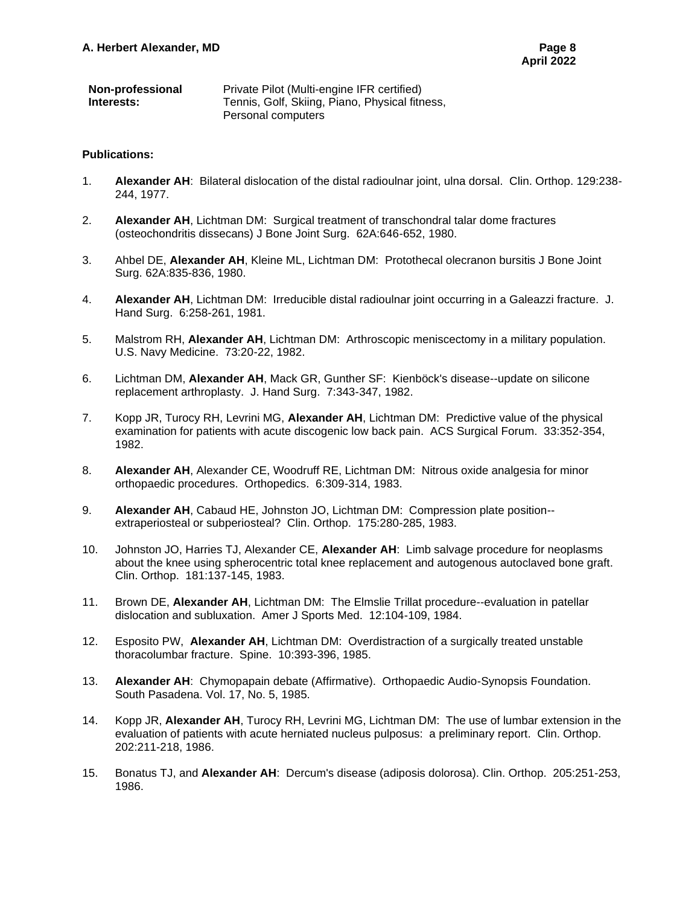| **Non-professional Interests:** | Private Pilot (Multi-engine IFR certified)<br>Tennis, Golf, Skiing, Piano, Physical fitness, Personal computers |
|---|---|

**Publications:**

1. **Alexander AH**: Bilateral dislocation of the distal radioulnar joint, ulna dorsal. Clin. Orthop. 129:238-244, 1977.

2. **Alexander AH**, Lichtman DM: Surgical treatment of transchondral talar dome fractures (osteochondritis dissecans) J Bone Joint Surg. 62A:646-652, 1980.

3. Ahbel DE, **Alexander AH**, Kleine ML, Lichtman DM: Protothecal olecranon bursitis J Bone Joint Surg. 62A:835-836, 1980.

4. **Alexander AH**, Lichtman DM: Irreducible distal radioulnar joint occurring in a Galeazzi fracture. J. Hand Surg. 6:258-261, 1981.

5. Malstrom RH, **Alexander AH**, Lichtman DM: Arthroscopic meniscectomy in a military population. U.S. Navy Medicine. 73:20-22, 1982.

6. Lichtman DM, **Alexander AH**, Mack GR, Gunther SF: Kienböck's disease--update on silicone replacement arthroplasty. J. Hand Surg. 7:343-347, 1982.

7. Kopp JR, Turocy RH, Levrini MG, **Alexander AH**, Lichtman DM: Predictive value of the physical examination for patients with acute discogenic low back pain. ACS Surgical Forum. 33:352-354, 1982.

8. **Alexander AH**, Alexander CE, Woodruff RE, Lichtman DM: Nitrous oxide analgesia for minor orthopaedic procedures. Orthopedics. 6:309-314, 1983.

9. **Alexander AH**, Cabaud HE, Johnston JO, Lichtman DM: Compression plate position--extraperiosteal or subperiosteal? Clin. Orthop. 175:280-285, 1983.

10. Johnston JO, Harries TJ, Alexander CE, **Alexander AH**: Limb salvage procedure for neoplasms about the knee using spherocentric total knee replacement and autogenous autoclaved bone graft. Clin. Orthop. 181:137-145, 1983.

11. Brown DE, **Alexander AH**, Lichtman DM: The Elmslie Trillat procedure--evaluation in patellar dislocation and subluxation. Amer J Sports Med. 12:104-109, 1984.

12. Esposito PW, **Alexander AH**, Lichtman DM: Overdistraction of a surgically treated unstable thoracolumbar fracture. Spine. 10:393-396, 1985.

13. **Alexander AH**: Chymopapain debate (Affirmative). Orthopaedic Audio-Synopsis Foundation. South Pasadena. Vol. 17, No. 5, 1985.

14. Kopp JR, **Alexander AH**, Turocy RH, Levrini MG, Lichtman DM: The use of lumbar extension in the evaluation of patients with acute herniated nucleus pulposus: a preliminary report. Clin. Orthop. 202:211-218, 1986.

15. Bonatus TJ, and **Alexander AH**: Dercum's disease (adiposis dolorosa). Clin. Orthop. 205:251-253, 1986.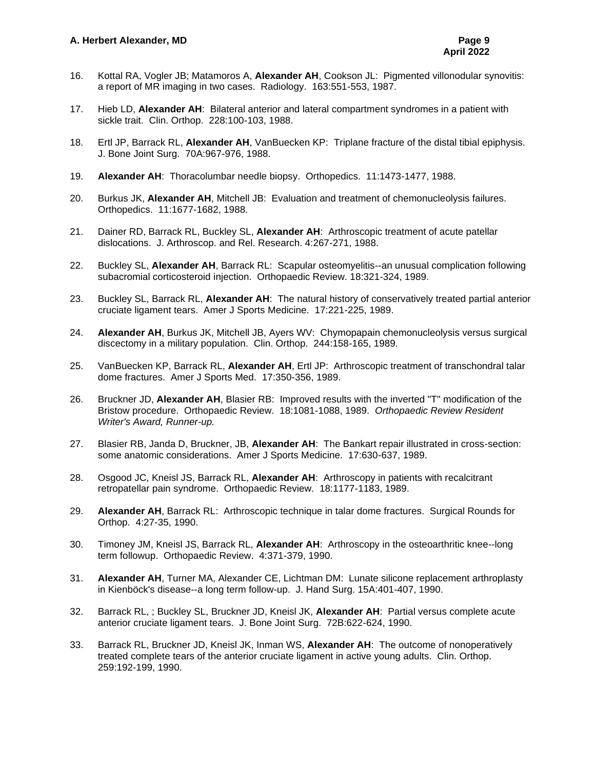16. Kottal RA, Vogler JB; Matamoros A, **Alexander AH**, Cookson JL: Pigmented villonodular synovitis: a report of MR imaging in two cases. Radiology. 163:551-553, 1987.

17. Hieb LD, **Alexander AH**: Bilateral anterior and lateral compartment syndromes in a patient with sickle trait. Clin. Orthop. 228:100-103, 1988.

18. Ertl JP, Barrack RL, **Alexander AH**, VanBuecken KP: Triplane fracture of the distal tibial epiphysis. J. Bone Joint Surg. 70A:967-976, 1988.

19. **Alexander AH**: Thoracolumbar needle biopsy. Orthopedics. 11:1473-1477, 1988.

20. Burkus JK, **Alexander AH**, Mitchell JB: Evaluation and treatment of chemonucleolysis failures. Orthopedics. 11:1677-1682, 1988.

21. Dainer RD, Barrack RL, Buckley SL, **Alexander AH**: Arthroscopic treatment of acute patellar dislocations. J. Arthroscop. and Rel. Research. 4:267-271, 1988.

22. Buckley SL, **Alexander AH**, Barrack RL: Scapular osteomyelitis--an unusual complication following subacromial corticosteroid injection. Orthopaedic Review. 18:321-324, 1989.

23. Buckley SL, Barrack RL, **Alexander AH**: The natural history of conservatively treated partial anterior cruciate ligament tears. Amer J Sports Medicine. 17:221-225, 1989.

24. **Alexander AH**, Burkus JK, Mitchell JB, Ayers WV: Chymopapain chemonucleolysis versus surgical discectomy in a military population. Clin. Orthop. 244:158-165, 1989.

25. VanBuecken KP, Barrack RL, **Alexander AH**, Ertl JP: Arthroscopic treatment of transchondral talar dome fractures. Amer J Sports Med. 17:350-356, 1989.

26. Bruckner JD, **Alexander AH**, Blasier RB: Improved results with the inverted "T" modification of the Bristow procedure. Orthopaedic Review. 18:1081-1088, 1989. *Orthopaedic Review Resident Writer's Award, Runner-up.*

27. Blasier RB, Janda D, Bruckner, JB, **Alexander AH**: The Bankart repair illustrated in cross-section: some anatomic considerations. Amer J Sports Medicine. 17:630-637, 1989.

28. Osgood JC, Kneisl JS, Barrack RL, **Alexander AH**: Arthroscopy in patients with recalcitrant retropatellar pain syndrome. Orthopaedic Review. 18:1177-1183, 1989.

29. **Alexander AH**, Barrack RL: Arthroscopic technique in talar dome fractures. Surgical Rounds for Orthop. 4:27-35, 1990.

30. Timoney JM, Kneisl JS, Barrack RL, **Alexander AH**: Arthroscopy in the osteoarthritic knee--long term followup. Orthopaedic Review. 4:371-379, 1990.

31. **Alexander AH**, Turner MA, Alexander CE, Lichtman DM: Lunate silicone replacement arthroplasty in Kienböck's disease--a long term follow-up. J. Hand Surg. 15A:401-407, 1990.

32. Barrack RL, ; Buckley SL, Bruckner JD, Kneisl JK, **Alexander AH**: Partial versus complete acute anterior cruciate ligament tears. J. Bone Joint Surg. 72B:622-624, 1990.

33. Barrack RL, Bruckner JD, Kneisl JK, Inman WS, **Alexander AH**: The outcome of nonoperatively treated complete tears of the anterior cruciate ligament in active young adults. Clin. Orthop. 259:192-199, 1990.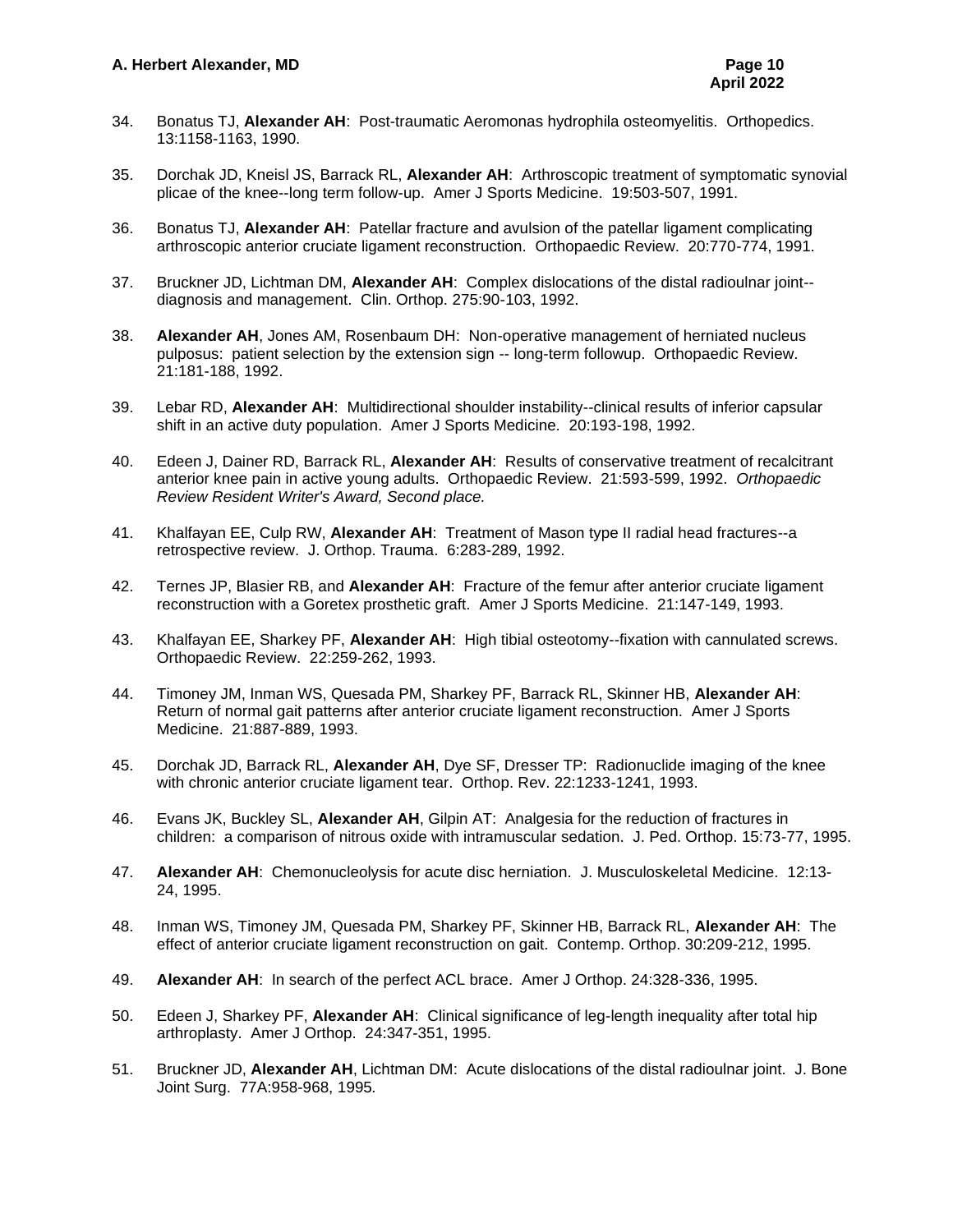34. Bonatus TJ, **Alexander AH**: Post-traumatic Aeromonas hydrophila osteomyelitis. Orthopedics. 13:1158-1163, 1990.

35. Dorchak JD, Kneisl JS, Barrack RL, **Alexander AH**: Arthroscopic treatment of symptomatic synovial plicae of the knee--long term follow-up. Amer J Sports Medicine. 19:503-507, 1991.

36. Bonatus TJ, **Alexander AH**: Patellar fracture and avulsion of the patellar ligament complicating arthroscopic anterior cruciate ligament reconstruction. Orthopaedic Review. 20:770-774, 1991.

37. Bruckner JD, Lichtman DM, **Alexander AH**: Complex dislocations of the distal radioulnar joint--diagnosis and management. Clin. Orthop. 275:90-103, 1992.

38. **Alexander AH**, Jones AM, Rosenbaum DH: Non-operative management of herniated nucleus pulposus: patient selection by the extension sign -- long-term followup. Orthopaedic Review. 21:181-188, 1992.

39. Lebar RD, **Alexander AH**: Multidirectional shoulder instability--clinical results of inferior capsular shift in an active duty population. Amer J Sports Medicine. 20:193-198, 1992.

40. Edeen J, Dainer RD, Barrack RL, **Alexander AH**: Results of conservative treatment of recalcitrant anterior knee pain in active young adults. Orthopaedic Review. 21:593-599, 1992. *Orthopaedic Review Resident Writer's Award, Second place.*

41. Khalfayan EE, Culp RW, **Alexander AH**: Treatment of Mason type II radial head fractures--a retrospective review. J. Orthop. Trauma. 6:283-289, 1992.

42. Ternes JP, Blasier RB, and **Alexander AH**: Fracture of the femur after anterior cruciate ligament reconstruction with a Goretex prosthetic graft. Amer J Sports Medicine. 21:147-149, 1993.

43. Khalfayan EE, Sharkey PF, **Alexander AH**: High tibial osteotomy--fixation with cannulated screws. Orthopaedic Review. 22:259-262, 1993.

44. Timoney JM, Inman WS, Quesada PM, Sharkey PF, Barrack RL, Skinner HB, **Alexander AH**: Return of normal gait patterns after anterior cruciate ligament reconstruction. Amer J Sports Medicine. 21:887-889, 1993.

45. Dorchak JD, Barrack RL, **Alexander AH**, Dye SF, Dresser TP: Radionuclide imaging of the knee with chronic anterior cruciate ligament tear. Orthop. Rev. 22:1233-1241, 1993.

46. Evans JK, Buckley SL, **Alexander AH**, Gilpin AT: Analgesia for the reduction of fractures in children: a comparison of nitrous oxide with intramuscular sedation. J. Ped. Orthop. 15:73-77, 1995.

47. **Alexander AH**: Chemonucleolysis for acute disc herniation. J. Musculoskeletal Medicine. 12:13-24, 1995.

48. Inman WS, Timoney JM, Quesada PM, Sharkey PF, Skinner HB, Barrack RL, **Alexander AH**: The effect of anterior cruciate ligament reconstruction on gait. Contemp. Orthop. 30:209-212, 1995.

49. **Alexander AH**: In search of the perfect ACL brace. Amer J Orthop. 24:328-336, 1995.

50. Edeen J, Sharkey PF, **Alexander AH**: Clinical significance of leg-length inequality after total hip arthroplasty. Amer J Orthop. 24:347-351, 1995.

51. Bruckner JD, **Alexander AH**, Lichtman DM: Acute dislocations of the distal radioulnar joint. J. Bone Joint Surg. 77A:958-968, 1995.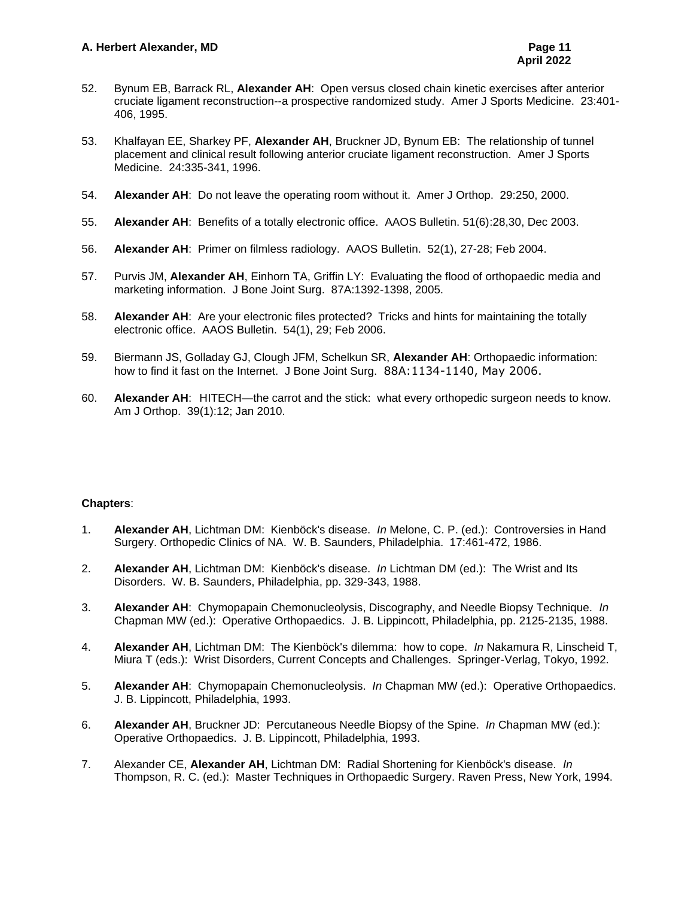52. Bynum EB, Barrack RL, **Alexander AH**: Open versus closed chain kinetic exercises after anterior cruciate ligament reconstruction--a prospective randomized study. Amer J Sports Medicine. 23:401-406, 1995.

53. Khalfayan EE, Sharkey PF, **Alexander AH**, Bruckner JD, Bynum EB: The relationship of tunnel placement and clinical result following anterior cruciate ligament reconstruction. Amer J Sports Medicine. 24:335-341, 1996.

54. **Alexander AH**: Do not leave the operating room without it. Amer J Orthop. 29:250, 2000.

55. **Alexander AH**: Benefits of a totally electronic office. AAOS Bulletin. 51(6):28,30, Dec 2003.

56. **Alexander AH**: Primer on filmless radiology. AAOS Bulletin. 52(1), 27-28; Feb 2004.

57. Purvis JM, **Alexander AH**, Einhorn TA, Griffin LY: Evaluating the flood of orthopaedic media and marketing information. J Bone Joint Surg. 87A:1392-1398, 2005.

58. **Alexander AH**: Are your electronic files protected? Tricks and hints for maintaining the totally electronic office. AAOS Bulletin. 54(1), 29; Feb 2006.

59. Biermann JS, Golladay GJ, Clough JFM, Schelkun SR, **Alexander AH**: Orthopaedic information: how to find it fast on the Internet. J Bone Joint Surg. 88A:1134-1140, May 2006.

60. **Alexander AH**: HITECH—the carrot and the stick: what every orthopedic surgeon needs to know. Am J Orthop. 39(1):12; Jan 2010.

**Chapters**:

1. **Alexander AH**, Lichtman DM: Kienböck's disease. *In* Melone, C. P. (ed.): Controversies in Hand Surgery. Orthopedic Clinics of NA. W. B. Saunders, Philadelphia. 17:461-472, 1986.

2. **Alexander AH**, Lichtman DM: Kienböck's disease. *In* Lichtman DM (ed.): The Wrist and Its Disorders. W. B. Saunders, Philadelphia, pp. 329-343, 1988.

3. **Alexander AH**: Chymopapain Chemonucleolysis, Discography, and Needle Biopsy Technique. *In* Chapman MW (ed.): Operative Orthopaedics. J. B. Lippincott, Philadelphia, pp. 2125-2135, 1988.

4. **Alexander AH**, Lichtman DM: The Kienböck's dilemma: how to cope. *In* Nakamura R, Linscheid T, Miura T (eds.): Wrist Disorders, Current Concepts and Challenges. Springer-Verlag, Tokyo, 1992.

5. **Alexander AH**: Chymopapain Chemonucleolysis. *In* Chapman MW (ed.): Operative Orthopaedics. J. B. Lippincott, Philadelphia, 1993.

6. **Alexander AH**, Bruckner JD: Percutaneous Needle Biopsy of the Spine. *In* Chapman MW (ed.): Operative Orthopaedics. J. B. Lippincott, Philadelphia, 1993.

7. Alexander CE, **Alexander AH**, Lichtman DM: Radial Shortening for Kienböck's disease. *In* Thompson, R. C. (ed.): Master Techniques in Orthopaedic Surgery. Raven Press, New York, 1994.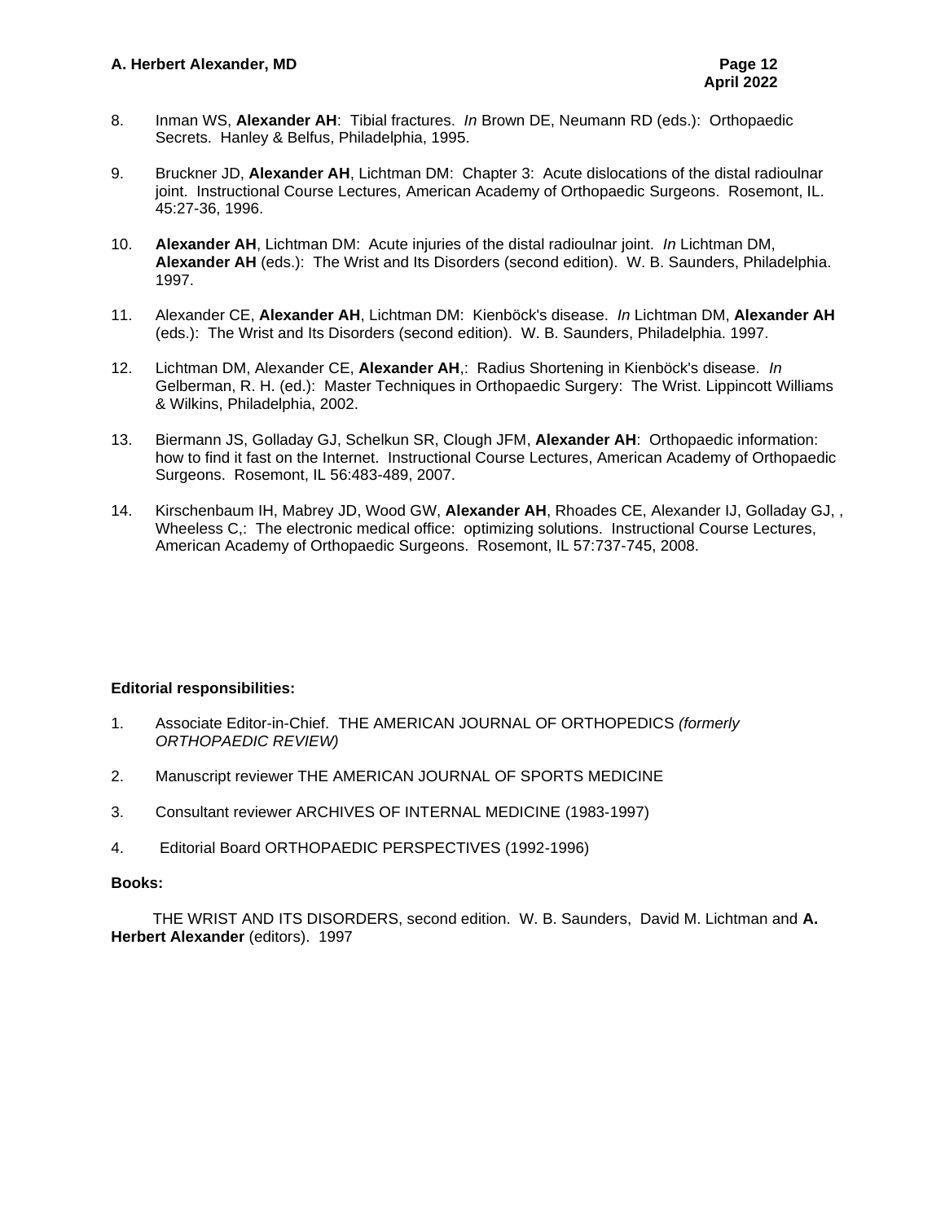8. Inman WS, **Alexander AH**: Tibial fractures. *In* Brown DE, Neumann RD (eds.): Orthopaedic Secrets. Hanley & Belfus, Philadelphia, 1995.

9. Bruckner JD, **Alexander AH**, Lichtman DM: Chapter 3: Acute dislocations of the distal radioulnar joint. Instructional Course Lectures, American Academy of Orthopaedic Surgeons. Rosemont, IL. 45:27-36, 1996.

10. **Alexander AH**, Lichtman DM: Acute injuries of the distal radioulnar joint. *In* Lichtman DM, **Alexander AH** (eds.): The Wrist and Its Disorders (second edition). W. B. Saunders, Philadelphia. 1997.

11. Alexander CE, **Alexander AH**, Lichtman DM: Kienböck's disease. *In* Lichtman DM, **Alexander AH** (eds.): The Wrist and Its Disorders (second edition). W. B. Saunders, Philadelphia. 1997.

12. Lichtman DM, Alexander CE, **Alexander AH**,: Radius Shortening in Kienböck's disease. *In* Gelberman, R. H. (ed.): Master Techniques in Orthopaedic Surgery: The Wrist. Lippincott Williams & Wilkins, Philadelphia, 2002.

13. Biermann JS, Golladay GJ, Schelkun SR, Clough JFM, **Alexander AH**: Orthopaedic information: how to find it fast on the Internet. Instructional Course Lectures, American Academy of Orthopaedic Surgeons. Rosemont, IL 56:483-489, 2007.

14. Kirschenbaum IH, Mabrey JD, Wood GW, **Alexander AH**, Rhoades CE, Alexander IJ, Golladay GJ, , Wheeless C,: The electronic medical office: optimizing solutions. Instructional Course Lectures, American Academy of Orthopaedic Surgeons. Rosemont, IL 57:737-745, 2008.

**Editorial responsibilities:**

1. Associate Editor-in-Chief. THE AMERICAN JOURNAL OF ORTHOPEDICS *(formerly ORTHOPAEDIC REVIEW)*

2. Manuscript reviewer THE AMERICAN JOURNAL OF SPORTS MEDICINE

3. Consultant reviewer ARCHIVES OF INTERNAL MEDICINE (1983-1997)

4. Editorial Board ORTHOPAEDIC PERSPECTIVES (1992-1996)

**Books:**

THE WRIST AND ITS DISORDERS, second edition. W. B. Saunders, David M. Lichtman and **A. Herbert Alexander** (editors). 1997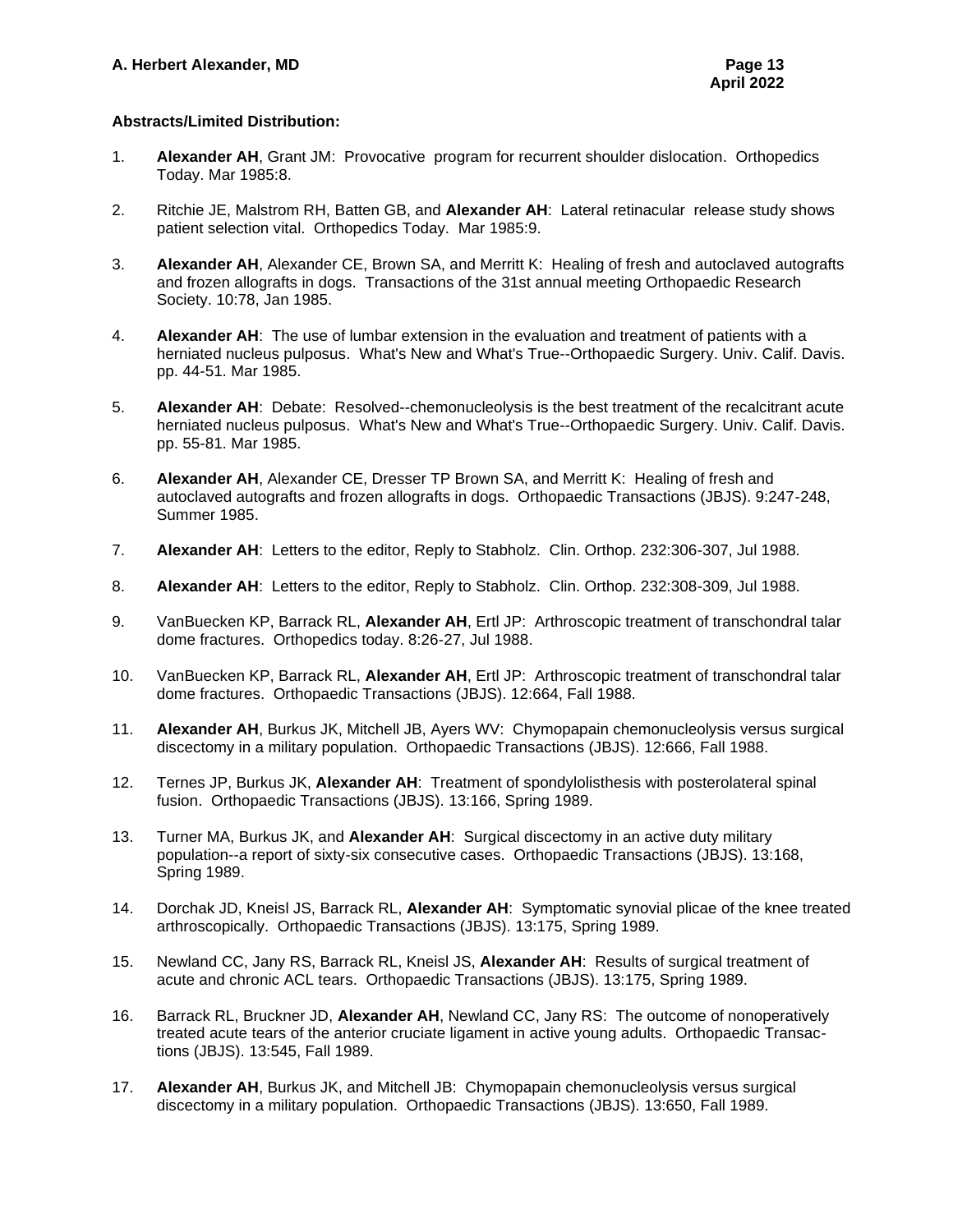**Abstracts/Limited Distribution:**

1. **Alexander AH**, Grant JM: Provocative program for recurrent shoulder dislocation. Orthopedics Today. Mar 1985:8.

2. Ritchie JE, Malstrom RH, Batten GB, and **Alexander AH**: Lateral retinacular release study shows patient selection vital. Orthopedics Today. Mar 1985:9.

3. **Alexander AH**, Alexander CE, Brown SA, and Merritt K: Healing of fresh and autoclaved autografts and frozen allografts in dogs. Transactions of the 31st annual meeting Orthopaedic Research Society. 10:78, Jan 1985.

4. **Alexander AH**: The use of lumbar extension in the evaluation and treatment of patients with a herniated nucleus pulposus. What's New and What's True--Orthopaedic Surgery. Univ. Calif. Davis. pp. 44-51. Mar 1985.

5. **Alexander AH**: Debate: Resolved--chemonucleolysis is the best treatment of the recalcitrant acute herniated nucleus pulposus. What's New and What's True--Orthopaedic Surgery. Univ. Calif. Davis. pp. 55-81. Mar 1985.

6. **Alexander AH**, Alexander CE, Dresser TP Brown SA, and Merritt K: Healing of fresh and autoclaved autografts and frozen allografts in dogs. Orthopaedic Transactions (JBJS). 9:247-248, Summer 1985.

7. **Alexander AH**: Letters to the editor, Reply to Stabholz. Clin. Orthop. 232:306-307, Jul 1988.

8. **Alexander AH**: Letters to the editor, Reply to Stabholz. Clin. Orthop. 232:308-309, Jul 1988.

9. VanBuecken KP, Barrack RL, **Alexander AH**, Ertl JP: Arthroscopic treatment of transchondral talar dome fractures. Orthopedics today. 8:26-27, Jul 1988.

10. VanBuecken KP, Barrack RL, **Alexander AH**, Ertl JP: Arthroscopic treatment of transchondral talar dome fractures. Orthopaedic Transactions (JBJS). 12:664, Fall 1988.

11. **Alexander AH**, Burkus JK, Mitchell JB, Ayers WV: Chymopapain chemonucleolysis versus surgical discectomy in a military population. Orthopaedic Transactions (JBJS). 12:666, Fall 1988.

12. Ternes JP, Burkus JK, **Alexander AH**: Treatment of spondylolisthesis with posterolateral spinal fusion. Orthopaedic Transactions (JBJS). 13:166, Spring 1989.

13. Turner MA, Burkus JK, and **Alexander AH**: Surgical discectomy in an active duty military population--a report of sixty-six consecutive cases. Orthopaedic Transactions (JBJS). 13:168, Spring 1989.

14. Dorchak JD, Kneisl JS, Barrack RL, **Alexander AH**: Symptomatic synovial plicae of the knee treated arthroscopically. Orthopaedic Transactions (JBJS). 13:175, Spring 1989.

15. Newland CC, Jany RS, Barrack RL, Kneisl JS, **Alexander AH**: Results of surgical treatment of acute and chronic ACL tears. Orthopaedic Transactions (JBJS). 13:175, Spring 1989.

16. Barrack RL, Bruckner JD, **Alexander AH**, Newland CC, Jany RS: The outcome of nonoperatively treated acute tears of the anterior cruciate ligament in active young adults. Orthopaedic Transactions (JBJS). 13:545, Fall 1989.

17. **Alexander AH**, Burkus JK, and Mitchell JB: Chymopapain chemonucleolysis versus surgical discectomy in a military population. Orthopaedic Transactions (JBJS). 13:650, Fall 1989.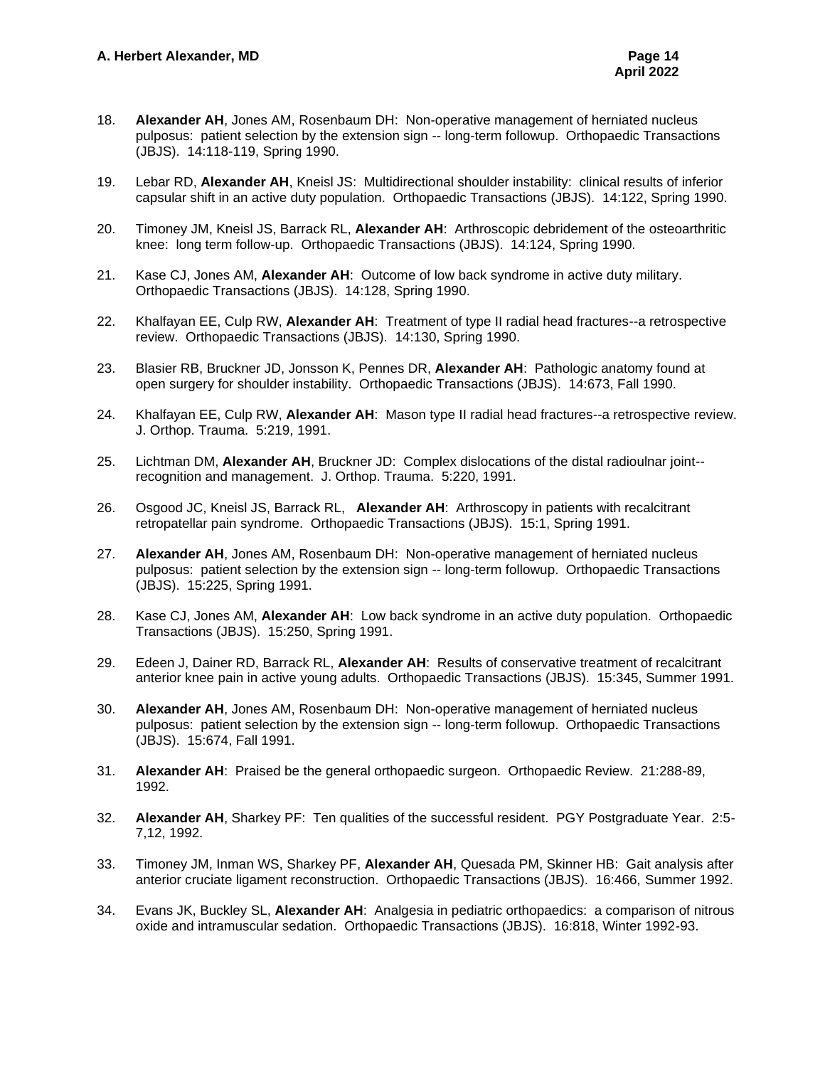18. **Alexander AH**, Jones AM, Rosenbaum DH: Non-operative management of herniated nucleus pulposus: patient selection by the extension sign -- long-term followup. Orthopaedic Transactions (JBJS). 14:118-119, Spring 1990.

19. Lebar RD, **Alexander AH**, Kneisl JS: Multidirectional shoulder instability: clinical results of inferior capsular shift in an active duty population. Orthopaedic Transactions (JBJS). 14:122, Spring 1990.

20. Timoney JM, Kneisl JS, Barrack RL, **Alexander AH**: Arthroscopic debridement of the osteoarthritic knee: long term follow-up. Orthopaedic Transactions (JBJS). 14:124, Spring 1990.

21. Kase CJ, Jones AM, **Alexander AH**: Outcome of low back syndrome in active duty military. Orthopaedic Transactions (JBJS). 14:128, Spring 1990.

22. Khalfayan EE, Culp RW, **Alexander AH**: Treatment of type II radial head fractures--a retrospective review. Orthopaedic Transactions (JBJS). 14:130, Spring 1990.

23. Blasier RB, Bruckner JD, Jonsson K, Pennes DR, **Alexander AH**: Pathologic anatomy found at open surgery for shoulder instability. Orthopaedic Transactions (JBJS). 14:673, Fall 1990.

24. Khalfayan EE, Culp RW, **Alexander AH**: Mason type II radial head fractures--a retrospective review. J. Orthop. Trauma. 5:219, 1991.

25. Lichtman DM, **Alexander AH**, Bruckner JD: Complex dislocations of the distal radioulnar joint--recognition and management. J. Orthop. Trauma. 5:220, 1991.

26. Osgood JC, Kneisl JS, Barrack RL, **Alexander AH**: Arthroscopy in patients with recalcitrant retropatellar pain syndrome. Orthopaedic Transactions (JBJS). 15:1, Spring 1991.

27. **Alexander AH**, Jones AM, Rosenbaum DH: Non-operative management of herniated nucleus pulposus: patient selection by the extension sign -- long-term followup. Orthopaedic Transactions (JBJS). 15:225, Spring 1991.

28. Kase CJ, Jones AM, **Alexander AH**: Low back syndrome in an active duty population. Orthopaedic Transactions (JBJS). 15:250, Spring 1991.

29. Edeen J, Dainer RD, Barrack RL, **Alexander AH**: Results of conservative treatment of recalcitrant anterior knee pain in active young adults. Orthopaedic Transactions (JBJS). 15:345, Summer 1991.

30. **Alexander AH**, Jones AM, Rosenbaum DH: Non-operative management of herniated nucleus pulposus: patient selection by the extension sign -- long-term followup. Orthopaedic Transactions (JBJS). 15:674, Fall 1991.

31. **Alexander AH**: Praised be the general orthopaedic surgeon. Orthopaedic Review. 21:288-89, 1992.

32. **Alexander AH**, Sharkey PF: Ten qualities of the successful resident. PGY Postgraduate Year. 2:5-7,12, 1992.

33. Timoney JM, Inman WS, Sharkey PF, **Alexander AH**, Quesada PM, Skinner HB: Gait analysis after anterior cruciate ligament reconstruction. Orthopaedic Transactions (JBJS). 16:466, Summer 1992.

34. Evans JK, Buckley SL, **Alexander AH**: Analgesia in pediatric orthopaedics: a comparison of nitrous oxide and intramuscular sedation. Orthopaedic Transactions (JBJS). 16:818, Winter 1992-93.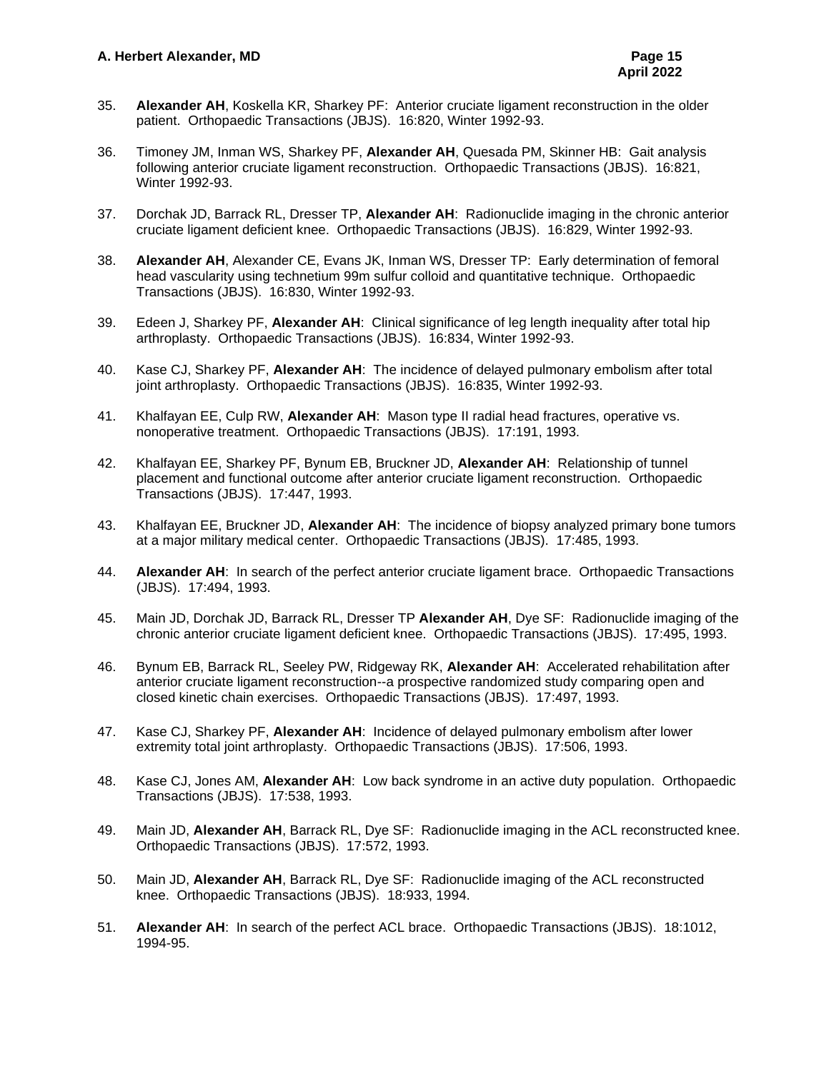35. **Alexander AH**, Koskella KR, Sharkey PF: Anterior cruciate ligament reconstruction in the older patient. Orthopaedic Transactions (JBJS). 16:820, Winter 1992-93.

36. Timoney JM, Inman WS, Sharkey PF, **Alexander AH**, Quesada PM, Skinner HB: Gait analysis following anterior cruciate ligament reconstruction. Orthopaedic Transactions (JBJS). 16:821, Winter 1992-93.

37. Dorchak JD, Barrack RL, Dresser TP, **Alexander AH**: Radionuclide imaging in the chronic anterior cruciate ligament deficient knee. Orthopaedic Transactions (JBJS). 16:829, Winter 1992-93.

38. **Alexander AH**, Alexander CE, Evans JK, Inman WS, Dresser TP: Early determination of femoral head vascularity using technetium 99m sulfur colloid and quantitative technique. Orthopaedic Transactions (JBJS). 16:830, Winter 1992-93.

39. Edeen J, Sharkey PF, **Alexander AH**: Clinical significance of leg length inequality after total hip arthroplasty. Orthopaedic Transactions (JBJS). 16:834, Winter 1992-93.

40. Kase CJ, Sharkey PF, **Alexander AH**: The incidence of delayed pulmonary embolism after total joint arthroplasty. Orthopaedic Transactions (JBJS). 16:835, Winter 1992-93.

41. Khalfayan EE, Culp RW, **Alexander AH**: Mason type II radial head fractures, operative vs. nonoperative treatment. Orthopaedic Transactions (JBJS). 17:191, 1993.

42. Khalfayan EE, Sharkey PF, Bynum EB, Bruckner JD, **Alexander AH**: Relationship of tunnel placement and functional outcome after anterior cruciate ligament reconstruction. Orthopaedic Transactions (JBJS). 17:447, 1993.

43. Khalfayan EE, Bruckner JD, **Alexander AH**: The incidence of biopsy analyzed primary bone tumors at a major military medical center. Orthopaedic Transactions (JBJS). 17:485, 1993.

44. **Alexander AH**: In search of the perfect anterior cruciate ligament brace. Orthopaedic Transactions (JBJS). 17:494, 1993.

45. Main JD, Dorchak JD, Barrack RL, Dresser TP **Alexander AH**, Dye SF: Radionuclide imaging of the chronic anterior cruciate ligament deficient knee. Orthopaedic Transactions (JBJS). 17:495, 1993.

46. Bynum EB, Barrack RL, Seeley PW, Ridgeway RK, **Alexander AH**: Accelerated rehabilitation after anterior cruciate ligament reconstruction--a prospective randomized study comparing open and closed kinetic chain exercises. Orthopaedic Transactions (JBJS). 17:497, 1993.

47. Kase CJ, Sharkey PF, **Alexander AH**: Incidence of delayed pulmonary embolism after lower extremity total joint arthroplasty. Orthopaedic Transactions (JBJS). 17:506, 1993.

48. Kase CJ, Jones AM, **Alexander AH**: Low back syndrome in an active duty population. Orthopaedic Transactions (JBJS). 17:538, 1993.

49. Main JD, **Alexander AH**, Barrack RL, Dye SF: Radionuclide imaging in the ACL reconstructed knee. Orthopaedic Transactions (JBJS). 17:572, 1993.

50. Main JD, **Alexander AH**, Barrack RL, Dye SF: Radionuclide imaging of the ACL reconstructed knee. Orthopaedic Transactions (JBJS). 18:933, 1994.

51. **Alexander AH**: In search of the perfect ACL brace. Orthopaedic Transactions (JBJS). 18:1012, 1994-95.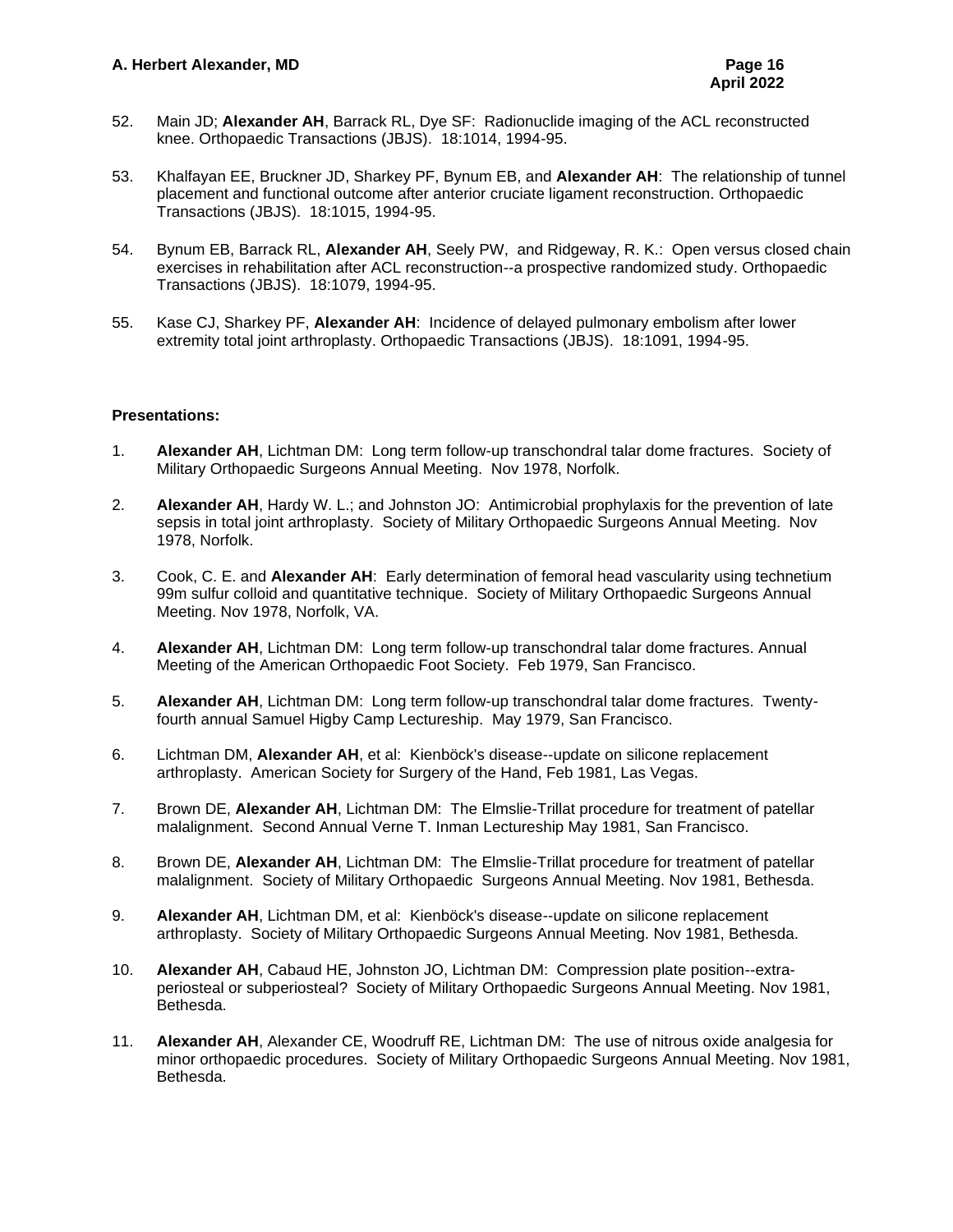52. Main JD; **Alexander AH**, Barrack RL, Dye SF: Radionuclide imaging of the ACL reconstructed knee. Orthopaedic Transactions (JBJS). 18:1014, 1994-95.

53. Khalfayan EE, Bruckner JD, Sharkey PF, Bynum EB, and **Alexander AH**: The relationship of tunnel placement and functional outcome after anterior cruciate ligament reconstruction. Orthopaedic Transactions (JBJS). 18:1015, 1994-95.

54. Bynum EB, Barrack RL, **Alexander AH**, Seely PW, and Ridgeway, R. K.: Open versus closed chain exercises in rehabilitation after ACL reconstruction--a prospective randomized study. Orthopaedic Transactions (JBJS). 18:1079, 1994-95.

55. Kase CJ, Sharkey PF, **Alexander AH**: Incidence of delayed pulmonary embolism after lower extremity total joint arthroplasty. Orthopaedic Transactions (JBJS). 18:1091, 1994-95.

**Presentations:**

1. **Alexander AH**, Lichtman DM: Long term follow-up transchondral talar dome fractures. Society of Military Orthopaedic Surgeons Annual Meeting. Nov 1978, Norfolk.

2. **Alexander AH**, Hardy W. L.; and Johnston JO: Antimicrobial prophylaxis for the prevention of late sepsis in total joint arthroplasty. Society of Military Orthopaedic Surgeons Annual Meeting. Nov 1978, Norfolk.

3. Cook, C. E. and **Alexander AH**: Early determination of femoral head vascularity using technetium 99m sulfur colloid and quantitative technique. Society of Military Orthopaedic Surgeons Annual Meeting. Nov 1978, Norfolk, VA.

4. **Alexander AH**, Lichtman DM: Long term follow-up transchondral talar dome fractures. Annual Meeting of the American Orthopaedic Foot Society. Feb 1979, San Francisco.

5. **Alexander AH**, Lichtman DM: Long term follow-up transchondral talar dome fractures. Twenty-fourth annual Samuel Higby Camp Lectureship. May 1979, San Francisco.

6. Lichtman DM, **Alexander AH**, et al: Kienböck's disease--update on silicone replacement arthroplasty. American Society for Surgery of the Hand, Feb 1981, Las Vegas.

7. Brown DE, **Alexander AH**, Lichtman DM: The Elmslie-Trillat procedure for treatment of patellar malalignment. Second Annual Verne T. Inman Lectureship May 1981, San Francisco.

8. Brown DE, **Alexander AH**, Lichtman DM: The Elmslie-Trillat procedure for treatment of patellar malalignment. Society of Military Orthopaedic Surgeons Annual Meeting. Nov 1981, Bethesda.

9. **Alexander AH**, Lichtman DM, et al: Kienböck's disease--update on silicone replacement arthroplasty. Society of Military Orthopaedic Surgeons Annual Meeting. Nov 1981, Bethesda.

10. **Alexander AH**, Cabaud HE, Johnston JO, Lichtman DM: Compression plate position--extra-periosteal or subperiosteal? Society of Military Orthopaedic Surgeons Annual Meeting. Nov 1981, Bethesda.

11. **Alexander AH**, Alexander CE, Woodruff RE, Lichtman DM: The use of nitrous oxide analgesia for minor orthopaedic procedures. Society of Military Orthopaedic Surgeons Annual Meeting. Nov 1981, Bethesda.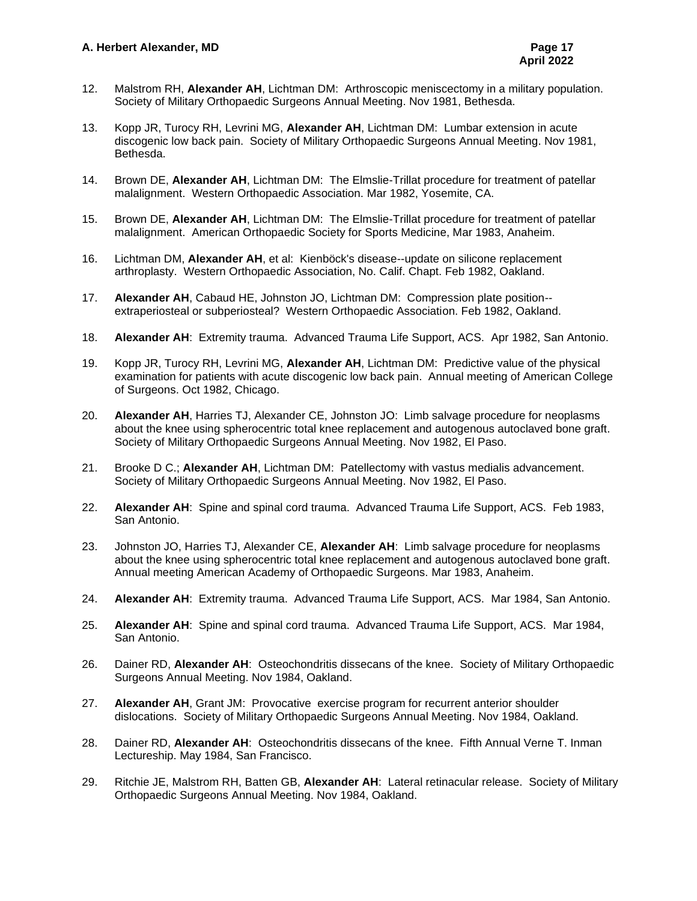12. Malstrom RH, **Alexander AH**, Lichtman DM: Arthroscopic meniscectomy in a military population. Society of Military Orthopaedic Surgeons Annual Meeting. Nov 1981, Bethesda.

13. Kopp JR, Turocy RH, Levrini MG, **Alexander AH**, Lichtman DM: Lumbar extension in acute discogenic low back pain. Society of Military Orthopaedic Surgeons Annual Meeting. Nov 1981, Bethesda.

14. Brown DE, **Alexander AH**, Lichtman DM: The Elmslie-Trillat procedure for treatment of patellar malalignment. Western Orthopaedic Association. Mar 1982, Yosemite, CA.

15. Brown DE, **Alexander AH**, Lichtman DM: The Elmslie-Trillat procedure for treatment of patellar malalignment. American Orthopaedic Society for Sports Medicine, Mar 1983, Anaheim.

16. Lichtman DM, **Alexander AH**, et al: Kienböck's disease--update on silicone replacement arthroplasty. Western Orthopaedic Association, No. Calif. Chapt. Feb 1982, Oakland.

17. **Alexander AH**, Cabaud HE, Johnston JO, Lichtman DM: Compression plate position--extraperiosteal or subperiosteal? Western Orthopaedic Association. Feb 1982, Oakland.

18. **Alexander AH**: Extremity trauma. Advanced Trauma Life Support, ACS. Apr 1982, San Antonio.

19. Kopp JR, Turocy RH, Levrini MG, **Alexander AH**, Lichtman DM: Predictive value of the physical examination for patients with acute discogenic low back pain. Annual meeting of American College of Surgeons. Oct 1982, Chicago.

20. **Alexander AH**, Harries TJ, Alexander CE, Johnston JO: Limb salvage procedure for neoplasms about the knee using spherocentric total knee replacement and autogenous autoclaved bone graft. Society of Military Orthopaedic Surgeons Annual Meeting. Nov 1982, El Paso.

21. Brooke D C.; **Alexander AH**, Lichtman DM: Patellectomy with vastus medialis advancement. Society of Military Orthopaedic Surgeons Annual Meeting. Nov 1982, El Paso.

22. **Alexander AH**: Spine and spinal cord trauma. Advanced Trauma Life Support, ACS. Feb 1983, San Antonio.

23. Johnston JO, Harries TJ, Alexander CE, **Alexander AH**: Limb salvage procedure for neoplasms about the knee using spherocentric total knee replacement and autogenous autoclaved bone graft. Annual meeting American Academy of Orthopaedic Surgeons. Mar 1983, Anaheim.

24. **Alexander AH**: Extremity trauma. Advanced Trauma Life Support, ACS. Mar 1984, San Antonio.

25. **Alexander AH**: Spine and spinal cord trauma. Advanced Trauma Life Support, ACS. Mar 1984, San Antonio.

26. Dainer RD, **Alexander AH**: Osteochondritis dissecans of the knee. Society of Military Orthopaedic Surgeons Annual Meeting. Nov 1984, Oakland.

27. **Alexander AH**, Grant JM: Provocative exercise program for recurrent anterior shoulder dislocations. Society of Military Orthopaedic Surgeons Annual Meeting. Nov 1984, Oakland.

28. Dainer RD, **Alexander AH**: Osteochondritis dissecans of the knee. Fifth Annual Verne T. Inman Lectureship. May 1984, San Francisco.

29. Ritchie JE, Malstrom RH, Batten GB, **Alexander AH**: Lateral retinacular release. Society of Military Orthopaedic Surgeons Annual Meeting. Nov 1984, Oakland.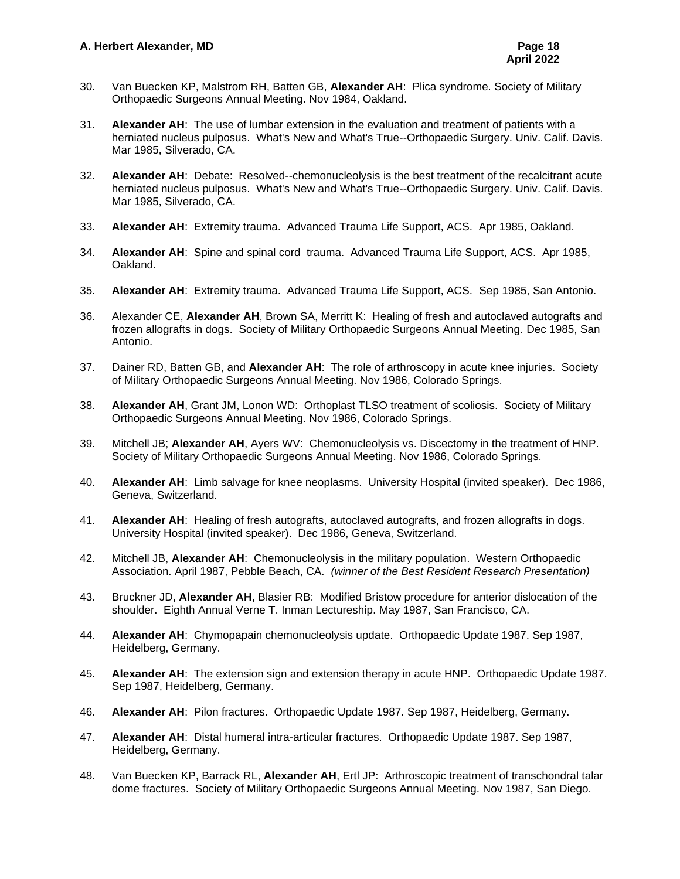30. Van Buecken KP, Malstrom RH, Batten GB, **Alexander AH**: Plica syndrome. Society of Military Orthopaedic Surgeons Annual Meeting. Nov 1984, Oakland.

31. **Alexander AH**: The use of lumbar extension in the evaluation and treatment of patients with a herniated nucleus pulposus. What's New and What's True--Orthopaedic Surgery. Univ. Calif. Davis. Mar 1985, Silverado, CA.

32. **Alexander AH**: Debate: Resolved--chemonucleolysis is the best treatment of the recalcitrant acute herniated nucleus pulposus. What's New and What's True--Orthopaedic Surgery. Univ. Calif. Davis. Mar 1985, Silverado, CA.

33. **Alexander AH**: Extremity trauma. Advanced Trauma Life Support, ACS. Apr 1985, Oakland.

34. **Alexander AH**: Spine and spinal cord trauma. Advanced Trauma Life Support, ACS. Apr 1985, Oakland.

35. **Alexander AH**: Extremity trauma. Advanced Trauma Life Support, ACS. Sep 1985, San Antonio.

36. Alexander CE, **Alexander AH**, Brown SA, Merritt K: Healing of fresh and autoclaved autografts and frozen allografts in dogs. Society of Military Orthopaedic Surgeons Annual Meeting. Dec 1985, San Antonio.

37. Dainer RD, Batten GB, and **Alexander AH**: The role of arthroscopy in acute knee injuries. Society of Military Orthopaedic Surgeons Annual Meeting. Nov 1986, Colorado Springs.

38. **Alexander AH**, Grant JM, Lonon WD: Orthoplast TLSO treatment of scoliosis. Society of Military Orthopaedic Surgeons Annual Meeting. Nov 1986, Colorado Springs.

39. Mitchell JB; **Alexander AH**, Ayers WV: Chemonucleolysis vs. Discectomy in the treatment of HNP. Society of Military Orthopaedic Surgeons Annual Meeting. Nov 1986, Colorado Springs.

40. **Alexander AH**: Limb salvage for knee neoplasms. University Hospital (invited speaker). Dec 1986, Geneva, Switzerland.

41. **Alexander AH**: Healing of fresh autografts, autoclaved autografts, and frozen allografts in dogs. University Hospital (invited speaker). Dec 1986, Geneva, Switzerland.

42. Mitchell JB, **Alexander AH**: Chemonucleolysis in the military population. Western Orthopaedic Association. April 1987, Pebble Beach, CA. *(winner of the Best Resident Research Presentation)*

43. Bruckner JD, **Alexander AH**, Blasier RB: Modified Bristow procedure for anterior dislocation of the shoulder. Eighth Annual Verne T. Inman Lectureship. May 1987, San Francisco, CA.

44. **Alexander AH**: Chymopapain chemonucleolysis update. Orthopaedic Update 1987. Sep 1987, Heidelberg, Germany.

45. **Alexander AH**: The extension sign and extension therapy in acute HNP. Orthopaedic Update 1987. Sep 1987, Heidelberg, Germany.

46. **Alexander AH**: Pilon fractures. Orthopaedic Update 1987. Sep 1987, Heidelberg, Germany.

47. **Alexander AH**: Distal humeral intra-articular fractures. Orthopaedic Update 1987. Sep 1987, Heidelberg, Germany.

48. Van Buecken KP, Barrack RL, **Alexander AH**, Ertl JP: Arthroscopic treatment of transchondral talar dome fractures. Society of Military Orthopaedic Surgeons Annual Meeting. Nov 1987, San Diego.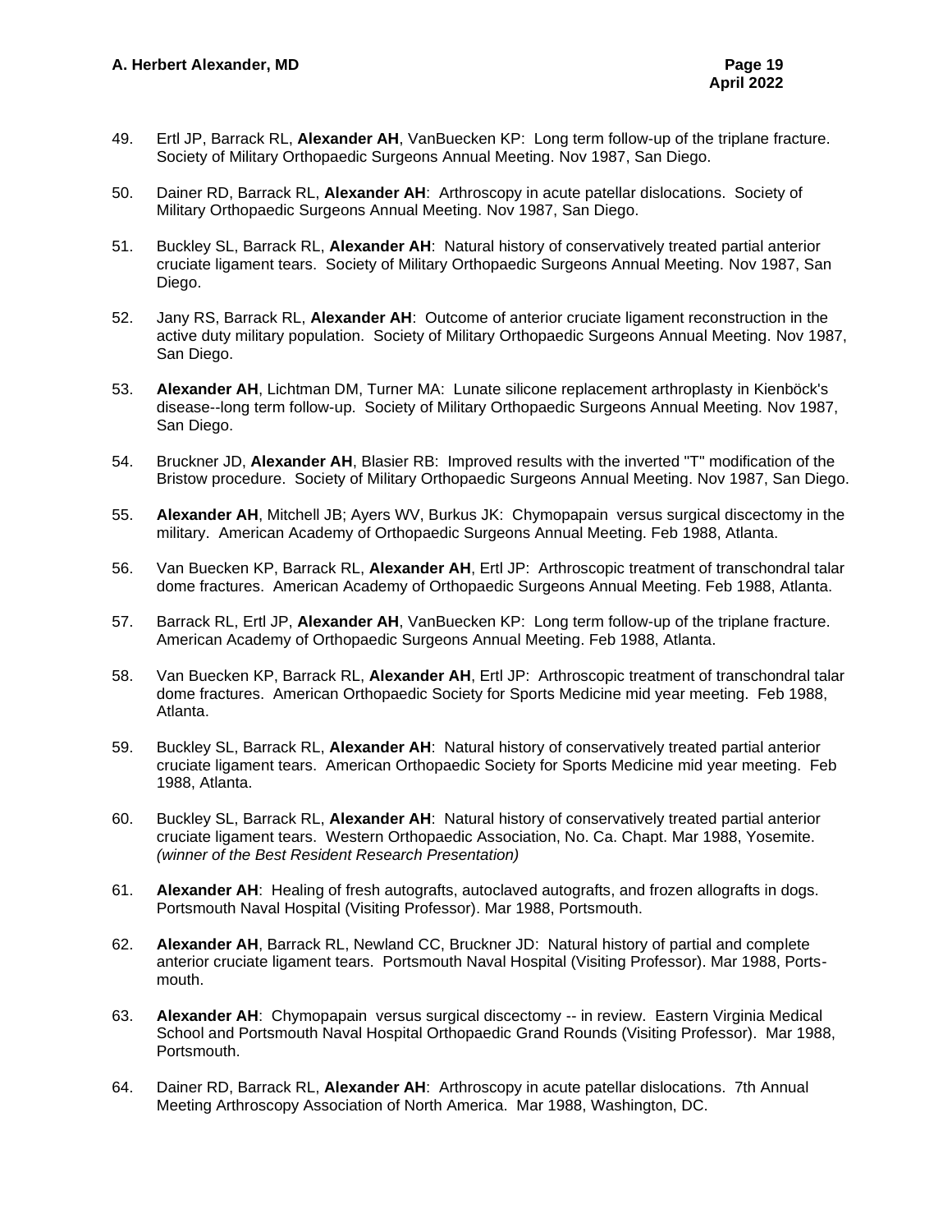49. Ertl JP, Barrack RL, **Alexander AH**, VanBuecken KP: Long term follow-up of the triplane fracture. Society of Military Orthopaedic Surgeons Annual Meeting. Nov 1987, San Diego.

50. Dainer RD, Barrack RL, **Alexander AH**: Arthroscopy in acute patellar dislocations. Society of Military Orthopaedic Surgeons Annual Meeting. Nov 1987, San Diego.

51. Buckley SL, Barrack RL, **Alexander AH**: Natural history of conservatively treated partial anterior cruciate ligament tears. Society of Military Orthopaedic Surgeons Annual Meeting. Nov 1987, San Diego.

52. Jany RS, Barrack RL, **Alexander AH**: Outcome of anterior cruciate ligament reconstruction in the active duty military population. Society of Military Orthopaedic Surgeons Annual Meeting. Nov 1987, San Diego.

53. **Alexander AH**, Lichtman DM, Turner MA: Lunate silicone replacement arthroplasty in Kienböck's disease--long term follow-up. Society of Military Orthopaedic Surgeons Annual Meeting. Nov 1987, San Diego.

54. Bruckner JD, **Alexander AH**, Blasier RB: Improved results with the inverted "T" modification of the Bristow procedure. Society of Military Orthopaedic Surgeons Annual Meeting. Nov 1987, San Diego.

55. **Alexander AH**, Mitchell JB; Ayers WV, Burkus JK: Chymopapain versus surgical discectomy in the military. American Academy of Orthopaedic Surgeons Annual Meeting. Feb 1988, Atlanta.

56. Van Buecken KP, Barrack RL, **Alexander AH**, Ertl JP: Arthroscopic treatment of transchondral talar dome fractures. American Academy of Orthopaedic Surgeons Annual Meeting. Feb 1988, Atlanta.

57. Barrack RL, Ertl JP, **Alexander AH**, VanBuecken KP: Long term follow-up of the triplane fracture. American Academy of Orthopaedic Surgeons Annual Meeting. Feb 1988, Atlanta.

58. Van Buecken KP, Barrack RL, **Alexander AH**, Ertl JP: Arthroscopic treatment of transchondral talar dome fractures. American Orthopaedic Society for Sports Medicine mid year meeting. Feb 1988, Atlanta.

59. Buckley SL, Barrack RL, **Alexander AH**: Natural history of conservatively treated partial anterior cruciate ligament tears. American Orthopaedic Society for Sports Medicine mid year meeting. Feb 1988, Atlanta.

60. Buckley SL, Barrack RL, **Alexander AH**: Natural history of conservatively treated partial anterior cruciate ligament tears. Western Orthopaedic Association, No. Ca. Chapt. Mar 1988, Yosemite. *(winner of the Best Resident Research Presentation)*

61. **Alexander AH**: Healing of fresh autografts, autoclaved autografts, and frozen allografts in dogs. Portsmouth Naval Hospital (Visiting Professor). Mar 1988, Portsmouth.

62. **Alexander AH**, Barrack RL, Newland CC, Bruckner JD: Natural history of partial and complete anterior cruciate ligament tears. Portsmouth Naval Hospital (Visiting Professor). Mar 1988, Portsmouth.

63. **Alexander AH**: Chymopapain versus surgical discectomy -- in review. Eastern Virginia Medical School and Portsmouth Naval Hospital Orthopaedic Grand Rounds (Visiting Professor). Mar 1988, Portsmouth.

64. Dainer RD, Barrack RL, **Alexander AH**: Arthroscopy in acute patellar dislocations. 7th Annual Meeting Arthroscopy Association of North America. Mar 1988, Washington, DC.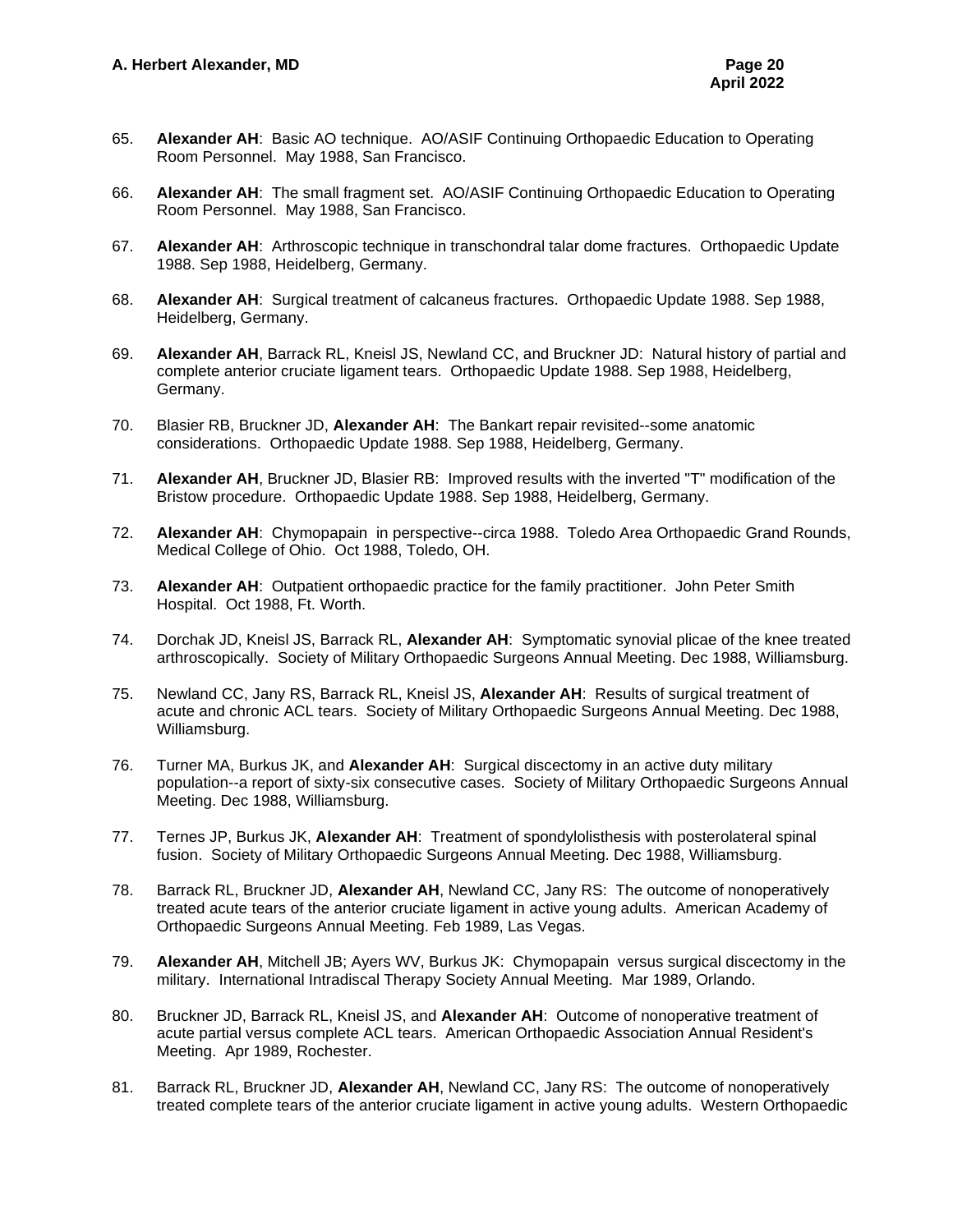65. **Alexander AH**: Basic AO technique. AO/ASIF Continuing Orthopaedic Education to Operating Room Personnel. May 1988, San Francisco.

66. **Alexander AH**: The small fragment set. AO/ASIF Continuing Orthopaedic Education to Operating Room Personnel. May 1988, San Francisco.

67. **Alexander AH**: Arthroscopic technique in transchondral talar dome fractures. Orthopaedic Update 1988. Sep 1988, Heidelberg, Germany.

68. **Alexander AH**: Surgical treatment of calcaneus fractures. Orthopaedic Update 1988. Sep 1988, Heidelberg, Germany.

69. **Alexander AH**, Barrack RL, Kneisl JS, Newland CC, and Bruckner JD: Natural history of partial and complete anterior cruciate ligament tears. Orthopaedic Update 1988. Sep 1988, Heidelberg, Germany.

70. Blasier RB, Bruckner JD, **Alexander AH**: The Bankart repair revisited--some anatomic considerations. Orthopaedic Update 1988. Sep 1988, Heidelberg, Germany.

71. **Alexander AH**, Bruckner JD, Blasier RB: Improved results with the inverted "T" modification of the Bristow procedure. Orthopaedic Update 1988. Sep 1988, Heidelberg, Germany.

72. **Alexander AH**: Chymopapain in perspective--circa 1988. Toledo Area Orthopaedic Grand Rounds, Medical College of Ohio. Oct 1988, Toledo, OH.

73. **Alexander AH**: Outpatient orthopaedic practice for the family practitioner. John Peter Smith Hospital. Oct 1988, Ft. Worth.

74. Dorchak JD, Kneisl JS, Barrack RL, **Alexander AH**: Symptomatic synovial plicae of the knee treated arthroscopically. Society of Military Orthopaedic Surgeons Annual Meeting. Dec 1988, Williamsburg.

75. Newland CC, Jany RS, Barrack RL, Kneisl JS, **Alexander AH**: Results of surgical treatment of acute and chronic ACL tears. Society of Military Orthopaedic Surgeons Annual Meeting. Dec 1988, Williamsburg.

76. Turner MA, Burkus JK, and **Alexander AH**: Surgical discectomy in an active duty military population--a report of sixty-six consecutive cases. Society of Military Orthopaedic Surgeons Annual Meeting. Dec 1988, Williamsburg.

77. Ternes JP, Burkus JK, **Alexander AH**: Treatment of spondylolisthesis with posterolateral spinal fusion. Society of Military Orthopaedic Surgeons Annual Meeting. Dec 1988, Williamsburg.

78. Barrack RL, Bruckner JD, **Alexander AH**, Newland CC, Jany RS: The outcome of nonoperatively treated acute tears of the anterior cruciate ligament in active young adults. American Academy of Orthopaedic Surgeons Annual Meeting. Feb 1989, Las Vegas.

79. **Alexander AH**, Mitchell JB; Ayers WV, Burkus JK: Chymopapain versus surgical discectomy in the military. International Intradiscal Therapy Society Annual Meeting. Mar 1989, Orlando.

80. Bruckner JD, Barrack RL, Kneisl JS, and **Alexander AH**: Outcome of nonoperative treatment of acute partial versus complete ACL tears. American Orthopaedic Association Annual Resident's Meeting. Apr 1989, Rochester.

81. Barrack RL, Bruckner JD, **Alexander AH**, Newland CC, Jany RS: The outcome of nonoperatively treated complete tears of the anterior cruciate ligament in active young adults. Western Orthopaedic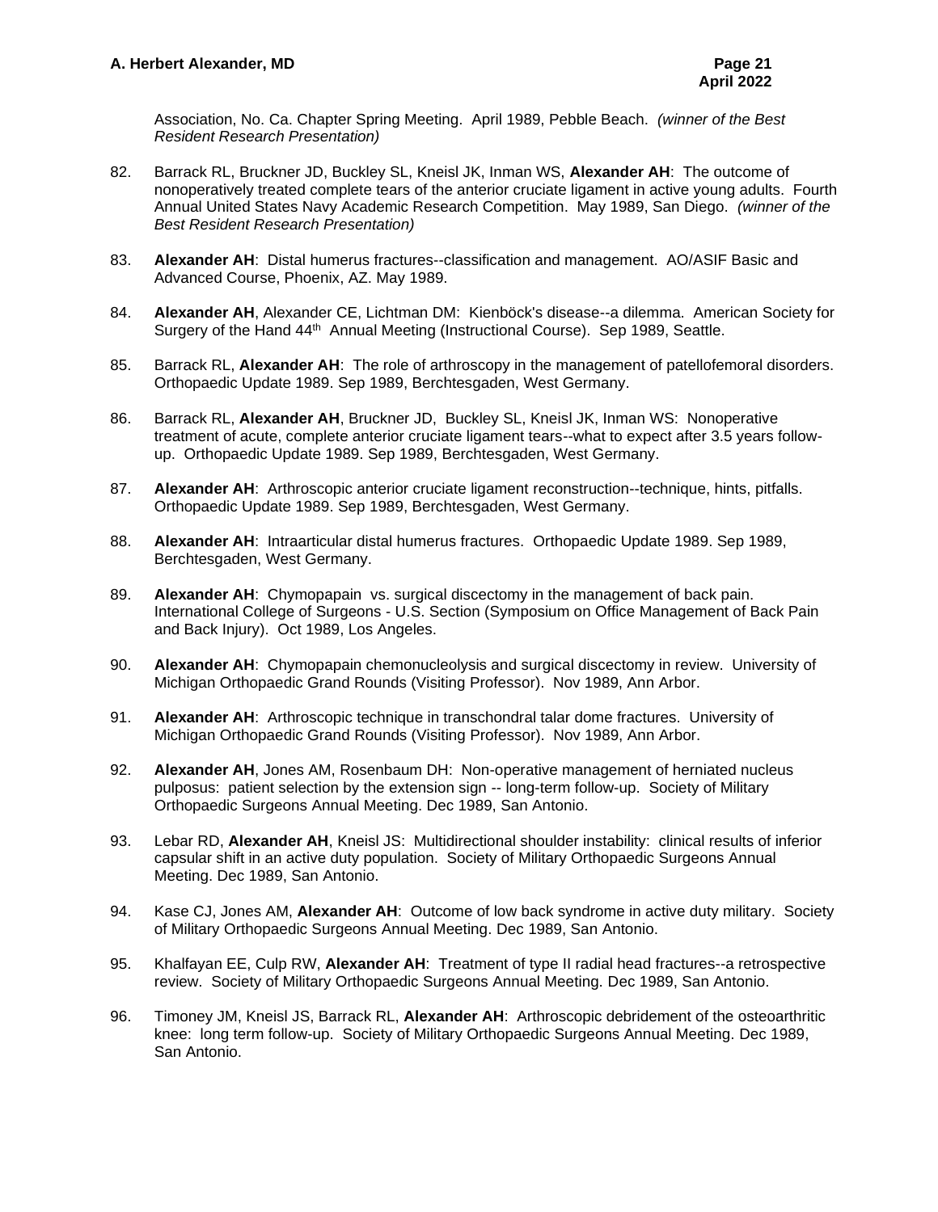Association, No. Ca. Chapter Spring Meeting. April 1989, Pebble Beach. *(winner of the Best Resident Research Presentation)*

82. Barrack RL, Bruckner JD, Buckley SL, Kneisl JK, Inman WS, **Alexander AH**: The outcome of nonoperatively treated complete tears of the anterior cruciate ligament in active young adults. Fourth Annual United States Navy Academic Research Competition. May 1989, San Diego. *(winner of the Best Resident Research Presentation)*

83. **Alexander AH**: Distal humerus fractures--classification and management. AO/ASIF Basic and Advanced Course, Phoenix, AZ. May 1989.

84. **Alexander AH**, Alexander CE, Lichtman DM: Kienböck's disease--a dilemma. American Society for Surgery of the Hand 44th Annual Meeting (Instructional Course). Sep 1989, Seattle.

85. Barrack RL, **Alexander AH**: The role of arthroscopy in the management of patellofemoral disorders. Orthopaedic Update 1989. Sep 1989, Berchtesgaden, West Germany.

86. Barrack RL, **Alexander AH**, Bruckner JD, Buckley SL, Kneisl JK, Inman WS: Nonoperative treatment of acute, complete anterior cruciate ligament tears--what to expect after 3.5 years follow-up. Orthopaedic Update 1989. Sep 1989, Berchtesgaden, West Germany.

87. **Alexander AH**: Arthroscopic anterior cruciate ligament reconstruction--technique, hints, pitfalls. Orthopaedic Update 1989. Sep 1989, Berchtesgaden, West Germany.

88. **Alexander AH**: Intraarticular distal humerus fractures. Orthopaedic Update 1989. Sep 1989, Berchtesgaden, West Germany.

89. **Alexander AH**: Chymopapain vs. surgical discectomy in the management of back pain. International College of Surgeons - U.S. Section (Symposium on Office Management of Back Pain and Back Injury). Oct 1989, Los Angeles.

90. **Alexander AH**: Chymopapain chemonucleolysis and surgical discectomy in review. University of Michigan Orthopaedic Grand Rounds (Visiting Professor). Nov 1989, Ann Arbor.

91. **Alexander AH**: Arthroscopic technique in transchondral talar dome fractures. University of Michigan Orthopaedic Grand Rounds (Visiting Professor). Nov 1989, Ann Arbor.

92. **Alexander AH**, Jones AM, Rosenbaum DH: Non-operative management of herniated nucleus pulposus: patient selection by the extension sign -- long-term follow-up. Society of Military Orthopaedic Surgeons Annual Meeting. Dec 1989, San Antonio.

93. Lebar RD, **Alexander AH**, Kneisl JS: Multidirectional shoulder instability: clinical results of inferior capsular shift in an active duty population. Society of Military Orthopaedic Surgeons Annual Meeting. Dec 1989, San Antonio.

94. Kase CJ, Jones AM, **Alexander AH**: Outcome of low back syndrome in active duty military. Society of Military Orthopaedic Surgeons Annual Meeting. Dec 1989, San Antonio.

95. Khalfayan EE, Culp RW, **Alexander AH**: Treatment of type II radial head fractures--a retrospective review. Society of Military Orthopaedic Surgeons Annual Meeting. Dec 1989, San Antonio.

96. Timoney JM, Kneisl JS, Barrack RL, **Alexander AH**: Arthroscopic debridement of the osteoarthritic knee: long term follow-up. Society of Military Orthopaedic Surgeons Annual Meeting. Dec 1989, San Antonio.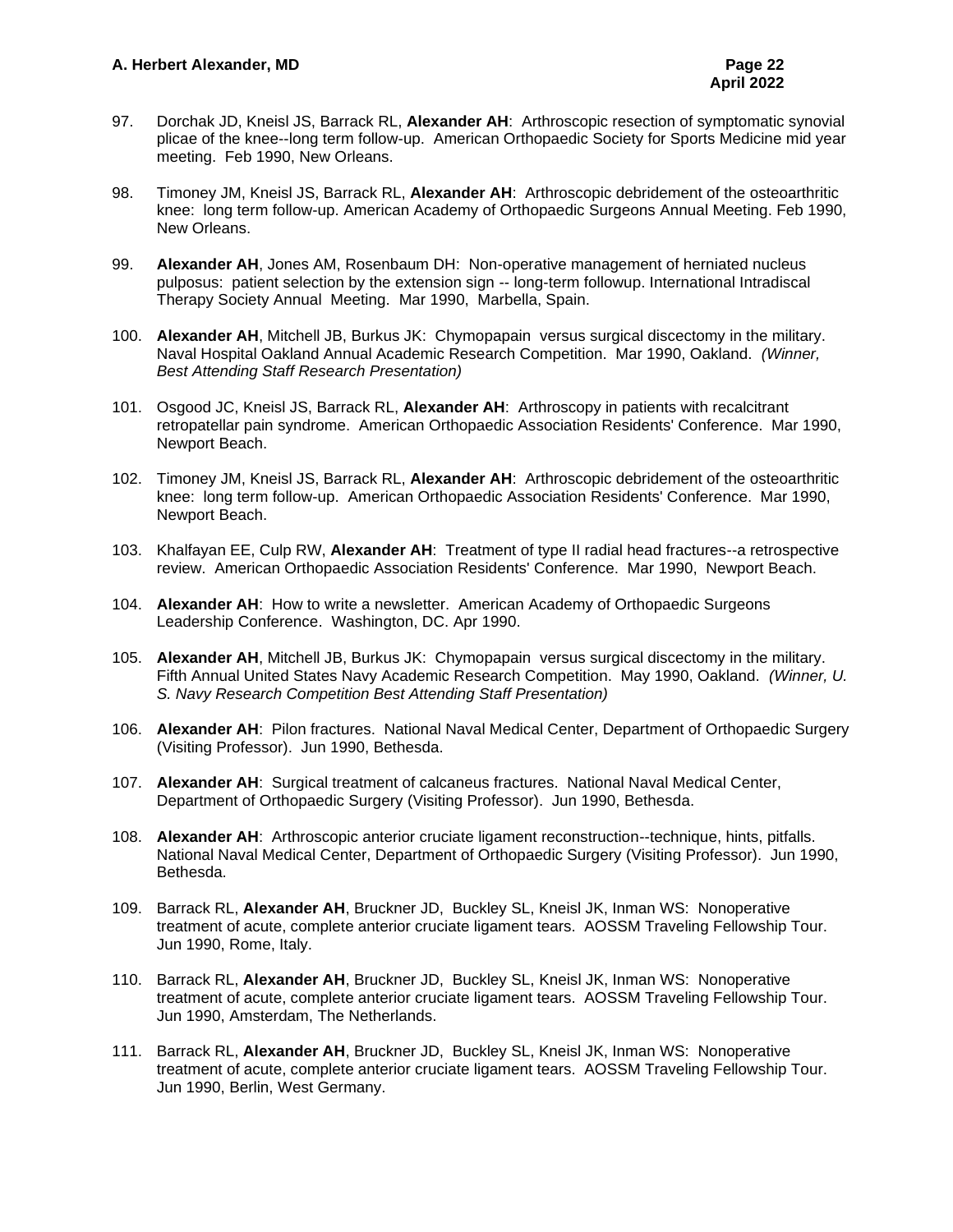97. Dorchak JD, Kneisl JS, Barrack RL, **Alexander AH**: Arthroscopic resection of symptomatic synovial plicae of the knee--long term follow-up. American Orthopaedic Society for Sports Medicine mid year meeting. Feb 1990, New Orleans.

98. Timoney JM, Kneisl JS, Barrack RL, **Alexander AH**: Arthroscopic debridement of the osteoarthritic knee: long term follow-up. American Academy of Orthopaedic Surgeons Annual Meeting. Feb 1990, New Orleans.

99. **Alexander AH**, Jones AM, Rosenbaum DH: Non-operative management of herniated nucleus pulposus: patient selection by the extension sign -- long-term followup. International Intradiscal Therapy Society Annual Meeting. Mar 1990, Marbella, Spain.

100. **Alexander AH**, Mitchell JB, Burkus JK: Chymopapain versus surgical discectomy in the military. Naval Hospital Oakland Annual Academic Research Competition. Mar 1990, Oakland. *(Winner, Best Attending Staff Research Presentation)*

101. Osgood JC, Kneisl JS, Barrack RL, **Alexander AH**: Arthroscopy in patients with recalcitrant retropatellar pain syndrome. American Orthopaedic Association Residents' Conference. Mar 1990, Newport Beach.

102. Timoney JM, Kneisl JS, Barrack RL, **Alexander AH**: Arthroscopic debridement of the osteoarthritic knee: long term follow-up. American Orthopaedic Association Residents' Conference. Mar 1990, Newport Beach.

103. Khalfayan EE, Culp RW, **Alexander AH**: Treatment of type II radial head fractures--a retrospective review. American Orthopaedic Association Residents' Conference. Mar 1990, Newport Beach.

104. **Alexander AH**: How to write a newsletter. American Academy of Orthopaedic Surgeons Leadership Conference. Washington, DC. Apr 1990.

105. **Alexander AH**, Mitchell JB, Burkus JK: Chymopapain versus surgical discectomy in the military. Fifth Annual United States Navy Academic Research Competition. May 1990, Oakland. *(Winner, U. S. Navy Research Competition Best Attending Staff Presentation)*

106. **Alexander AH**: Pilon fractures. National Naval Medical Center, Department of Orthopaedic Surgery (Visiting Professor). Jun 1990, Bethesda.

107. **Alexander AH**: Surgical treatment of calcaneus fractures. National Naval Medical Center, Department of Orthopaedic Surgery (Visiting Professor). Jun 1990, Bethesda.

108. **Alexander AH**: Arthroscopic anterior cruciate ligament reconstruction--technique, hints, pitfalls. National Naval Medical Center, Department of Orthopaedic Surgery (Visiting Professor). Jun 1990, Bethesda.

109. Barrack RL, **Alexander AH**, Bruckner JD, Buckley SL, Kneisl JK, Inman WS: Nonoperative treatment of acute, complete anterior cruciate ligament tears. AOSSM Traveling Fellowship Tour. Jun 1990, Rome, Italy.

110. Barrack RL, **Alexander AH**, Bruckner JD, Buckley SL, Kneisl JK, Inman WS: Nonoperative treatment of acute, complete anterior cruciate ligament tears. AOSSM Traveling Fellowship Tour. Jun 1990, Amsterdam, The Netherlands.

111. Barrack RL, **Alexander AH**, Bruckner JD, Buckley SL, Kneisl JK, Inman WS: Nonoperative treatment of acute, complete anterior cruciate ligament tears. AOSSM Traveling Fellowship Tour. Jun 1990, Berlin, West Germany.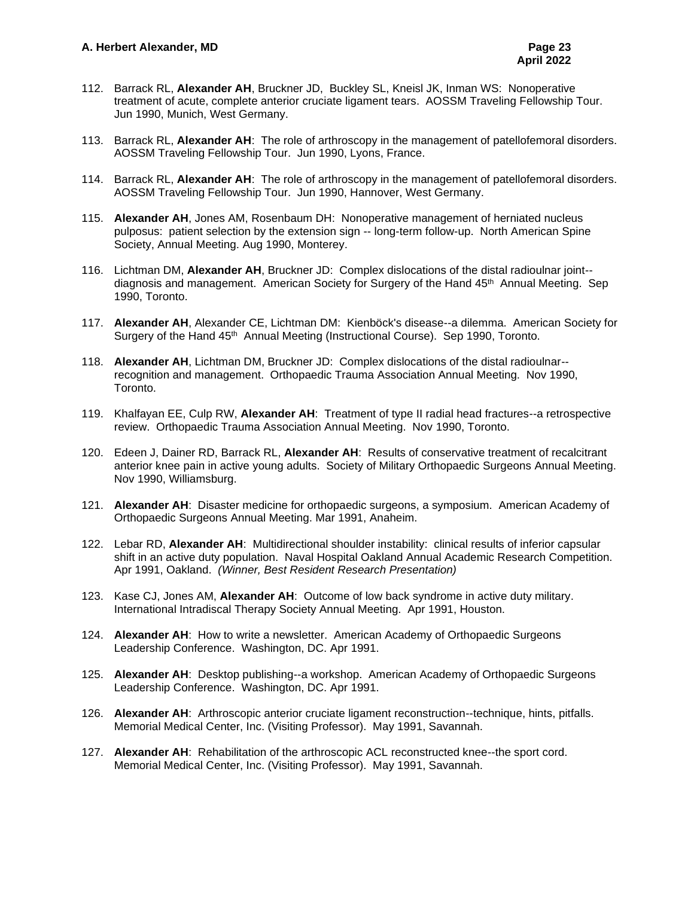112. Barrack RL, **Alexander AH**, Bruckner JD, Buckley SL, Kneisl JK, Inman WS: Nonoperative treatment of acute, complete anterior cruciate ligament tears. AOSSM Traveling Fellowship Tour. Jun 1990, Munich, West Germany.

113. Barrack RL, **Alexander AH**: The role of arthroscopy in the management of patellofemoral disorders. AOSSM Traveling Fellowship Tour. Jun 1990, Lyons, France.

114. Barrack RL, **Alexander AH**: The role of arthroscopy in the management of patellofemoral disorders. AOSSM Traveling Fellowship Tour. Jun 1990, Hannover, West Germany.

115. **Alexander AH**, Jones AM, Rosenbaum DH: Nonoperative management of herniated nucleus pulposus: patient selection by the extension sign -- long-term follow-up. North American Spine Society, Annual Meeting. Aug 1990, Monterey.

116. Lichtman DM, **Alexander AH**, Bruckner JD: Complex dislocations of the distal radioulnar joint--diagnosis and management. American Society for Surgery of the Hand 45th Annual Meeting. Sep 1990, Toronto.

117. **Alexander AH**, Alexander CE, Lichtman DM: Kienböck's disease--a dilemma. American Society for Surgery of the Hand 45th Annual Meeting (Instructional Course). Sep 1990, Toronto.

118. **Alexander AH**, Lichtman DM, Bruckner JD: Complex dislocations of the distal radioulnar--recognition and management. Orthopaedic Trauma Association Annual Meeting. Nov 1990, Toronto.

119. Khalfayan EE, Culp RW, **Alexander AH**: Treatment of type II radial head fractures--a retrospective review. Orthopaedic Trauma Association Annual Meeting. Nov 1990, Toronto.

120. Edeen J, Dainer RD, Barrack RL, **Alexander AH**: Results of conservative treatment of recalcitrant anterior knee pain in active young adults. Society of Military Orthopaedic Surgeons Annual Meeting. Nov 1990, Williamsburg.

121. **Alexander AH**: Disaster medicine for orthopaedic surgeons, a symposium. American Academy of Orthopaedic Surgeons Annual Meeting. Mar 1991, Anaheim.

122. Lebar RD, **Alexander AH**: Multidirectional shoulder instability: clinical results of inferior capsular shift in an active duty population. Naval Hospital Oakland Annual Academic Research Competition. Apr 1991, Oakland. *(Winner, Best Resident Research Presentation)*

123. Kase CJ, Jones AM, **Alexander AH**: Outcome of low back syndrome in active duty military. International Intradiscal Therapy Society Annual Meeting. Apr 1991, Houston.

124. **Alexander AH**: How to write a newsletter. American Academy of Orthopaedic Surgeons Leadership Conference. Washington, DC. Apr 1991.

125. **Alexander AH**: Desktop publishing--a workshop. American Academy of Orthopaedic Surgeons Leadership Conference. Washington, DC. Apr 1991.

126. **Alexander AH**: Arthroscopic anterior cruciate ligament reconstruction--technique, hints, pitfalls. Memorial Medical Center, Inc. (Visiting Professor). May 1991, Savannah.

127. **Alexander AH**: Rehabilitation of the arthroscopic ACL reconstructed knee--the sport cord. Memorial Medical Center, Inc. (Visiting Professor). May 1991, Savannah.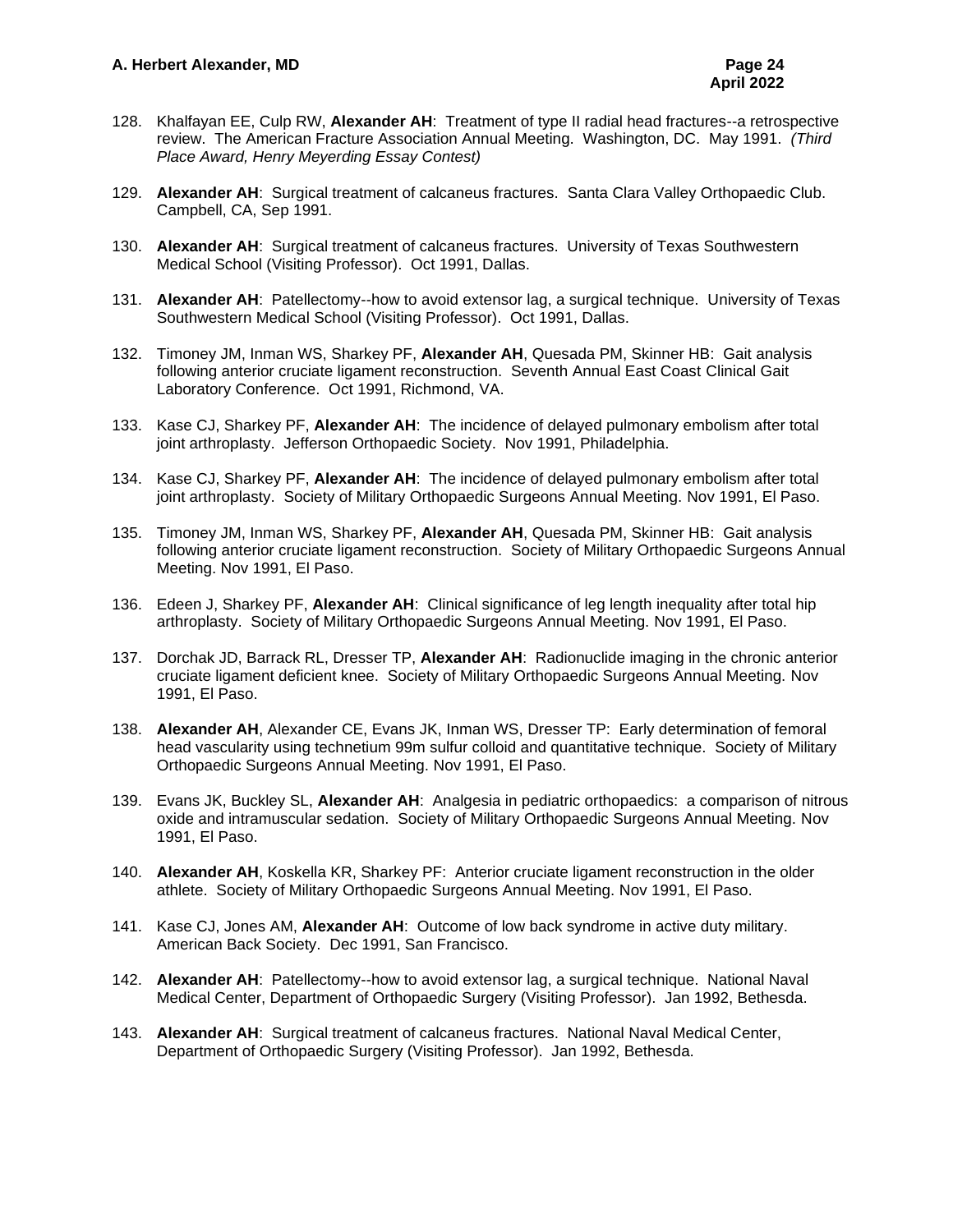128. Khalfayan EE, Culp RW, **Alexander AH**: Treatment of type II radial head fractures--a retrospective review. The American Fracture Association Annual Meeting. Washington, DC. May 1991. *(Third Place Award, Henry Meyerding Essay Contest)*

129. **Alexander AH**: Surgical treatment of calcaneus fractures. Santa Clara Valley Orthopaedic Club. Campbell, CA, Sep 1991.

130. **Alexander AH**: Surgical treatment of calcaneus fractures. University of Texas Southwestern Medical School (Visiting Professor). Oct 1991, Dallas.

131. **Alexander AH**: Patellectomy--how to avoid extensor lag, a surgical technique. University of Texas Southwestern Medical School (Visiting Professor). Oct 1991, Dallas.

132. Timoney JM, Inman WS, Sharkey PF, **Alexander AH**, Quesada PM, Skinner HB: Gait analysis following anterior cruciate ligament reconstruction. Seventh Annual East Coast Clinical Gait Laboratory Conference. Oct 1991, Richmond, VA.

133. Kase CJ, Sharkey PF, **Alexander AH**: The incidence of delayed pulmonary embolism after total joint arthroplasty. Jefferson Orthopaedic Society. Nov 1991, Philadelphia.

134. Kase CJ, Sharkey PF, **Alexander AH**: The incidence of delayed pulmonary embolism after total joint arthroplasty. Society of Military Orthopaedic Surgeons Annual Meeting. Nov 1991, El Paso.

135. Timoney JM, Inman WS, Sharkey PF, **Alexander AH**, Quesada PM, Skinner HB: Gait analysis following anterior cruciate ligament reconstruction. Society of Military Orthopaedic Surgeons Annual Meeting. Nov 1991, El Paso.

136. Edeen J, Sharkey PF, **Alexander AH**: Clinical significance of leg length inequality after total hip arthroplasty. Society of Military Orthopaedic Surgeons Annual Meeting. Nov 1991, El Paso.

137. Dorchak JD, Barrack RL, Dresser TP, **Alexander AH**: Radionuclide imaging in the chronic anterior cruciate ligament deficient knee. Society of Military Orthopaedic Surgeons Annual Meeting. Nov 1991, El Paso.

138. **Alexander AH**, Alexander CE, Evans JK, Inman WS, Dresser TP: Early determination of femoral head vascularity using technetium 99m sulfur colloid and quantitative technique. Society of Military Orthopaedic Surgeons Annual Meeting. Nov 1991, El Paso.

139. Evans JK, Buckley SL, **Alexander AH**: Analgesia in pediatric orthopaedics: a comparison of nitrous oxide and intramuscular sedation. Society of Military Orthopaedic Surgeons Annual Meeting. Nov 1991, El Paso.

140. **Alexander AH**, Koskella KR, Sharkey PF: Anterior cruciate ligament reconstruction in the older athlete. Society of Military Orthopaedic Surgeons Annual Meeting. Nov 1991, El Paso.

141. Kase CJ, Jones AM, **Alexander AH**: Outcome of low back syndrome in active duty military. American Back Society. Dec 1991, San Francisco.

142. **Alexander AH**: Patellectomy--how to avoid extensor lag, a surgical technique. National Naval Medical Center, Department of Orthopaedic Surgery (Visiting Professor). Jan 1992, Bethesda.

143. **Alexander AH**: Surgical treatment of calcaneus fractures. National Naval Medical Center, Department of Orthopaedic Surgery (Visiting Professor). Jan 1992, Bethesda.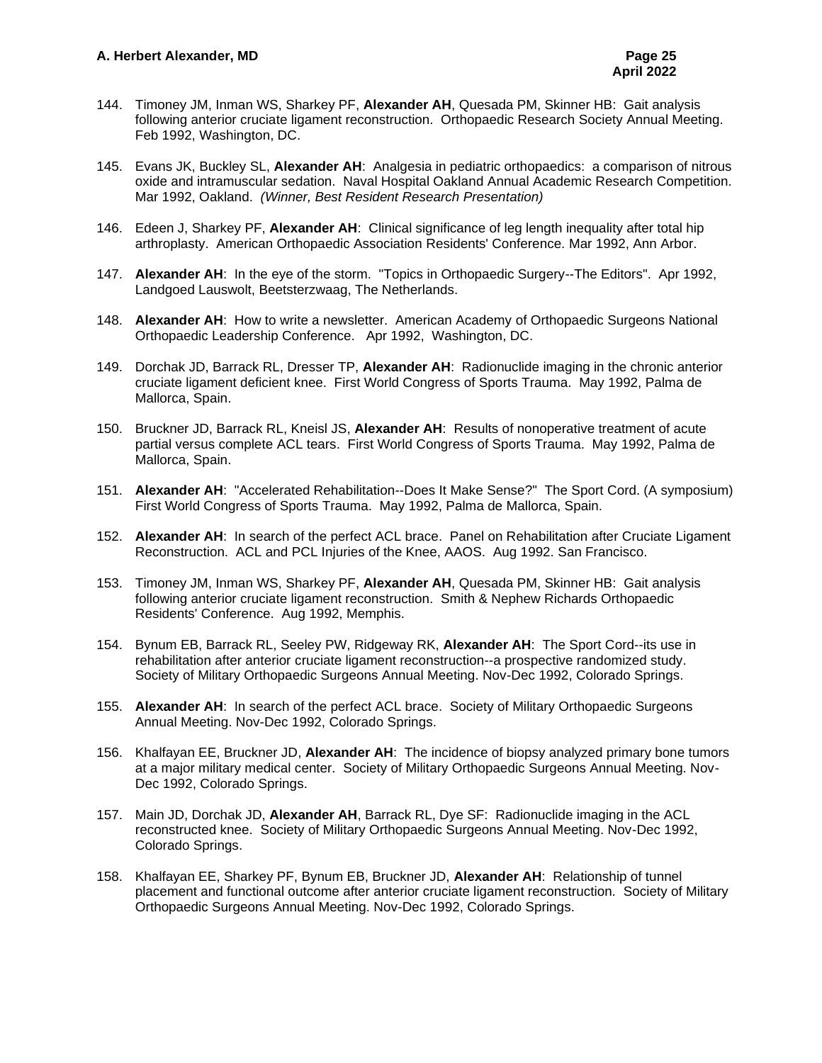144. Timoney JM, Inman WS, Sharkey PF, **Alexander AH**, Quesada PM, Skinner HB: Gait analysis following anterior cruciate ligament reconstruction. Orthopaedic Research Society Annual Meeting. Feb 1992, Washington, DC.

145. Evans JK, Buckley SL, **Alexander AH**: Analgesia in pediatric orthopaedics: a comparison of nitrous oxide and intramuscular sedation. Naval Hospital Oakland Annual Academic Research Competition. Mar 1992, Oakland. *(Winner, Best Resident Research Presentation)*

146. Edeen J, Sharkey PF, **Alexander AH**: Clinical significance of leg length inequality after total hip arthroplasty. American Orthopaedic Association Residents' Conference. Mar 1992, Ann Arbor.

147. **Alexander AH**: In the eye of the storm. "Topics in Orthopaedic Surgery--The Editors". Apr 1992, Landgoed Lauswolt, Beetsterzwaag, The Netherlands.

148. **Alexander AH**: How to write a newsletter. American Academy of Orthopaedic Surgeons National Orthopaedic Leadership Conference. Apr 1992, Washington, DC.

149. Dorchak JD, Barrack RL, Dresser TP, **Alexander AH**: Radionuclide imaging in the chronic anterior cruciate ligament deficient knee. First World Congress of Sports Trauma. May 1992, Palma de Mallorca, Spain.

150. Bruckner JD, Barrack RL, Kneisl JS, **Alexander AH**: Results of nonoperative treatment of acute partial versus complete ACL tears. First World Congress of Sports Trauma. May 1992, Palma de Mallorca, Spain.

151. **Alexander AH**: "Accelerated Rehabilitation--Does It Make Sense?" The Sport Cord. (A symposium) First World Congress of Sports Trauma. May 1992, Palma de Mallorca, Spain.

152. **Alexander AH**: In search of the perfect ACL brace. Panel on Rehabilitation after Cruciate Ligament Reconstruction. ACL and PCL Injuries of the Knee, AAOS. Aug 1992. San Francisco.

153. Timoney JM, Inman WS, Sharkey PF, **Alexander AH**, Quesada PM, Skinner HB: Gait analysis following anterior cruciate ligament reconstruction. Smith & Nephew Richards Orthopaedic Residents' Conference. Aug 1992, Memphis.

154. Bynum EB, Barrack RL, Seeley PW, Ridgeway RK, **Alexander AH**: The Sport Cord--its use in rehabilitation after anterior cruciate ligament reconstruction--a prospective randomized study. Society of Military Orthopaedic Surgeons Annual Meeting. Nov-Dec 1992, Colorado Springs.

155. **Alexander AH**: In search of the perfect ACL brace. Society of Military Orthopaedic Surgeons Annual Meeting. Nov-Dec 1992, Colorado Springs.

156. Khalfayan EE, Bruckner JD, **Alexander AH**: The incidence of biopsy analyzed primary bone tumors at a major military medical center. Society of Military Orthopaedic Surgeons Annual Meeting. Nov-Dec 1992, Colorado Springs.

157. Main JD, Dorchak JD, **Alexander AH**, Barrack RL, Dye SF: Radionuclide imaging in the ACL reconstructed knee. Society of Military Orthopaedic Surgeons Annual Meeting. Nov-Dec 1992, Colorado Springs.

158. Khalfayan EE, Sharkey PF, Bynum EB, Bruckner JD, **Alexander AH**: Relationship of tunnel placement and functional outcome after anterior cruciate ligament reconstruction. Society of Military Orthopaedic Surgeons Annual Meeting. Nov-Dec 1992, Colorado Springs.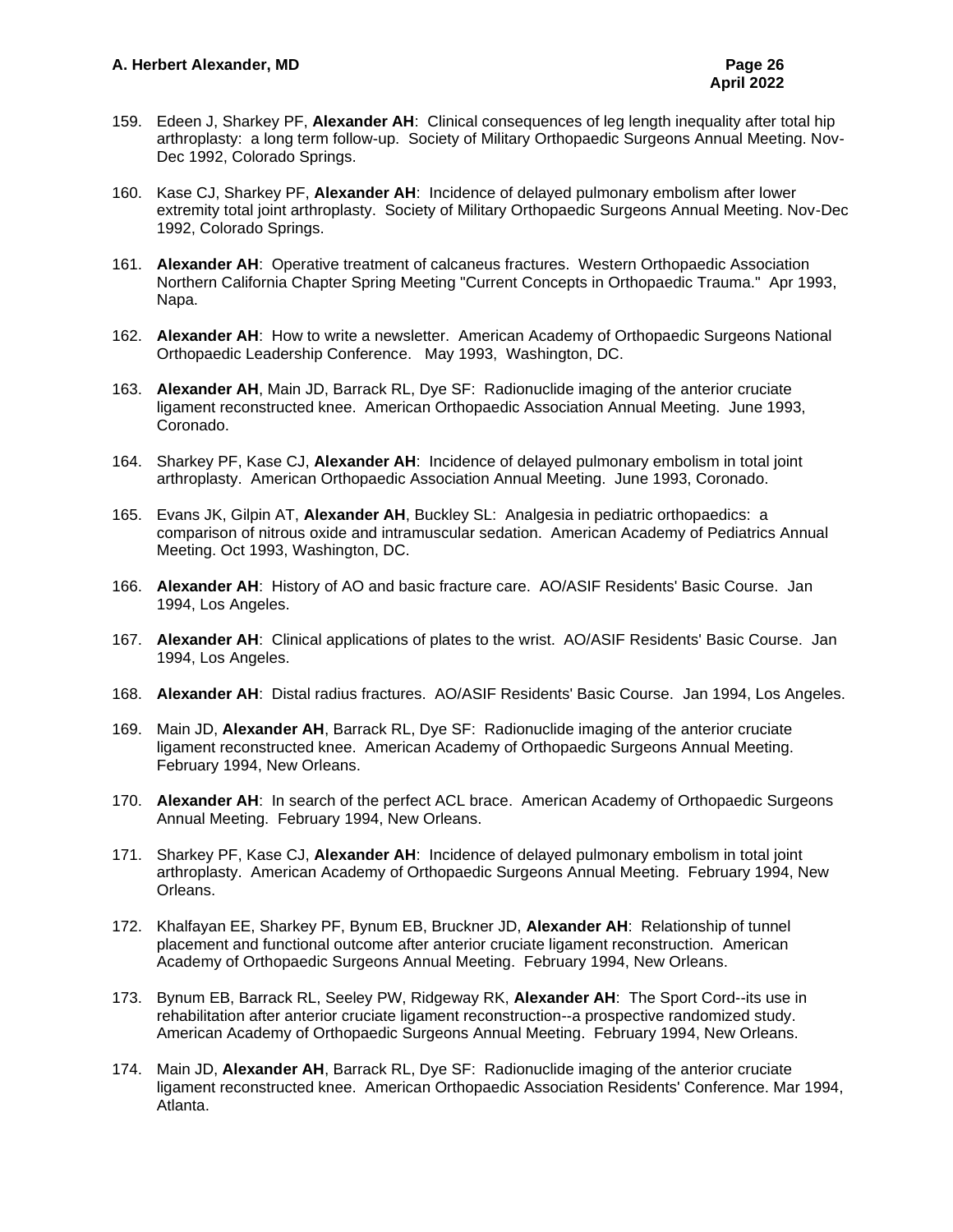159. Edeen J, Sharkey PF, **Alexander AH**: Clinical consequences of leg length inequality after total hip arthroplasty: a long term follow-up. Society of Military Orthopaedic Surgeons Annual Meeting. Nov-Dec 1992, Colorado Springs.

160. Kase CJ, Sharkey PF, **Alexander AH**: Incidence of delayed pulmonary embolism after lower extremity total joint arthroplasty. Society of Military Orthopaedic Surgeons Annual Meeting. Nov-Dec 1992, Colorado Springs.

161. **Alexander AH**: Operative treatment of calcaneus fractures. Western Orthopaedic Association Northern California Chapter Spring Meeting "Current Concepts in Orthopaedic Trauma." Apr 1993, Napa.

162. **Alexander AH**: How to write a newsletter. American Academy of Orthopaedic Surgeons National Orthopaedic Leadership Conference. May 1993, Washington, DC.

163. **Alexander AH**, Main JD, Barrack RL, Dye SF: Radionuclide imaging of the anterior cruciate ligament reconstructed knee. American Orthopaedic Association Annual Meeting. June 1993, Coronado.

164. Sharkey PF, Kase CJ, **Alexander AH**: Incidence of delayed pulmonary embolism in total joint arthroplasty. American Orthopaedic Association Annual Meeting. June 1993, Coronado.

165. Evans JK, Gilpin AT, **Alexander AH**, Buckley SL: Analgesia in pediatric orthopaedics: a comparison of nitrous oxide and intramuscular sedation. American Academy of Pediatrics Annual Meeting. Oct 1993, Washington, DC.

166. **Alexander AH**: History of AO and basic fracture care. AO/ASIF Residents' Basic Course. Jan 1994, Los Angeles.

167. **Alexander AH**: Clinical applications of plates to the wrist. AO/ASIF Residents' Basic Course. Jan 1994, Los Angeles.

168. **Alexander AH**: Distal radius fractures. AO/ASIF Residents' Basic Course. Jan 1994, Los Angeles.

169. Main JD, **Alexander AH**, Barrack RL, Dye SF: Radionuclide imaging of the anterior cruciate ligament reconstructed knee. American Academy of Orthopaedic Surgeons Annual Meeting. February 1994, New Orleans.

170. **Alexander AH**: In search of the perfect ACL brace. American Academy of Orthopaedic Surgeons Annual Meeting. February 1994, New Orleans.

171. Sharkey PF, Kase CJ, **Alexander AH**: Incidence of delayed pulmonary embolism in total joint arthroplasty. American Academy of Orthopaedic Surgeons Annual Meeting. February 1994, New Orleans.

172. Khalfayan EE, Sharkey PF, Bynum EB, Bruckner JD, **Alexander AH**: Relationship of tunnel placement and functional outcome after anterior cruciate ligament reconstruction. American Academy of Orthopaedic Surgeons Annual Meeting. February 1994, New Orleans.

173. Bynum EB, Barrack RL, Seeley PW, Ridgeway RK, **Alexander AH**: The Sport Cord--its use in rehabilitation after anterior cruciate ligament reconstruction--a prospective randomized study. American Academy of Orthopaedic Surgeons Annual Meeting. February 1994, New Orleans.

174. Main JD, **Alexander AH**, Barrack RL, Dye SF: Radionuclide imaging of the anterior cruciate ligament reconstructed knee. American Orthopaedic Association Residents' Conference. Mar 1994, Atlanta.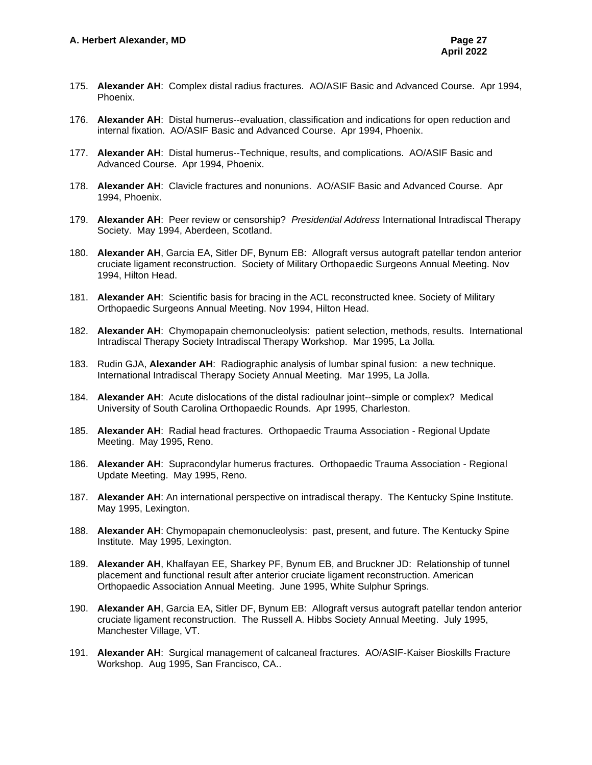175. **Alexander AH**: Complex distal radius fractures. AO/ASIF Basic and Advanced Course. Apr 1994, Phoenix.

176. **Alexander AH**: Distal humerus--evaluation, classification and indications for open reduction and internal fixation. AO/ASIF Basic and Advanced Course. Apr 1994, Phoenix.

177. **Alexander AH**: Distal humerus--Technique, results, and complications. AO/ASIF Basic and Advanced Course. Apr 1994, Phoenix.

178. **Alexander AH**: Clavicle fractures and nonunions. AO/ASIF Basic and Advanced Course. Apr 1994, Phoenix.

179. **Alexander AH**: Peer review or censorship? *Presidential Address* International Intradiscal Therapy Society. May 1994, Aberdeen, Scotland.

180. **Alexander AH**, Garcia EA, Sitler DF, Bynum EB: Allograft versus autograft patellar tendon anterior cruciate ligament reconstruction. Society of Military Orthopaedic Surgeons Annual Meeting. Nov 1994, Hilton Head.

181. **Alexander AH**: Scientific basis for bracing in the ACL reconstructed knee. Society of Military Orthopaedic Surgeons Annual Meeting. Nov 1994, Hilton Head.

182. **Alexander AH**: Chymopapain chemonucleolysis: patient selection, methods, results. International Intradiscal Therapy Society Intradiscal Therapy Workshop. Mar 1995, La Jolla.

183. Rudin GJA, **Alexander AH**: Radiographic analysis of lumbar spinal fusion: a new technique. International Intradiscal Therapy Society Annual Meeting. Mar 1995, La Jolla.

184. **Alexander AH**: Acute dislocations of the distal radioulnar joint--simple or complex? Medical University of South Carolina Orthopaedic Rounds. Apr 1995, Charleston.

185. **Alexander AH**: Radial head fractures. Orthopaedic Trauma Association - Regional Update Meeting. May 1995, Reno.

186. **Alexander AH**: Supracondylar humerus fractures. Orthopaedic Trauma Association - Regional Update Meeting. May 1995, Reno.

187. **Alexander AH**: An international perspective on intradiscal therapy. The Kentucky Spine Institute. May 1995, Lexington.

188. **Alexander AH**: Chymopapain chemonucleolysis: past, present, and future. The Kentucky Spine Institute. May 1995, Lexington.

189. **Alexander AH**, Khalfayan EE, Sharkey PF, Bynum EB, and Bruckner JD: Relationship of tunnel placement and functional result after anterior cruciate ligament reconstruction. American Orthopaedic Association Annual Meeting. June 1995, White Sulphur Springs.

190. **Alexander AH**, Garcia EA, Sitler DF, Bynum EB: Allograft versus autograft patellar tendon anterior cruciate ligament reconstruction. The Russell A. Hibbs Society Annual Meeting. July 1995, Manchester Village, VT.

191. **Alexander AH**: Surgical management of calcaneal fractures. AO/ASIF-Kaiser Bioskills Fracture Workshop. Aug 1995, San Francisco, CA..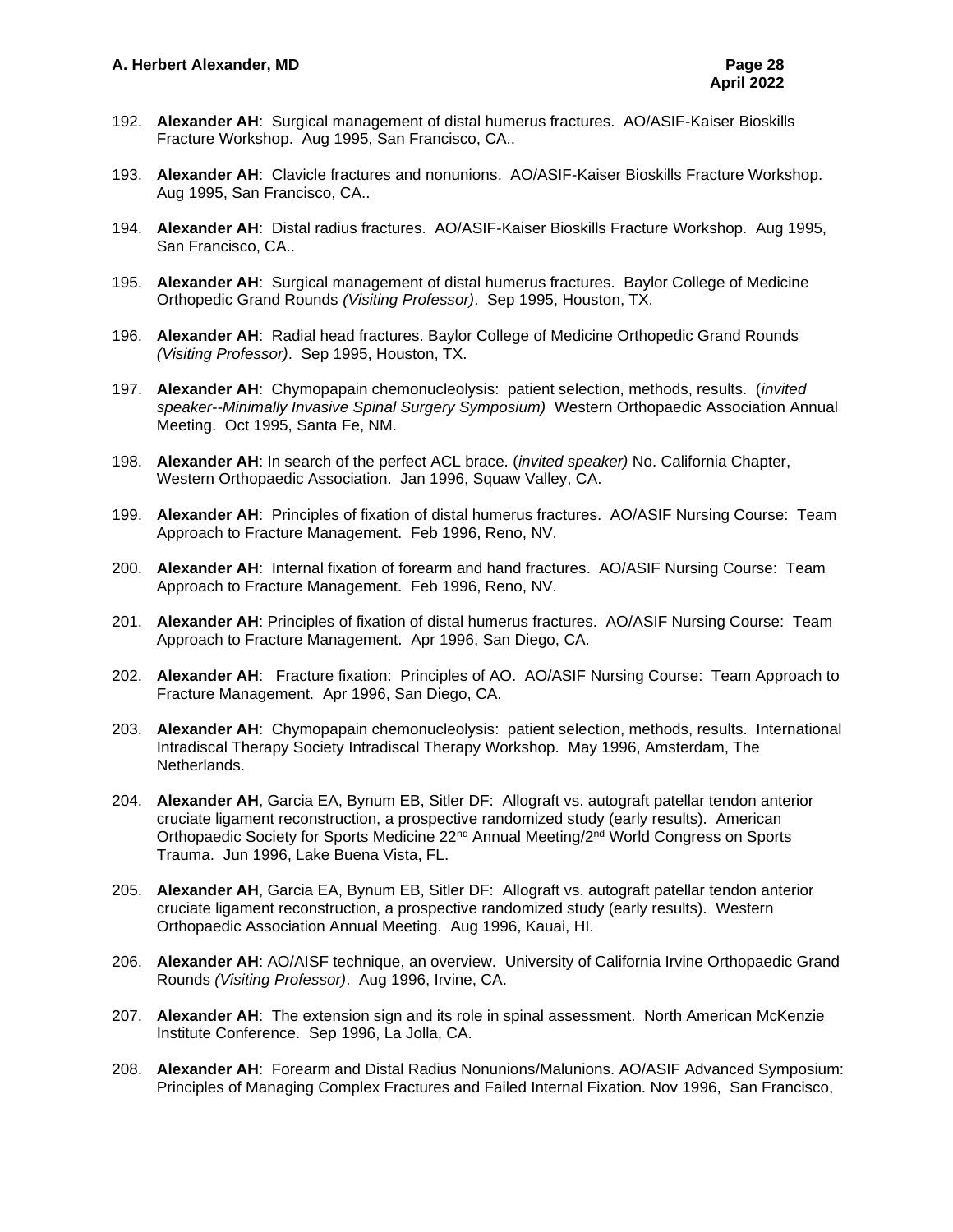192. **Alexander AH**: Surgical management of distal humerus fractures. AO/ASIF-Kaiser Bioskills Fracture Workshop. Aug 1995, San Francisco, CA..

193. **Alexander AH**: Clavicle fractures and nonunions. AO/ASIF-Kaiser Bioskills Fracture Workshop. Aug 1995, San Francisco, CA..

194. **Alexander AH**: Distal radius fractures. AO/ASIF-Kaiser Bioskills Fracture Workshop. Aug 1995, San Francisco, CA..

195. **Alexander AH**: Surgical management of distal humerus fractures. Baylor College of Medicine Orthopedic Grand Rounds *(Visiting Professor)*. Sep 1995, Houston, TX.

196. **Alexander AH**: Radial head fractures. Baylor College of Medicine Orthopedic Grand Rounds *(Visiting Professor)*. Sep 1995, Houston, TX.

197. **Alexander AH**: Chymopapain chemonucleolysis: patient selection, methods, results. (*invited speaker--Minimally Invasive Spinal Surgery Symposium)* Western Orthopaedic Association Annual Meeting. Oct 1995, Santa Fe, NM.

198. **Alexander AH**: In search of the perfect ACL brace. (*invited speaker)* No. California Chapter, Western Orthopaedic Association. Jan 1996, Squaw Valley, CA.

199. **Alexander AH**: Principles of fixation of distal humerus fractures. AO/ASIF Nursing Course: Team Approach to Fracture Management. Feb 1996, Reno, NV.

200. **Alexander AH**: Internal fixation of forearm and hand fractures. AO/ASIF Nursing Course: Team Approach to Fracture Management. Feb 1996, Reno, NV.

201. **Alexander AH**: Principles of fixation of distal humerus fractures. AO/ASIF Nursing Course: Team Approach to Fracture Management. Apr 1996, San Diego, CA.

202. **Alexander AH**: Fracture fixation: Principles of AO. AO/ASIF Nursing Course: Team Approach to Fracture Management. Apr 1996, San Diego, CA.

203. **Alexander AH**: Chymopapain chemonucleolysis: patient selection, methods, results. International Intradiscal Therapy Society Intradiscal Therapy Workshop. May 1996, Amsterdam, The Netherlands.

204. **Alexander AH**, Garcia EA, Bynum EB, Sitler DF: Allograft vs. autograft patellar tendon anterior cruciate ligament reconstruction, a prospective randomized study (early results). American Orthopaedic Society for Sports Medicine 22nd Annual Meeting/2nd World Congress on Sports Trauma. Jun 1996, Lake Buena Vista, FL.

205. **Alexander AH**, Garcia EA, Bynum EB, Sitler DF: Allograft vs. autograft patellar tendon anterior cruciate ligament reconstruction, a prospective randomized study (early results). Western Orthopaedic Association Annual Meeting. Aug 1996, Kauai, HI.

206. **Alexander AH**: AO/AISF technique, an overview. University of California Irvine Orthopaedic Grand Rounds *(Visiting Professor)*. Aug 1996, Irvine, CA.

207. **Alexander AH**: The extension sign and its role in spinal assessment. North American McKenzie Institute Conference. Sep 1996, La Jolla, CA.

208. **Alexander AH**: Forearm and Distal Radius Nonunions/Malunions. AO/ASIF Advanced Symposium: Principles of Managing Complex Fractures and Failed Internal Fixation. Nov 1996, San Francisco,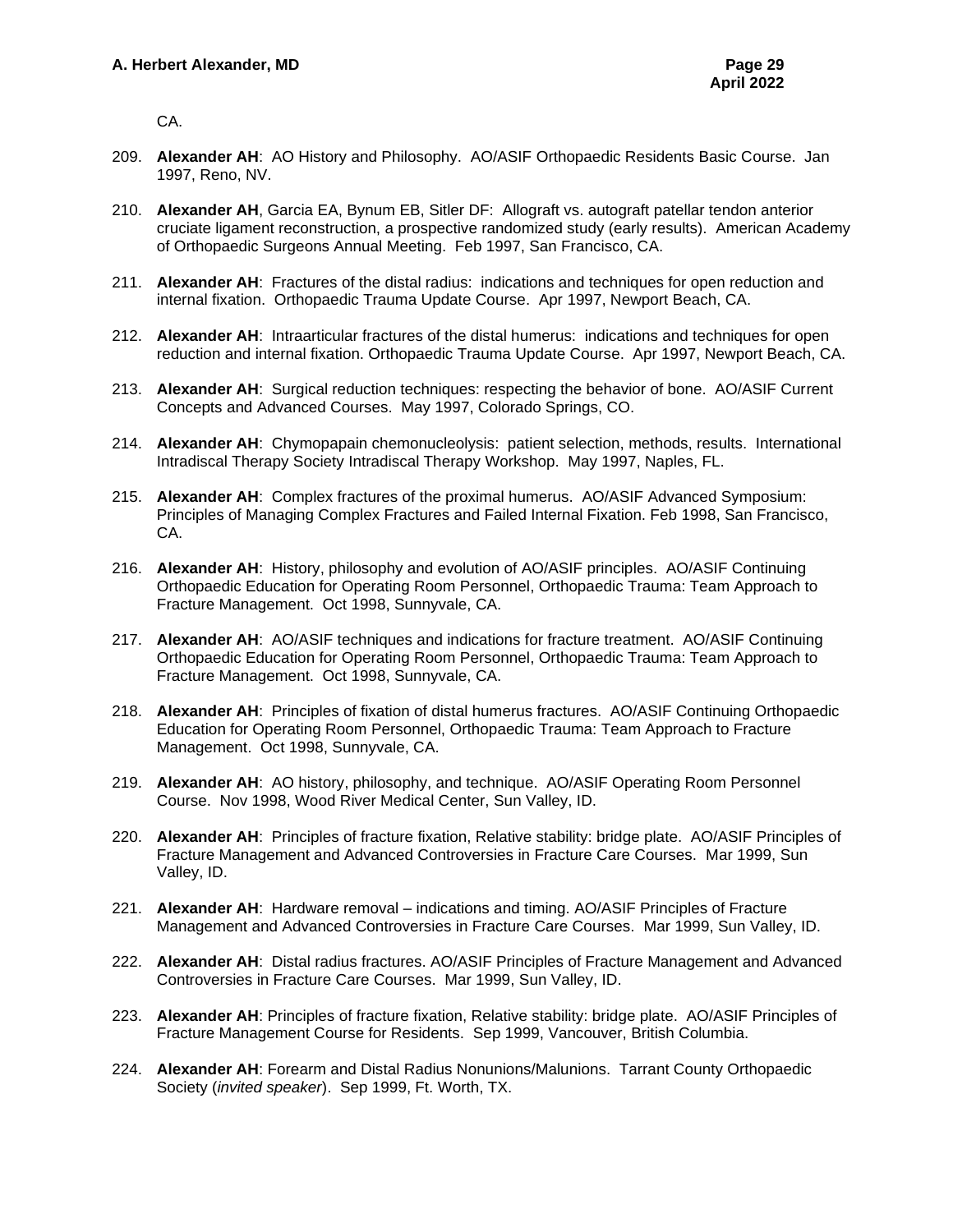CA.

209. **Alexander AH**: AO History and Philosophy. AO/ASIF Orthopaedic Residents Basic Course. Jan 1997, Reno, NV.

210. **Alexander AH**, Garcia EA, Bynum EB, Sitler DF: Allograft vs. autograft patellar tendon anterior cruciate ligament reconstruction, a prospective randomized study (early results). American Academy of Orthopaedic Surgeons Annual Meeting. Feb 1997, San Francisco, CA.

211. **Alexander AH**: Fractures of the distal radius: indications and techniques for open reduction and internal fixation. Orthopaedic Trauma Update Course. Apr 1997, Newport Beach, CA.

212. **Alexander AH**: Intraarticular fractures of the distal humerus: indications and techniques for open reduction and internal fixation. Orthopaedic Trauma Update Course. Apr 1997, Newport Beach, CA.

213. **Alexander AH**: Surgical reduction techniques: respecting the behavior of bone. AO/ASIF Current Concepts and Advanced Courses. May 1997, Colorado Springs, CO.

214. **Alexander AH**: Chymopapain chemonucleolysis: patient selection, methods, results. International Intradiscal Therapy Society Intradiscal Therapy Workshop. May 1997, Naples, FL.

215. **Alexander AH**: Complex fractures of the proximal humerus. AO/ASIF Advanced Symposium: Principles of Managing Complex Fractures and Failed Internal Fixation. Feb 1998, San Francisco, CA.

216. **Alexander AH**: History, philosophy and evolution of AO/ASIF principles. AO/ASIF Continuing Orthopaedic Education for Operating Room Personnel, Orthopaedic Trauma: Team Approach to Fracture Management. Oct 1998, Sunnyvale, CA.

217. **Alexander AH**: AO/ASIF techniques and indications for fracture treatment. AO/ASIF Continuing Orthopaedic Education for Operating Room Personnel, Orthopaedic Trauma: Team Approach to Fracture Management. Oct 1998, Sunnyvale, CA.

218. **Alexander AH**: Principles of fixation of distal humerus fractures. AO/ASIF Continuing Orthopaedic Education for Operating Room Personnel, Orthopaedic Trauma: Team Approach to Fracture Management. Oct 1998, Sunnyvale, CA.

219. **Alexander AH**: AO history, philosophy, and technique. AO/ASIF Operating Room Personnel Course. Nov 1998, Wood River Medical Center, Sun Valley, ID.

220. **Alexander AH**: Principles of fracture fixation, Relative stability: bridge plate. AO/ASIF Principles of Fracture Management and Advanced Controversies in Fracture Care Courses. Mar 1999, Sun Valley, ID.

221. **Alexander AH**: Hardware removal – indications and timing. AO/ASIF Principles of Fracture Management and Advanced Controversies in Fracture Care Courses. Mar 1999, Sun Valley, ID.

222. **Alexander AH**: Distal radius fractures. AO/ASIF Principles of Fracture Management and Advanced Controversies in Fracture Care Courses. Mar 1999, Sun Valley, ID.

223. **Alexander AH**: Principles of fracture fixation, Relative stability: bridge plate. AO/ASIF Principles of Fracture Management Course for Residents. Sep 1999, Vancouver, British Columbia.

224. **Alexander AH**: Forearm and Distal Radius Nonunions/Malunions. Tarrant County Orthopaedic Society (*invited speaker*). Sep 1999, Ft. Worth, TX.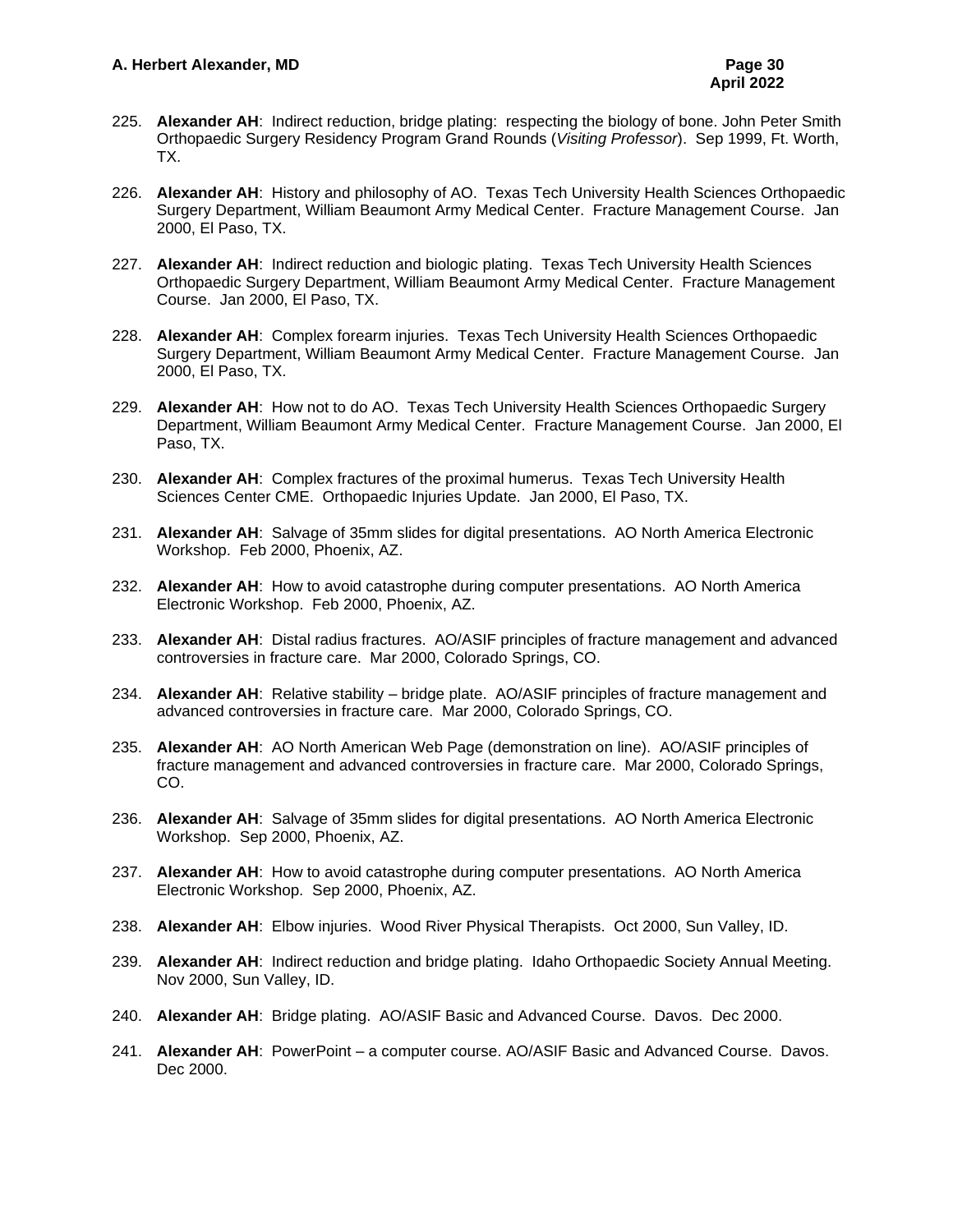225. **Alexander AH**: Indirect reduction, bridge plating: respecting the biology of bone. John Peter Smith Orthopaedic Surgery Residency Program Grand Rounds (*Visiting Professor*). Sep 1999, Ft. Worth, TX.

226. **Alexander AH**: History and philosophy of AO. Texas Tech University Health Sciences Orthopaedic Surgery Department, William Beaumont Army Medical Center. Fracture Management Course. Jan 2000, El Paso, TX.

227. **Alexander AH**: Indirect reduction and biologic plating. Texas Tech University Health Sciences Orthopaedic Surgery Department, William Beaumont Army Medical Center. Fracture Management Course. Jan 2000, El Paso, TX.

228. **Alexander AH**: Complex forearm injuries. Texas Tech University Health Sciences Orthopaedic Surgery Department, William Beaumont Army Medical Center. Fracture Management Course. Jan 2000, El Paso, TX.

229. **Alexander AH**: How not to do AO. Texas Tech University Health Sciences Orthopaedic Surgery Department, William Beaumont Army Medical Center. Fracture Management Course. Jan 2000, El Paso, TX.

230. **Alexander AH**: Complex fractures of the proximal humerus. Texas Tech University Health Sciences Center CME. Orthopaedic Injuries Update. Jan 2000, El Paso, TX.

231. **Alexander AH**: Salvage of 35mm slides for digital presentations. AO North America Electronic Workshop. Feb 2000, Phoenix, AZ.

232. **Alexander AH**: How to avoid catastrophe during computer presentations. AO North America Electronic Workshop. Feb 2000, Phoenix, AZ.

233. **Alexander AH**: Distal radius fractures. AO/ASIF principles of fracture management and advanced controversies in fracture care. Mar 2000, Colorado Springs, CO.

234. **Alexander AH**: Relative stability – bridge plate. AO/ASIF principles of fracture management and advanced controversies in fracture care. Mar 2000, Colorado Springs, CO.

235. **Alexander AH**: AO North American Web Page (demonstration on line). AO/ASIF principles of fracture management and advanced controversies in fracture care. Mar 2000, Colorado Springs, CO.

236. **Alexander AH**: Salvage of 35mm slides for digital presentations. AO North America Electronic Workshop. Sep 2000, Phoenix, AZ.

237. **Alexander AH**: How to avoid catastrophe during computer presentations. AO North America Electronic Workshop. Sep 2000, Phoenix, AZ.

238. **Alexander AH**: Elbow injuries. Wood River Physical Therapists. Oct 2000, Sun Valley, ID.

239. **Alexander AH**: Indirect reduction and bridge plating. Idaho Orthopaedic Society Annual Meeting. Nov 2000, Sun Valley, ID.

240. **Alexander AH**: Bridge plating. AO/ASIF Basic and Advanced Course. Davos. Dec 2000.

241. **Alexander AH**: PowerPoint – a computer course. AO/ASIF Basic and Advanced Course. Davos. Dec 2000.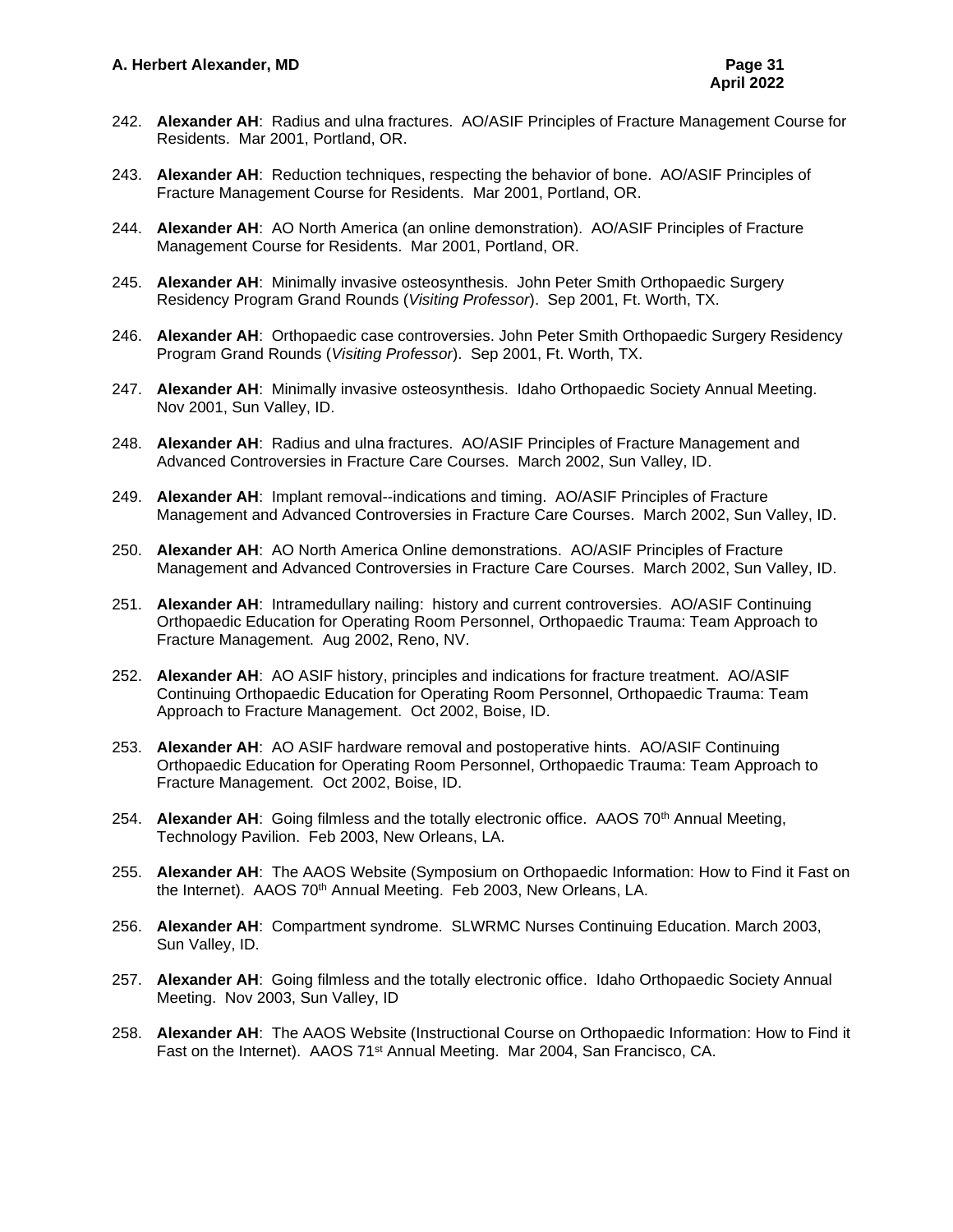242. **Alexander AH**: Radius and ulna fractures. AO/ASIF Principles of Fracture Management Course for Residents. Mar 2001, Portland, OR.

243. **Alexander AH**: Reduction techniques, respecting the behavior of bone. AO/ASIF Principles of Fracture Management Course for Residents. Mar 2001, Portland, OR.

244. **Alexander AH**: AO North America (an online demonstration). AO/ASIF Principles of Fracture Management Course for Residents. Mar 2001, Portland, OR.

245. **Alexander AH**: Minimally invasive osteosynthesis. John Peter Smith Orthopaedic Surgery Residency Program Grand Rounds (*Visiting Professor*). Sep 2001, Ft. Worth, TX.

246. **Alexander AH**: Orthopaedic case controversies. John Peter Smith Orthopaedic Surgery Residency Program Grand Rounds (*Visiting Professor*). Sep 2001, Ft. Worth, TX.

247. **Alexander AH**: Minimally invasive osteosynthesis. Idaho Orthopaedic Society Annual Meeting. Nov 2001, Sun Valley, ID.

248. **Alexander AH**: Radius and ulna fractures. AO/ASIF Principles of Fracture Management and Advanced Controversies in Fracture Care Courses. March 2002, Sun Valley, ID.

249. **Alexander AH**: Implant removal--indications and timing. AO/ASIF Principles of Fracture Management and Advanced Controversies in Fracture Care Courses. March 2002, Sun Valley, ID.

250. **Alexander AH**: AO North America Online demonstrations. AO/ASIF Principles of Fracture Management and Advanced Controversies in Fracture Care Courses. March 2002, Sun Valley, ID.

251. **Alexander AH**: Intramedullary nailing: history and current controversies. AO/ASIF Continuing Orthopaedic Education for Operating Room Personnel, Orthopaedic Trauma: Team Approach to Fracture Management. Aug 2002, Reno, NV.

252. **Alexander AH**: AO ASIF history, principles and indications for fracture treatment. AO/ASIF Continuing Orthopaedic Education for Operating Room Personnel, Orthopaedic Trauma: Team Approach to Fracture Management. Oct 2002, Boise, ID.

253. **Alexander AH**: AO ASIF hardware removal and postoperative hints. AO/ASIF Continuing Orthopaedic Education for Operating Room Personnel, Orthopaedic Trauma: Team Approach to Fracture Management. Oct 2002, Boise, ID.

254. **Alexander AH**: Going filmless and the totally electronic office. AAOS 70th Annual Meeting, Technology Pavilion. Feb 2003, New Orleans, LA.

255. **Alexander AH**: The AAOS Website (Symposium on Orthopaedic Information: How to Find it Fast on the Internet). AAOS 70th Annual Meeting. Feb 2003, New Orleans, LA.

256. **Alexander AH**: Compartment syndrome. SLWRMC Nurses Continuing Education. March 2003, Sun Valley, ID.

257. **Alexander AH**: Going filmless and the totally electronic office. Idaho Orthopaedic Society Annual Meeting. Nov 2003, Sun Valley, ID

258. **Alexander AH**: The AAOS Website (Instructional Course on Orthopaedic Information: How to Find it Fast on the Internet). AAOS 71st Annual Meeting. Mar 2004, San Francisco, CA.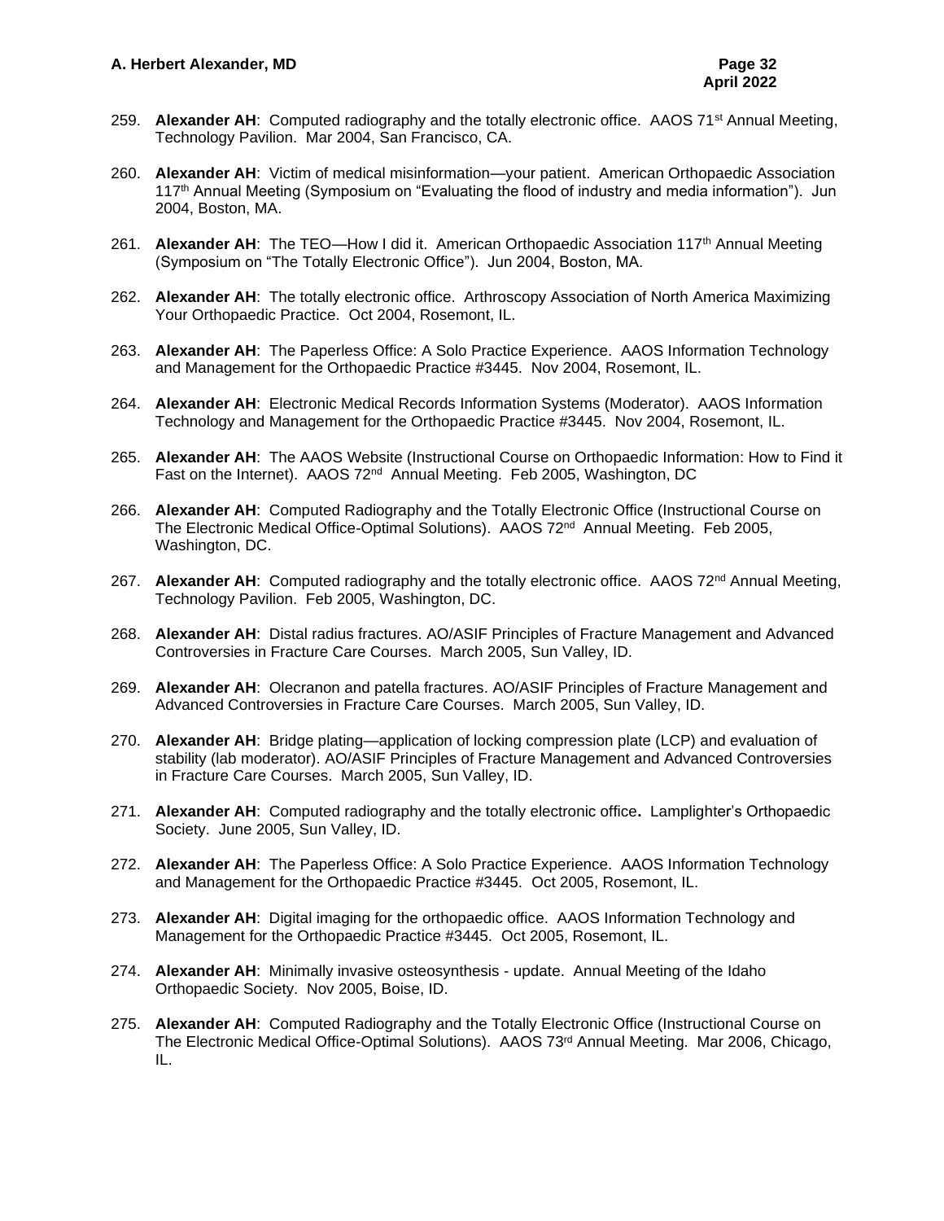259. **Alexander AH**: Computed radiography and the totally electronic office. AAOS 71st Annual Meeting, Technology Pavilion. Mar 2004, San Francisco, CA.

260. **Alexander AH**: Victim of medical misinformation—your patient. American Orthopaedic Association 117th Annual Meeting (Symposium on "Evaluating the flood of industry and media information"). Jun 2004, Boston, MA.

261. **Alexander AH**: The TEO—How I did it. American Orthopaedic Association 117th Annual Meeting (Symposium on "The Totally Electronic Office"). Jun 2004, Boston, MA.

262. **Alexander AH**: The totally electronic office. Arthroscopy Association of North America Maximizing Your Orthopaedic Practice. Oct 2004, Rosemont, IL.

263. **Alexander AH**: The Paperless Office: A Solo Practice Experience. AAOS Information Technology and Management for the Orthopaedic Practice #3445. Nov 2004, Rosemont, IL.

264. **Alexander AH**: Electronic Medical Records Information Systems (Moderator). AAOS Information Technology and Management for the Orthopaedic Practice #3445. Nov 2004, Rosemont, IL.

265. **Alexander AH**: The AAOS Website (Instructional Course on Orthopaedic Information: How to Find it Fast on the Internet). AAOS 72nd Annual Meeting. Feb 2005, Washington, DC

266. **Alexander AH**: Computed Radiography and the Totally Electronic Office (Instructional Course on The Electronic Medical Office-Optimal Solutions). AAOS 72nd Annual Meeting. Feb 2005, Washington, DC.

267. **Alexander AH**: Computed radiography and the totally electronic office. AAOS 72nd Annual Meeting, Technology Pavilion. Feb 2005, Washington, DC.

268. **Alexander AH**: Distal radius fractures. AO/ASIF Principles of Fracture Management and Advanced Controversies in Fracture Care Courses. March 2005, Sun Valley, ID.

269. **Alexander AH**: Olecranon and patella fractures. AO/ASIF Principles of Fracture Management and Advanced Controversies in Fracture Care Courses. March 2005, Sun Valley, ID.

270. **Alexander AH**: Bridge plating—application of locking compression plate (LCP) and evaluation of stability (lab moderator). AO/ASIF Principles of Fracture Management and Advanced Controversies in Fracture Care Courses. March 2005, Sun Valley, ID.

271. **Alexander AH**: Computed radiography and the totally electronic office**.** Lamplighter's Orthopaedic Society. June 2005, Sun Valley, ID.

272. **Alexander AH**: The Paperless Office: A Solo Practice Experience. AAOS Information Technology and Management for the Orthopaedic Practice #3445. Oct 2005, Rosemont, IL.

273. **Alexander AH**: Digital imaging for the orthopaedic office. AAOS Information Technology and Management for the Orthopaedic Practice #3445. Oct 2005, Rosemont, IL.

274. **Alexander AH**: Minimally invasive osteosynthesis - update. Annual Meeting of the Idaho Orthopaedic Society. Nov 2005, Boise, ID.

275. **Alexander AH**: Computed Radiography and the Totally Electronic Office (Instructional Course on The Electronic Medical Office-Optimal Solutions). AAOS 73rd Annual Meeting. Mar 2006, Chicago, IL.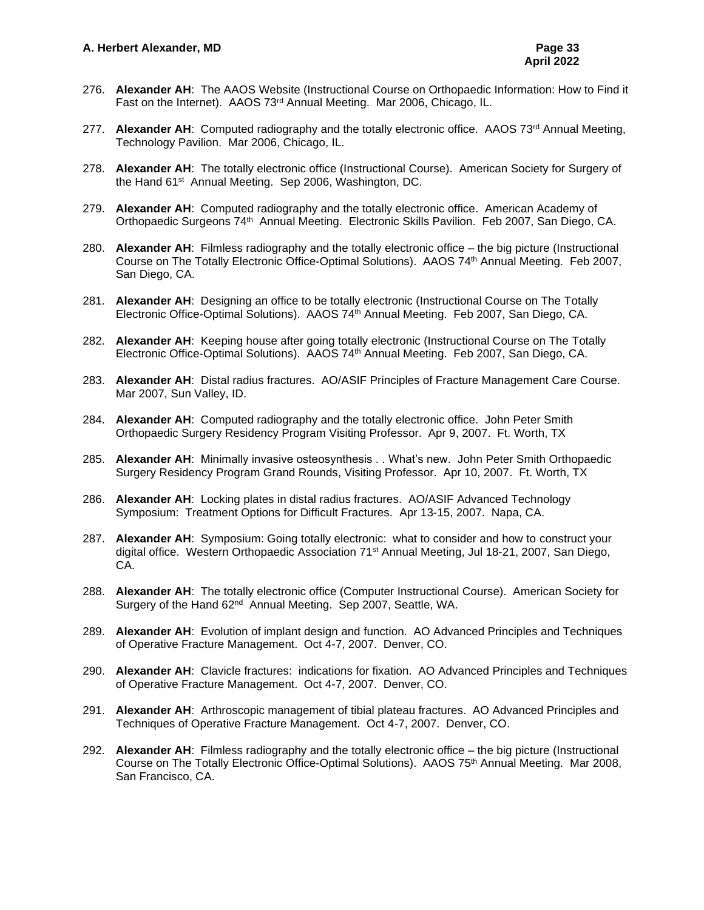276. **Alexander AH**: The AAOS Website (Instructional Course on Orthopaedic Information: How to Find it Fast on the Internet). AAOS 73rd Annual Meeting. Mar 2006, Chicago, IL.

277. **Alexander AH**: Computed radiography and the totally electronic office. AAOS 73rd Annual Meeting, Technology Pavilion. Mar 2006, Chicago, IL.

278. **Alexander AH**: The totally electronic office (Instructional Course). American Society for Surgery of the Hand 61st Annual Meeting. Sep 2006, Washington, DC.

279. **Alexander AH**: Computed radiography and the totally electronic office. American Academy of Orthopaedic Surgeons 74th Annual Meeting. Electronic Skills Pavilion. Feb 2007, San Diego, CA.

280. **Alexander AH**: Filmless radiography and the totally electronic office – the big picture (Instructional Course on The Totally Electronic Office-Optimal Solutions). AAOS 74th Annual Meeting. Feb 2007, San Diego, CA.

281. **Alexander AH**: Designing an office to be totally electronic (Instructional Course on The Totally Electronic Office-Optimal Solutions). AAOS 74th Annual Meeting. Feb 2007, San Diego, CA.

282. **Alexander AH**: Keeping house after going totally electronic (Instructional Course on The Totally Electronic Office-Optimal Solutions). AAOS 74th Annual Meeting. Feb 2007, San Diego, CA.

283. **Alexander AH**: Distal radius fractures. AO/ASIF Principles of Fracture Management Care Course. Mar 2007, Sun Valley, ID.

284. **Alexander AH**: Computed radiography and the totally electronic office. John Peter Smith Orthopaedic Surgery Residency Program Visiting Professor. Apr 9, 2007. Ft. Worth, TX

285. **Alexander AH**: Minimally invasive osteosynthesis . . What's new. John Peter Smith Orthopaedic Surgery Residency Program Grand Rounds, Visiting Professor. Apr 10, 2007. Ft. Worth, TX

286. **Alexander AH**: Locking plates in distal radius fractures. AO/ASIF Advanced Technology Symposium: Treatment Options for Difficult Fractures. Apr 13-15, 2007. Napa, CA.

287. **Alexander AH**: Symposium: Going totally electronic: what to consider and how to construct your digital office. Western Orthopaedic Association 71st Annual Meeting, Jul 18-21, 2007, San Diego, CA.

288. **Alexander AH**: The totally electronic office (Computer Instructional Course). American Society for Surgery of the Hand 62nd Annual Meeting. Sep 2007, Seattle, WA.

289. **Alexander AH**: Evolution of implant design and function. AO Advanced Principles and Techniques of Operative Fracture Management. Oct 4-7, 2007. Denver, CO.

290. **Alexander AH**: Clavicle fractures: indications for fixation. AO Advanced Principles and Techniques of Operative Fracture Management. Oct 4-7, 2007. Denver, CO.

291. **Alexander AH**: Arthroscopic management of tibial plateau fractures. AO Advanced Principles and Techniques of Operative Fracture Management. Oct 4-7, 2007. Denver, CO.

292. **Alexander AH**: Filmless radiography and the totally electronic office – the big picture (Instructional Course on The Totally Electronic Office-Optimal Solutions). AAOS 75th Annual Meeting. Mar 2008, San Francisco, CA.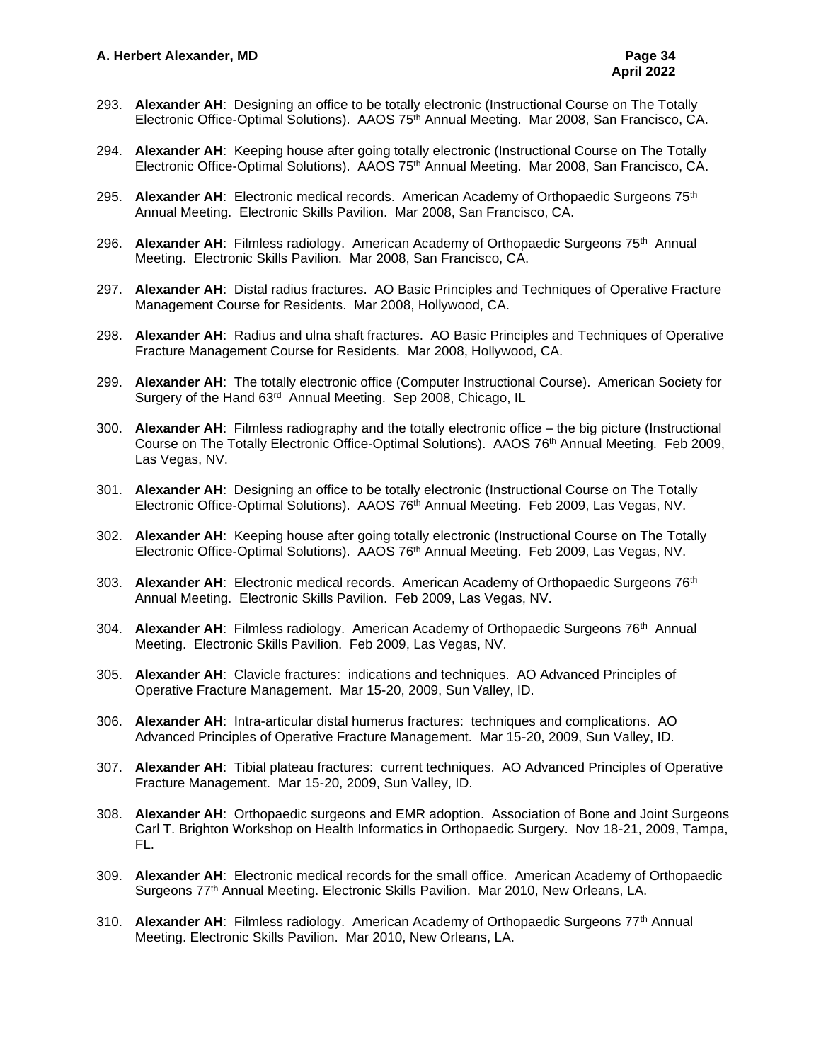293. **Alexander AH**: Designing an office to be totally electronic (Instructional Course on The Totally Electronic Office-Optimal Solutions). AAOS 75th Annual Meeting. Mar 2008, San Francisco, CA.

294. **Alexander AH**: Keeping house after going totally electronic (Instructional Course on The Totally Electronic Office-Optimal Solutions). AAOS 75th Annual Meeting. Mar 2008, San Francisco, CA.

295. **Alexander AH**: Electronic medical records. American Academy of Orthopaedic Surgeons 75th Annual Meeting. Electronic Skills Pavilion. Mar 2008, San Francisco, CA.

296. **Alexander AH**: Filmless radiology. American Academy of Orthopaedic Surgeons 75th Annual Meeting. Electronic Skills Pavilion. Mar 2008, San Francisco, CA.

297. **Alexander AH**: Distal radius fractures. AO Basic Principles and Techniques of Operative Fracture Management Course for Residents. Mar 2008, Hollywood, CA.

298. **Alexander AH**: Radius and ulna shaft fractures. AO Basic Principles and Techniques of Operative Fracture Management Course for Residents. Mar 2008, Hollywood, CA.

299. **Alexander AH**: The totally electronic office (Computer Instructional Course). American Society for Surgery of the Hand 63rd Annual Meeting. Sep 2008, Chicago, IL

300. **Alexander AH**: Filmless radiography and the totally electronic office – the big picture (Instructional Course on The Totally Electronic Office-Optimal Solutions). AAOS 76th Annual Meeting. Feb 2009, Las Vegas, NV.

301. **Alexander AH**: Designing an office to be totally electronic (Instructional Course on The Totally Electronic Office-Optimal Solutions). AAOS 76th Annual Meeting. Feb 2009, Las Vegas, NV.

302. **Alexander AH**: Keeping house after going totally electronic (Instructional Course on The Totally Electronic Office-Optimal Solutions). AAOS 76th Annual Meeting. Feb 2009, Las Vegas, NV.

303. **Alexander AH**: Electronic medical records. American Academy of Orthopaedic Surgeons 76th Annual Meeting. Electronic Skills Pavilion. Feb 2009, Las Vegas, NV.

304. **Alexander AH**: Filmless radiology. American Academy of Orthopaedic Surgeons 76th Annual Meeting. Electronic Skills Pavilion. Feb 2009, Las Vegas, NV.

305. **Alexander AH**: Clavicle fractures: indications and techniques. AO Advanced Principles of Operative Fracture Management. Mar 15-20, 2009, Sun Valley, ID.

306. **Alexander AH**: Intra-articular distal humerus fractures: techniques and complications. AO Advanced Principles of Operative Fracture Management. Mar 15-20, 2009, Sun Valley, ID.

307. **Alexander AH**: Tibial plateau fractures: current techniques. AO Advanced Principles of Operative Fracture Management. Mar 15-20, 2009, Sun Valley, ID.

308. **Alexander AH**: Orthopaedic surgeons and EMR adoption. Association of Bone and Joint Surgeons Carl T. Brighton Workshop on Health Informatics in Orthopaedic Surgery. Nov 18-21, 2009, Tampa, FL.

309. **Alexander AH**: Electronic medical records for the small office. American Academy of Orthopaedic Surgeons 77th Annual Meeting. Electronic Skills Pavilion. Mar 2010, New Orleans, LA.

310. **Alexander AH**: Filmless radiology. American Academy of Orthopaedic Surgeons 77th Annual Meeting. Electronic Skills Pavilion. Mar 2010, New Orleans, LA.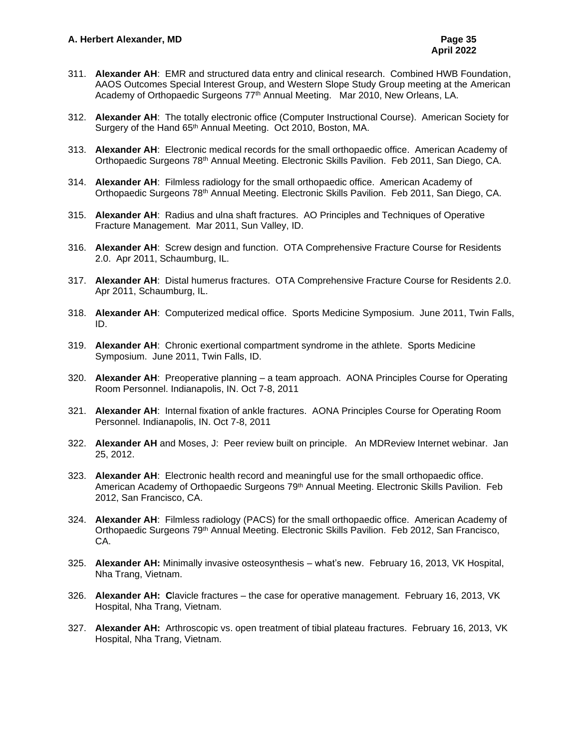311. **Alexander AH**: EMR and structured data entry and clinical research. Combined HWB Foundation, AAOS Outcomes Special Interest Group, and Western Slope Study Group meeting at the American Academy of Orthopaedic Surgeons 77th Annual Meeting. Mar 2010, New Orleans, LA.

312. **Alexander AH**: The totally electronic office (Computer Instructional Course). American Society for Surgery of the Hand 65th Annual Meeting. Oct 2010, Boston, MA.

313. **Alexander AH**: Electronic medical records for the small orthopaedic office. American Academy of Orthopaedic Surgeons 78th Annual Meeting. Electronic Skills Pavilion. Feb 2011, San Diego, CA.

314. **Alexander AH**: Filmless radiology for the small orthopaedic office. American Academy of Orthopaedic Surgeons 78th Annual Meeting. Electronic Skills Pavilion. Feb 2011, San Diego, CA.

315. **Alexander AH**: Radius and ulna shaft fractures. AO Principles and Techniques of Operative Fracture Management. Mar 2011, Sun Valley, ID.

316. **Alexander AH**: Screw design and function. OTA Comprehensive Fracture Course for Residents 2.0. Apr 2011, Schaumburg, IL.

317. **Alexander AH**: Distal humerus fractures. OTA Comprehensive Fracture Course for Residents 2.0. Apr 2011, Schaumburg, IL.

318. **Alexander AH**: Computerized medical office. Sports Medicine Symposium. June 2011, Twin Falls, ID.

319. **Alexander AH**: Chronic exertional compartment syndrome in the athlete. Sports Medicine Symposium. June 2011, Twin Falls, ID.

320. **Alexander AH**: Preoperative planning – a team approach. AONA Principles Course for Operating Room Personnel. Indianapolis, IN. Oct 7-8, 2011

321. **Alexander AH**: Internal fixation of ankle fractures. AONA Principles Course for Operating Room Personnel. Indianapolis, IN. Oct 7-8, 2011

322. **Alexander AH** and Moses, J: Peer review built on principle. An MDReview Internet webinar. Jan 25, 2012.

323. **Alexander AH**: Electronic health record and meaningful use for the small orthopaedic office. American Academy of Orthopaedic Surgeons 79th Annual Meeting. Electronic Skills Pavilion. Feb 2012, San Francisco, CA.

324. **Alexander AH**: Filmless radiology (PACS) for the small orthopaedic office. American Academy of Orthopaedic Surgeons 79th Annual Meeting. Electronic Skills Pavilion. Feb 2012, San Francisco, CA.

325. **Alexander AH:** Minimally invasive osteosynthesis – what's new. February 16, 2013, VK Hospital, Nha Trang, Vietnam.

326. **Alexander AH: C**lavicle fractures – the case for operative management. February 16, 2013, VK Hospital, Nha Trang, Vietnam.

327. **Alexander AH:** Arthroscopic vs. open treatment of tibial plateau fractures. February 16, 2013, VK Hospital, Nha Trang, Vietnam.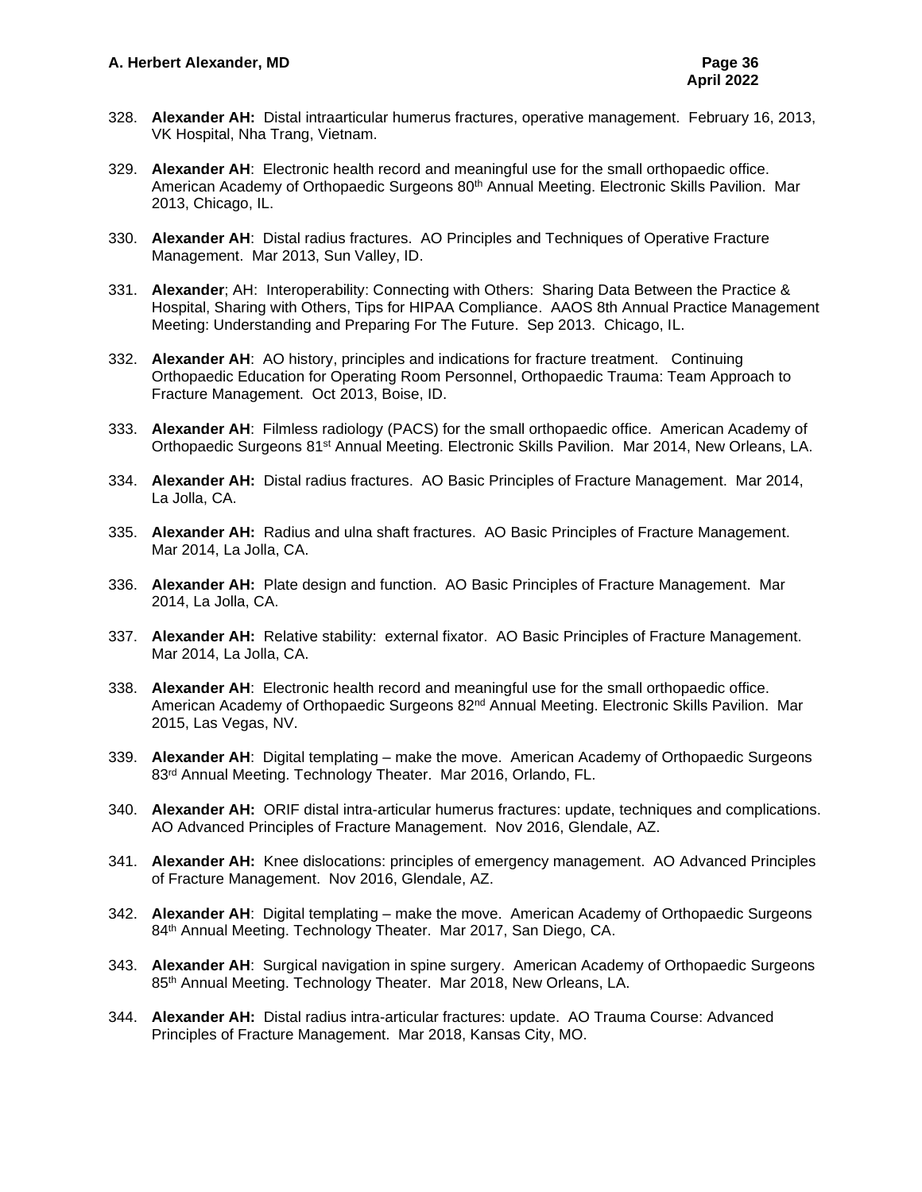328. **Alexander AH:** Distal intraarticular humerus fractures, operative management. February 16, 2013, VK Hospital, Nha Trang, Vietnam.

329. **Alexander AH**: Electronic health record and meaningful use for the small orthopaedic office. American Academy of Orthopaedic Surgeons 80th Annual Meeting. Electronic Skills Pavilion. Mar 2013, Chicago, IL.

330. **Alexander AH**: Distal radius fractures. AO Principles and Techniques of Operative Fracture Management. Mar 2013, Sun Valley, ID.

331. **Alexander**; AH: Interoperability: Connecting with Others: Sharing Data Between the Practice & Hospital, Sharing with Others, Tips for HIPAA Compliance. AAOS 8th Annual Practice Management Meeting: Understanding and Preparing For The Future. Sep 2013. Chicago, IL.

332. **Alexander AH**: AO history, principles and indications for fracture treatment. Continuing Orthopaedic Education for Operating Room Personnel, Orthopaedic Trauma: Team Approach to Fracture Management. Oct 2013, Boise, ID.

333. **Alexander AH**: Filmless radiology (PACS) for the small orthopaedic office. American Academy of Orthopaedic Surgeons 81st Annual Meeting. Electronic Skills Pavilion. Mar 2014, New Orleans, LA.

334. **Alexander AH:** Distal radius fractures. AO Basic Principles of Fracture Management. Mar 2014, La Jolla, CA.

335. **Alexander AH:** Radius and ulna shaft fractures. AO Basic Principles of Fracture Management. Mar 2014, La Jolla, CA.

336. **Alexander AH:** Plate design and function. AO Basic Principles of Fracture Management. Mar 2014, La Jolla, CA.

337. **Alexander AH:** Relative stability: external fixator. AO Basic Principles of Fracture Management. Mar 2014, La Jolla, CA.

338. **Alexander AH**: Electronic health record and meaningful use for the small orthopaedic office. American Academy of Orthopaedic Surgeons 82nd Annual Meeting. Electronic Skills Pavilion. Mar 2015, Las Vegas, NV.

339. **Alexander AH**: Digital templating – make the move. American Academy of Orthopaedic Surgeons 83rd Annual Meeting. Technology Theater. Mar 2016, Orlando, FL.

340. **Alexander AH:** ORIF distal intra-articular humerus fractures: update, techniques and complications. AO Advanced Principles of Fracture Management. Nov 2016, Glendale, AZ.

341. **Alexander AH:** Knee dislocations: principles of emergency management. AO Advanced Principles of Fracture Management. Nov 2016, Glendale, AZ.

342. **Alexander AH**: Digital templating – make the move. American Academy of Orthopaedic Surgeons 84th Annual Meeting. Technology Theater. Mar 2017, San Diego, CA.

343. **Alexander AH**: Surgical navigation in spine surgery. American Academy of Orthopaedic Surgeons 85th Annual Meeting. Technology Theater. Mar 2018, New Orleans, LA.

344. **Alexander AH:** Distal radius intra-articular fractures: update. AO Trauma Course: Advanced Principles of Fracture Management. Mar 2018, Kansas City, MO.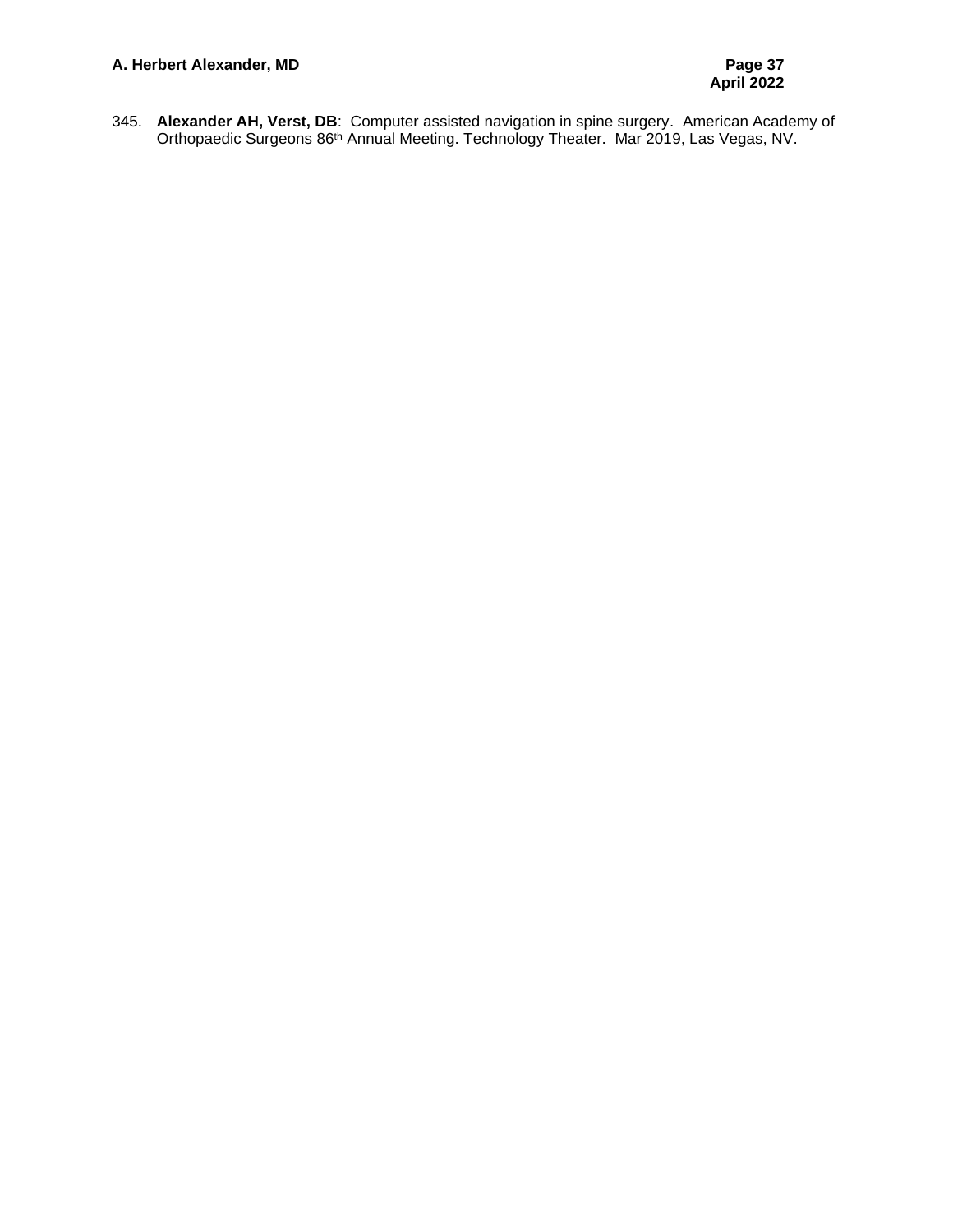345. **Alexander AH, Verst, DB**: Computer assisted navigation in spine surgery. American Academy of Orthopaedic Surgeons 86th Annual Meeting. Technology Theater. Mar 2019, Las Vegas, NV.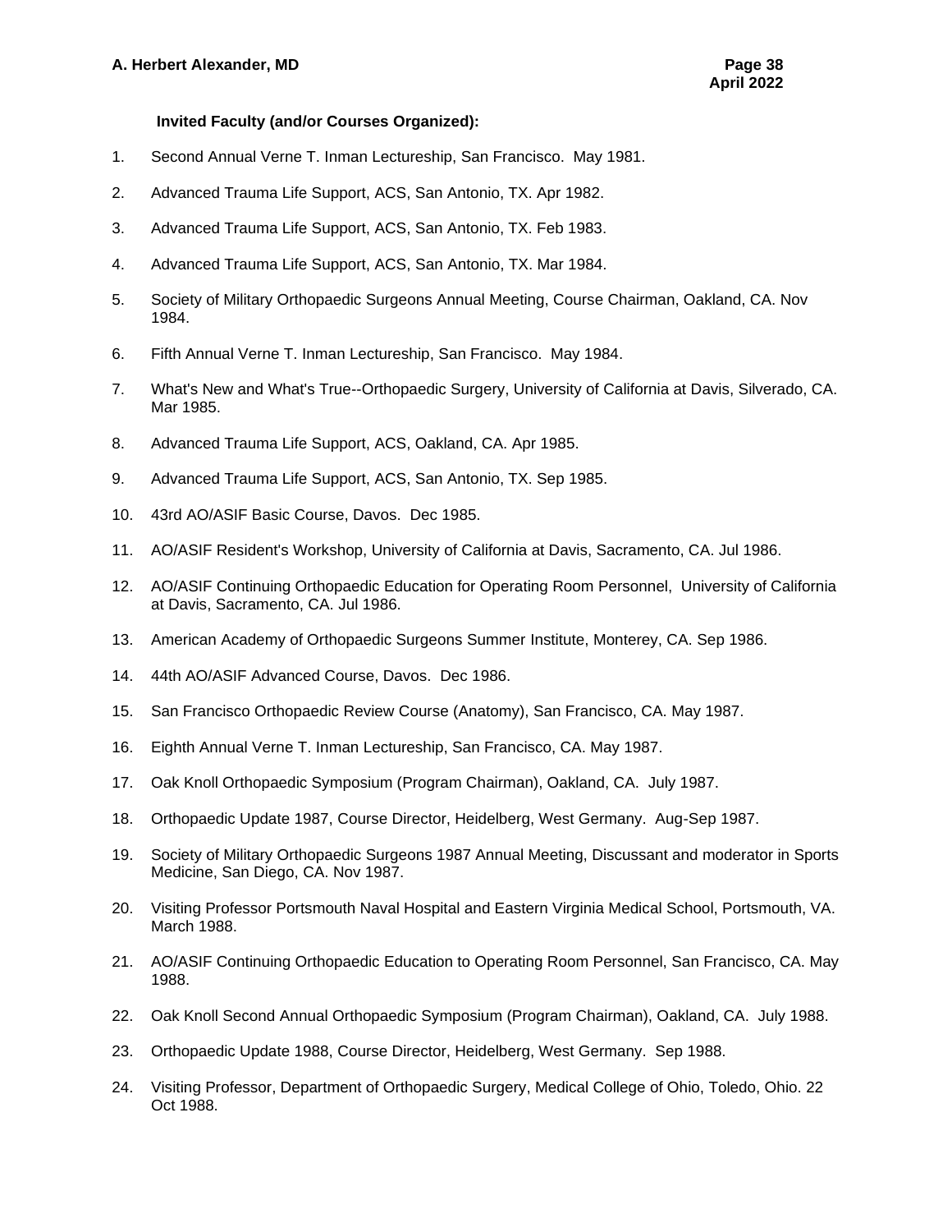**Invited Faculty (and/or Courses Organized):**

1. Second Annual Verne T. Inman Lectureship, San Francisco. May 1981.

2. Advanced Trauma Life Support, ACS, San Antonio, TX. Apr 1982.

3. Advanced Trauma Life Support, ACS, San Antonio, TX. Feb 1983.

4. Advanced Trauma Life Support, ACS, San Antonio, TX. Mar 1984.

5. Society of Military Orthopaedic Surgeons Annual Meeting, Course Chairman, Oakland, CA. Nov 1984.

6. Fifth Annual Verne T. Inman Lectureship, San Francisco. May 1984.

7. What's New and What's True--Orthopaedic Surgery, University of California at Davis, Silverado, CA. Mar 1985.

8. Advanced Trauma Life Support, ACS, Oakland, CA. Apr 1985.

9. Advanced Trauma Life Support, ACS, San Antonio, TX. Sep 1985.

10. 43rd AO/ASIF Basic Course, Davos. Dec 1985.

11. AO/ASIF Resident's Workshop, University of California at Davis, Sacramento, CA. Jul 1986.

12. AO/ASIF Continuing Orthopaedic Education for Operating Room Personnel, University of California at Davis, Sacramento, CA. Jul 1986.

13. American Academy of Orthopaedic Surgeons Summer Institute, Monterey, CA. Sep 1986.

14. 44th AO/ASIF Advanced Course, Davos. Dec 1986.

15. San Francisco Orthopaedic Review Course (Anatomy), San Francisco, CA. May 1987.

16. Eighth Annual Verne T. Inman Lectureship, San Francisco, CA. May 1987.

17. Oak Knoll Orthopaedic Symposium (Program Chairman), Oakland, CA. July 1987.

18. Orthopaedic Update 1987, Course Director, Heidelberg, West Germany. Aug-Sep 1987.

19. Society of Military Orthopaedic Surgeons 1987 Annual Meeting, Discussant and moderator in Sports Medicine, San Diego, CA. Nov 1987.

20. Visiting Professor Portsmouth Naval Hospital and Eastern Virginia Medical School, Portsmouth, VA. March 1988.

21. AO/ASIF Continuing Orthopaedic Education to Operating Room Personnel, San Francisco, CA. May 1988.

22. Oak Knoll Second Annual Orthopaedic Symposium (Program Chairman), Oakland, CA. July 1988.

23. Orthopaedic Update 1988, Course Director, Heidelberg, West Germany. Sep 1988.

24. Visiting Professor, Department of Orthopaedic Surgery, Medical College of Ohio, Toledo, Ohio. 22 Oct 1988.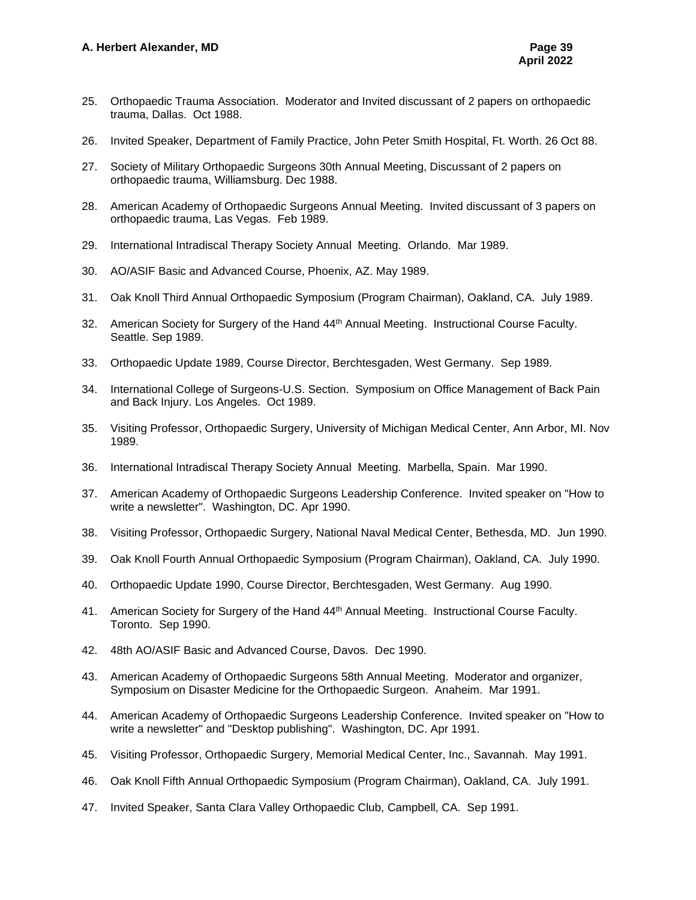25. Orthopaedic Trauma Association. Moderator and Invited discussant of 2 papers on orthopaedic trauma, Dallas. Oct 1988.

26. Invited Speaker, Department of Family Practice, John Peter Smith Hospital, Ft. Worth. 26 Oct 88.

27. Society of Military Orthopaedic Surgeons 30th Annual Meeting, Discussant of 2 papers on orthopaedic trauma, Williamsburg. Dec 1988.

28. American Academy of Orthopaedic Surgeons Annual Meeting. Invited discussant of 3 papers on orthopaedic trauma, Las Vegas. Feb 1989.

29. International Intradiscal Therapy Society Annual Meeting. Orlando. Mar 1989.

30. AO/ASIF Basic and Advanced Course, Phoenix, AZ. May 1989.

31. Oak Knoll Third Annual Orthopaedic Symposium (Program Chairman), Oakland, CA. July 1989.

32. American Society for Surgery of the Hand 44th Annual Meeting. Instructional Course Faculty. Seattle. Sep 1989.

33. Orthopaedic Update 1989, Course Director, Berchtesgaden, West Germany. Sep 1989.

34. International College of Surgeons-U.S. Section. Symposium on Office Management of Back Pain and Back Injury. Los Angeles. Oct 1989.

35. Visiting Professor, Orthopaedic Surgery, University of Michigan Medical Center, Ann Arbor, MI. Nov 1989.

36. International Intradiscal Therapy Society Annual Meeting. Marbella, Spain. Mar 1990.

37. American Academy of Orthopaedic Surgeons Leadership Conference. Invited speaker on "How to write a newsletter". Washington, DC. Apr 1990.

38. Visiting Professor, Orthopaedic Surgery, National Naval Medical Center, Bethesda, MD. Jun 1990.

39. Oak Knoll Fourth Annual Orthopaedic Symposium (Program Chairman), Oakland, CA. July 1990.

40. Orthopaedic Update 1990, Course Director, Berchtesgaden, West Germany. Aug 1990.

41. American Society for Surgery of the Hand 44th Annual Meeting. Instructional Course Faculty. Toronto. Sep 1990.

42. 48th AO/ASIF Basic and Advanced Course, Davos. Dec 1990.

43. American Academy of Orthopaedic Surgeons 58th Annual Meeting. Moderator and organizer, Symposium on Disaster Medicine for the Orthopaedic Surgeon. Anaheim. Mar 1991.

44. American Academy of Orthopaedic Surgeons Leadership Conference. Invited speaker on "How to write a newsletter" and "Desktop publishing". Washington, DC. Apr 1991.

45. Visiting Professor, Orthopaedic Surgery, Memorial Medical Center, Inc., Savannah. May 1991.

46. Oak Knoll Fifth Annual Orthopaedic Symposium (Program Chairman), Oakland, CA. July 1991.

47. Invited Speaker, Santa Clara Valley Orthopaedic Club, Campbell, CA. Sep 1991.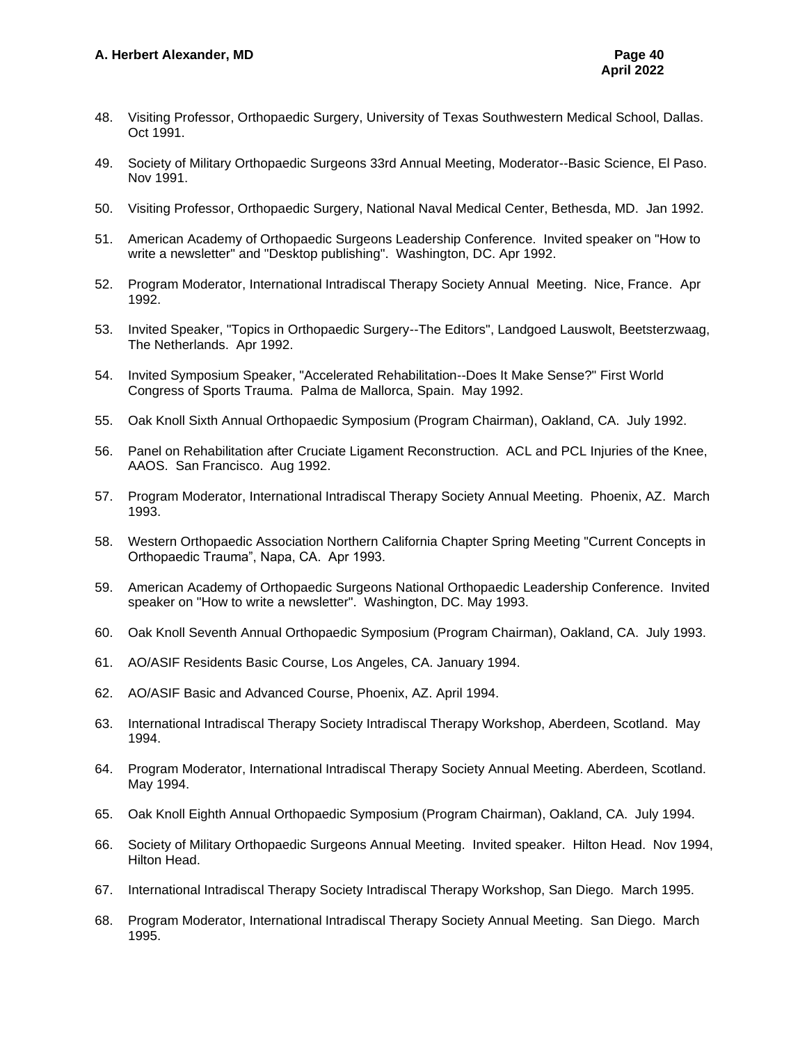48. Visiting Professor, Orthopaedic Surgery, University of Texas Southwestern Medical School, Dallas. Oct 1991.

49. Society of Military Orthopaedic Surgeons 33rd Annual Meeting, Moderator--Basic Science, El Paso. Nov 1991.

50. Visiting Professor, Orthopaedic Surgery, National Naval Medical Center, Bethesda, MD. Jan 1992.

51. American Academy of Orthopaedic Surgeons Leadership Conference. Invited speaker on "How to write a newsletter" and "Desktop publishing". Washington, DC. Apr 1992.

52. Program Moderator, International Intradiscal Therapy Society Annual Meeting. Nice, France. Apr 1992.

53. Invited Speaker, "Topics in Orthopaedic Surgery--The Editors", Landgoed Lauswolt, Beetsterzwaag, The Netherlands. Apr 1992.

54. Invited Symposium Speaker, "Accelerated Rehabilitation--Does It Make Sense?" First World Congress of Sports Trauma. Palma de Mallorca, Spain. May 1992.

55. Oak Knoll Sixth Annual Orthopaedic Symposium (Program Chairman), Oakland, CA. July 1992.

56. Panel on Rehabilitation after Cruciate Ligament Reconstruction. ACL and PCL Injuries of the Knee, AAOS. San Francisco. Aug 1992.

57. Program Moderator, International Intradiscal Therapy Society Annual Meeting. Phoenix, AZ. March 1993.

58. Western Orthopaedic Association Northern California Chapter Spring Meeting "Current Concepts in Orthopaedic Trauma", Napa, CA. Apr 1993.

59. American Academy of Orthopaedic Surgeons National Orthopaedic Leadership Conference. Invited speaker on "How to write a newsletter". Washington, DC. May 1993.

60. Oak Knoll Seventh Annual Orthopaedic Symposium (Program Chairman), Oakland, CA. July 1993.

61. AO/ASIF Residents Basic Course, Los Angeles, CA. January 1994.

62. AO/ASIF Basic and Advanced Course, Phoenix, AZ. April 1994.

63. International Intradiscal Therapy Society Intradiscal Therapy Workshop, Aberdeen, Scotland. May 1994.

64. Program Moderator, International Intradiscal Therapy Society Annual Meeting. Aberdeen, Scotland. May 1994.

65. Oak Knoll Eighth Annual Orthopaedic Symposium (Program Chairman), Oakland, CA. July 1994.

66. Society of Military Orthopaedic Surgeons Annual Meeting. Invited speaker. Hilton Head. Nov 1994, Hilton Head.

67. International Intradiscal Therapy Society Intradiscal Therapy Workshop, San Diego. March 1995.

68. Program Moderator, International Intradiscal Therapy Society Annual Meeting. San Diego. March 1995.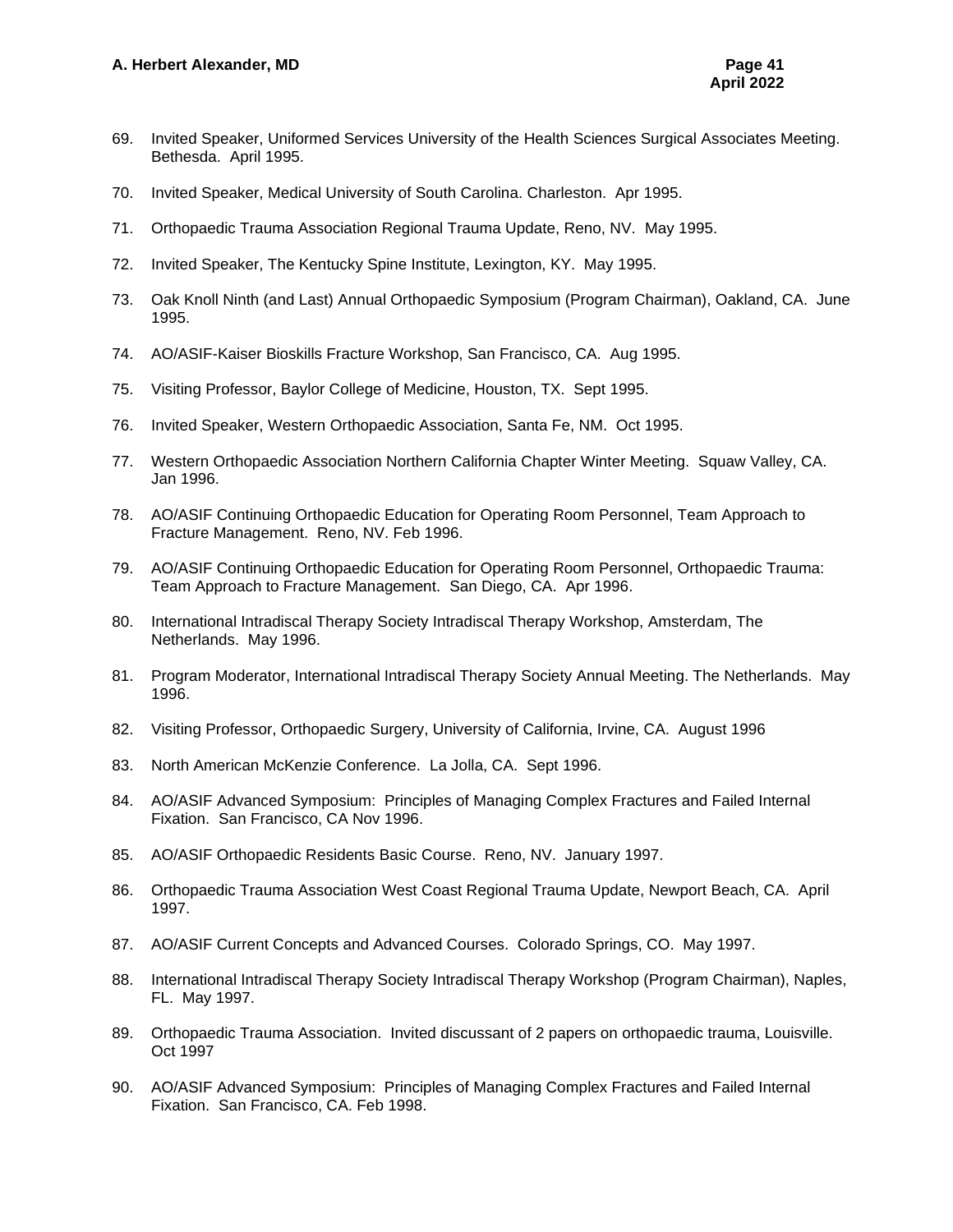69. Invited Speaker, Uniformed Services University of the Health Sciences Surgical Associates Meeting. Bethesda. April 1995.

70. Invited Speaker, Medical University of South Carolina. Charleston. Apr 1995.

71. Orthopaedic Trauma Association Regional Trauma Update, Reno, NV. May 1995.

72. Invited Speaker, The Kentucky Spine Institute, Lexington, KY. May 1995.

73. Oak Knoll Ninth (and Last) Annual Orthopaedic Symposium (Program Chairman), Oakland, CA. June 1995.

74. AO/ASIF-Kaiser Bioskills Fracture Workshop, San Francisco, CA. Aug 1995.

75. Visiting Professor, Baylor College of Medicine, Houston, TX. Sept 1995.

76. Invited Speaker, Western Orthopaedic Association, Santa Fe, NM. Oct 1995.

77. Western Orthopaedic Association Northern California Chapter Winter Meeting. Squaw Valley, CA. Jan 1996.

78. AO/ASIF Continuing Orthopaedic Education for Operating Room Personnel, Team Approach to Fracture Management. Reno, NV. Feb 1996.

79. AO/ASIF Continuing Orthopaedic Education for Operating Room Personnel, Orthopaedic Trauma: Team Approach to Fracture Management. San Diego, CA. Apr 1996.

80. International Intradiscal Therapy Society Intradiscal Therapy Workshop, Amsterdam, The Netherlands. May 1996.

81. Program Moderator, International Intradiscal Therapy Society Annual Meeting. The Netherlands. May 1996.

82. Visiting Professor, Orthopaedic Surgery, University of California, Irvine, CA. August 1996

83. North American McKenzie Conference. La Jolla, CA. Sept 1996.

84. AO/ASIF Advanced Symposium: Principles of Managing Complex Fractures and Failed Internal Fixation. San Francisco, CA Nov 1996.

85. AO/ASIF Orthopaedic Residents Basic Course. Reno, NV. January 1997.

86. Orthopaedic Trauma Association West Coast Regional Trauma Update, Newport Beach, CA. April 1997.

87. AO/ASIF Current Concepts and Advanced Courses. Colorado Springs, CO. May 1997.

88. International Intradiscal Therapy Society Intradiscal Therapy Workshop (Program Chairman), Naples, FL. May 1997.

89. Orthopaedic Trauma Association. Invited discussant of 2 papers on orthopaedic trauma, Louisville. Oct 1997

90. AO/ASIF Advanced Symposium: Principles of Managing Complex Fractures and Failed Internal Fixation. San Francisco, CA. Feb 1998.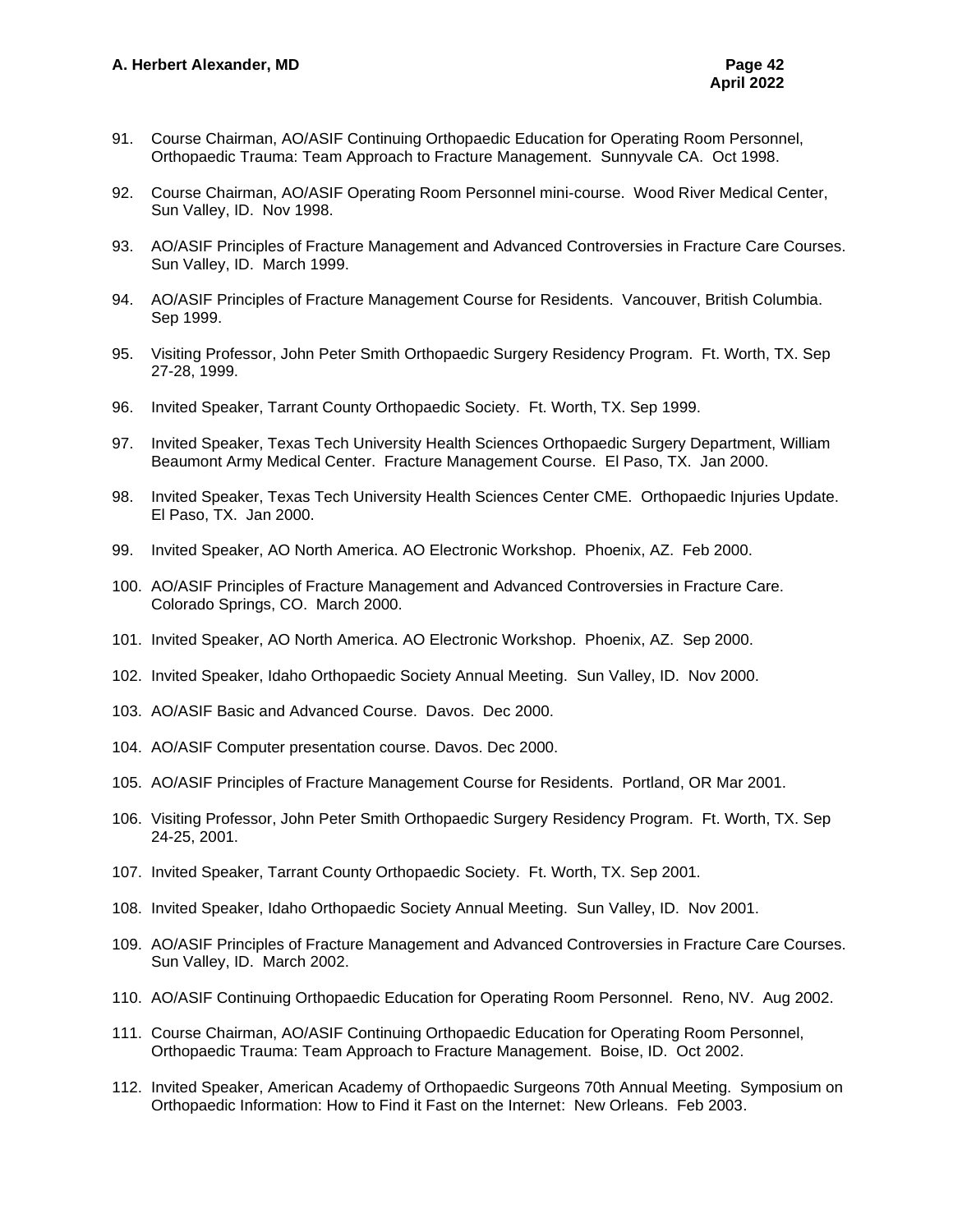91. Course Chairman, AO/ASIF Continuing Orthopaedic Education for Operating Room Personnel, Orthopaedic Trauma: Team Approach to Fracture Management. Sunnyvale CA. Oct 1998.

92. Course Chairman, AO/ASIF Operating Room Personnel mini-course. Wood River Medical Center, Sun Valley, ID. Nov 1998.

93. AO/ASIF Principles of Fracture Management and Advanced Controversies in Fracture Care Courses. Sun Valley, ID. March 1999.

94. AO/ASIF Principles of Fracture Management Course for Residents. Vancouver, British Columbia. Sep 1999.

95. Visiting Professor, John Peter Smith Orthopaedic Surgery Residency Program. Ft. Worth, TX. Sep 27-28, 1999.

96. Invited Speaker, Tarrant County Orthopaedic Society. Ft. Worth, TX. Sep 1999.

97. Invited Speaker, Texas Tech University Health Sciences Orthopaedic Surgery Department, William Beaumont Army Medical Center. Fracture Management Course. El Paso, TX. Jan 2000.

98. Invited Speaker, Texas Tech University Health Sciences Center CME. Orthopaedic Injuries Update. El Paso, TX. Jan 2000.

99. Invited Speaker, AO North America. AO Electronic Workshop. Phoenix, AZ. Feb 2000.

100. AO/ASIF Principles of Fracture Management and Advanced Controversies in Fracture Care. Colorado Springs, CO. March 2000.

101. Invited Speaker, AO North America. AO Electronic Workshop. Phoenix, AZ. Sep 2000.

102. Invited Speaker, Idaho Orthopaedic Society Annual Meeting. Sun Valley, ID. Nov 2000.

103. AO/ASIF Basic and Advanced Course. Davos. Dec 2000.

104. AO/ASIF Computer presentation course. Davos. Dec 2000.

105. AO/ASIF Principles of Fracture Management Course for Residents. Portland, OR Mar 2001.

106. Visiting Professor, John Peter Smith Orthopaedic Surgery Residency Program. Ft. Worth, TX. Sep 24-25, 2001.

107. Invited Speaker, Tarrant County Orthopaedic Society. Ft. Worth, TX. Sep 2001.

108. Invited Speaker, Idaho Orthopaedic Society Annual Meeting. Sun Valley, ID. Nov 2001.

109. AO/ASIF Principles of Fracture Management and Advanced Controversies in Fracture Care Courses. Sun Valley, ID. March 2002.

110. AO/ASIF Continuing Orthopaedic Education for Operating Room Personnel. Reno, NV. Aug 2002.

111. Course Chairman, AO/ASIF Continuing Orthopaedic Education for Operating Room Personnel, Orthopaedic Trauma: Team Approach to Fracture Management. Boise, ID. Oct 2002.

112. Invited Speaker, American Academy of Orthopaedic Surgeons 70th Annual Meeting. Symposium on Orthopaedic Information: How to Find it Fast on the Internet: New Orleans. Feb 2003.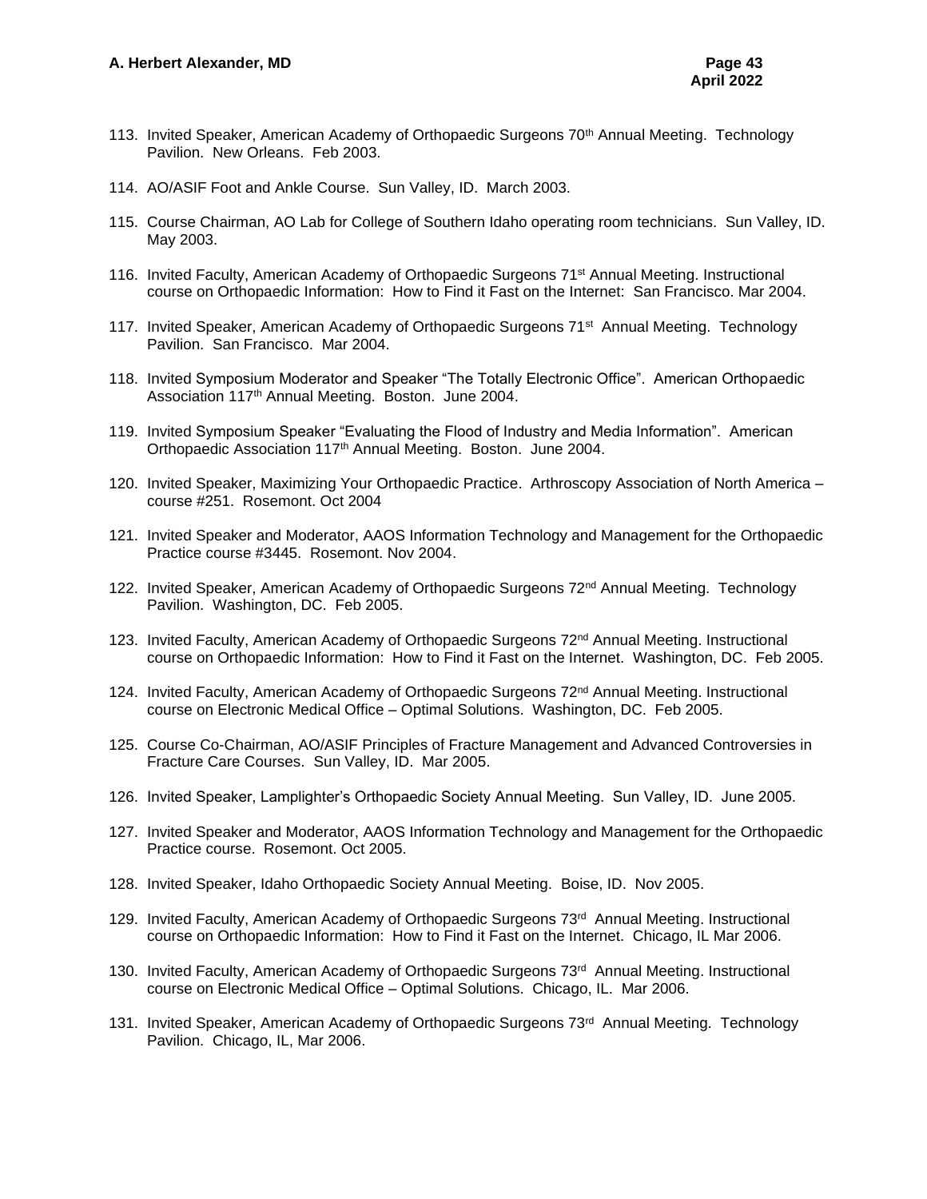113. Invited Speaker, American Academy of Orthopaedic Surgeons 70th Annual Meeting. Technology Pavilion. New Orleans. Feb 2003.

114. AO/ASIF Foot and Ankle Course. Sun Valley, ID. March 2003.

115. Course Chairman, AO Lab for College of Southern Idaho operating room technicians. Sun Valley, ID. May 2003.

116. Invited Faculty, American Academy of Orthopaedic Surgeons 71st Annual Meeting. Instructional course on Orthopaedic Information: How to Find it Fast on the Internet: San Francisco. Mar 2004.

117. Invited Speaker, American Academy of Orthopaedic Surgeons 71st Annual Meeting. Technology Pavilion. San Francisco. Mar 2004.

118. Invited Symposium Moderator and Speaker "The Totally Electronic Office". American Orthopaedic Association 117th Annual Meeting. Boston. June 2004.

119. Invited Symposium Speaker "Evaluating the Flood of Industry and Media Information". American Orthopaedic Association 117th Annual Meeting. Boston. June 2004.

120. Invited Speaker, Maximizing Your Orthopaedic Practice. Arthroscopy Association of North America – course #251. Rosemont. Oct 2004

121. Invited Speaker and Moderator, AAOS Information Technology and Management for the Orthopaedic Practice course #3445. Rosemont. Nov 2004.

122. Invited Speaker, American Academy of Orthopaedic Surgeons 72nd Annual Meeting. Technology Pavilion. Washington, DC. Feb 2005.

123. Invited Faculty, American Academy of Orthopaedic Surgeons 72nd Annual Meeting. Instructional course on Orthopaedic Information: How to Find it Fast on the Internet. Washington, DC. Feb 2005.

124. Invited Faculty, American Academy of Orthopaedic Surgeons 72nd Annual Meeting. Instructional course on Electronic Medical Office – Optimal Solutions. Washington, DC. Feb 2005.

125. Course Co-Chairman, AO/ASIF Principles of Fracture Management and Advanced Controversies in Fracture Care Courses. Sun Valley, ID. Mar 2005.

126. Invited Speaker, Lamplighter's Orthopaedic Society Annual Meeting. Sun Valley, ID. June 2005.

127. Invited Speaker and Moderator, AAOS Information Technology and Management for the Orthopaedic Practice course. Rosemont. Oct 2005.

128. Invited Speaker, Idaho Orthopaedic Society Annual Meeting. Boise, ID. Nov 2005.

129. Invited Faculty, American Academy of Orthopaedic Surgeons 73rd Annual Meeting. Instructional course on Orthopaedic Information: How to Find it Fast on the Internet. Chicago, IL Mar 2006.

130. Invited Faculty, American Academy of Orthopaedic Surgeons 73rd Annual Meeting. Instructional course on Electronic Medical Office – Optimal Solutions. Chicago, IL. Mar 2006.

131. Invited Speaker, American Academy of Orthopaedic Surgeons 73rd Annual Meeting. Technology Pavilion. Chicago, IL, Mar 2006.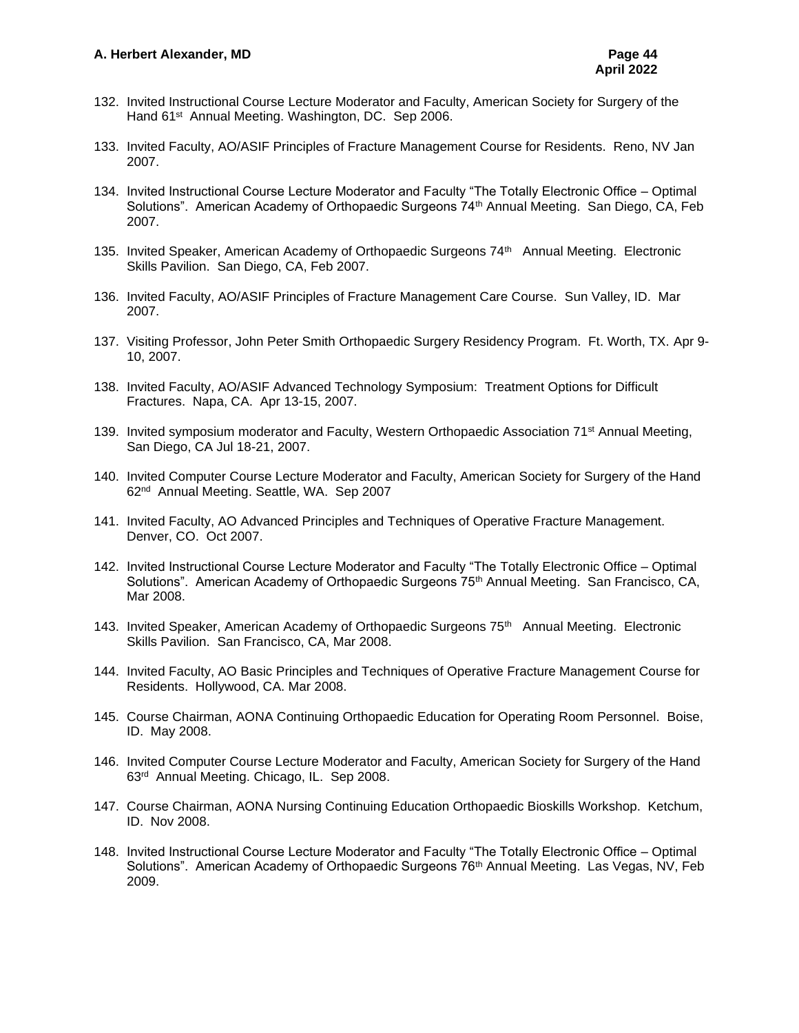132. Invited Instructional Course Lecture Moderator and Faculty, American Society for Surgery of the Hand 61st Annual Meeting. Washington, DC. Sep 2006.

133. Invited Faculty, AO/ASIF Principles of Fracture Management Course for Residents. Reno, NV Jan 2007.

134. Invited Instructional Course Lecture Moderator and Faculty "The Totally Electronic Office – Optimal Solutions". American Academy of Orthopaedic Surgeons 74th Annual Meeting. San Diego, CA, Feb 2007.

135. Invited Speaker, American Academy of Orthopaedic Surgeons 74th Annual Meeting. Electronic Skills Pavilion. San Diego, CA, Feb 2007.

136. Invited Faculty, AO/ASIF Principles of Fracture Management Care Course. Sun Valley, ID. Mar 2007.

137. Visiting Professor, John Peter Smith Orthopaedic Surgery Residency Program. Ft. Worth, TX. Apr 9-10, 2007.

138. Invited Faculty, AO/ASIF Advanced Technology Symposium: Treatment Options for Difficult Fractures. Napa, CA. Apr 13-15, 2007.

139. Invited symposium moderator and Faculty, Western Orthopaedic Association 71st Annual Meeting, San Diego, CA Jul 18-21, 2007.

140. Invited Computer Course Lecture Moderator and Faculty, American Society for Surgery of the Hand 62nd Annual Meeting. Seattle, WA. Sep 2007

141. Invited Faculty, AO Advanced Principles and Techniques of Operative Fracture Management. Denver, CO. Oct 2007.

142. Invited Instructional Course Lecture Moderator and Faculty "The Totally Electronic Office – Optimal Solutions". American Academy of Orthopaedic Surgeons 75th Annual Meeting. San Francisco, CA, Mar 2008.

143. Invited Speaker, American Academy of Orthopaedic Surgeons 75th Annual Meeting. Electronic Skills Pavilion. San Francisco, CA, Mar 2008.

144. Invited Faculty, AO Basic Principles and Techniques of Operative Fracture Management Course for Residents. Hollywood, CA. Mar 2008.

145. Course Chairman, AONA Continuing Orthopaedic Education for Operating Room Personnel. Boise, ID. May 2008.

146. Invited Computer Course Lecture Moderator and Faculty, American Society for Surgery of the Hand 63rd Annual Meeting. Chicago, IL. Sep 2008.

147. Course Chairman, AONA Nursing Continuing Education Orthopaedic Bioskills Workshop. Ketchum, ID. Nov 2008.

148. Invited Instructional Course Lecture Moderator and Faculty "The Totally Electronic Office – Optimal Solutions". American Academy of Orthopaedic Surgeons 76th Annual Meeting. Las Vegas, NV, Feb 2009.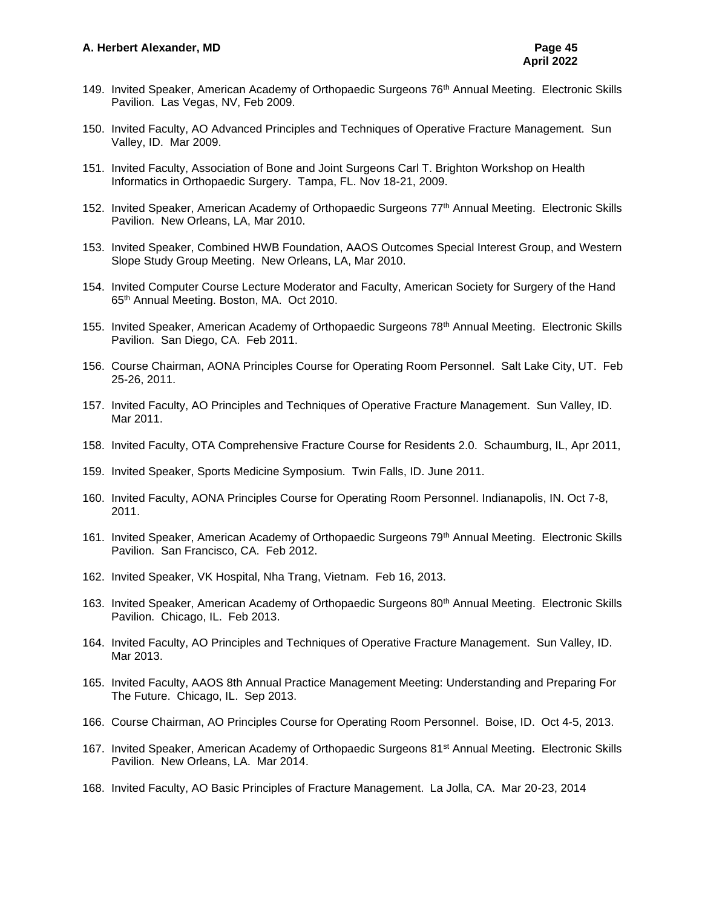149. Invited Speaker, American Academy of Orthopaedic Surgeons 76th Annual Meeting. Electronic Skills Pavilion. Las Vegas, NV, Feb 2009.

150. Invited Faculty, AO Advanced Principles and Techniques of Operative Fracture Management. Sun Valley, ID. Mar 2009.

151. Invited Faculty, Association of Bone and Joint Surgeons Carl T. Brighton Workshop on Health Informatics in Orthopaedic Surgery. Tampa, FL. Nov 18-21, 2009.

152. Invited Speaker, American Academy of Orthopaedic Surgeons 77th Annual Meeting. Electronic Skills Pavilion. New Orleans, LA, Mar 2010.

153. Invited Speaker, Combined HWB Foundation, AAOS Outcomes Special Interest Group, and Western Slope Study Group Meeting. New Orleans, LA, Mar 2010.

154. Invited Computer Course Lecture Moderator and Faculty, American Society for Surgery of the Hand 65th Annual Meeting. Boston, MA. Oct 2010.

155. Invited Speaker, American Academy of Orthopaedic Surgeons 78th Annual Meeting. Electronic Skills Pavilion. San Diego, CA. Feb 2011.

156. Course Chairman, AONA Principles Course for Operating Room Personnel. Salt Lake City, UT. Feb 25-26, 2011.

157. Invited Faculty, AO Principles and Techniques of Operative Fracture Management. Sun Valley, ID. Mar 2011.

158. Invited Faculty, OTA Comprehensive Fracture Course for Residents 2.0. Schaumburg, IL, Apr 2011,

159. Invited Speaker, Sports Medicine Symposium. Twin Falls, ID. June 2011.

160. Invited Faculty, AONA Principles Course for Operating Room Personnel. Indianapolis, IN. Oct 7-8, 2011.

161. Invited Speaker, American Academy of Orthopaedic Surgeons 79th Annual Meeting. Electronic Skills Pavilion. San Francisco, CA. Feb 2012.

162. Invited Speaker, VK Hospital, Nha Trang, Vietnam. Feb 16, 2013.

163. Invited Speaker, American Academy of Orthopaedic Surgeons 80th Annual Meeting. Electronic Skills Pavilion. Chicago, IL. Feb 2013.

164. Invited Faculty, AO Principles and Techniques of Operative Fracture Management. Sun Valley, ID. Mar 2013.

165. Invited Faculty, AAOS 8th Annual Practice Management Meeting: Understanding and Preparing For The Future. Chicago, IL. Sep 2013.

166. Course Chairman, AO Principles Course for Operating Room Personnel. Boise, ID. Oct 4-5, 2013.

167. Invited Speaker, American Academy of Orthopaedic Surgeons 81st Annual Meeting. Electronic Skills Pavilion. New Orleans, LA. Mar 2014.

168. Invited Faculty, AO Basic Principles of Fracture Management. La Jolla, CA. Mar 20-23, 2014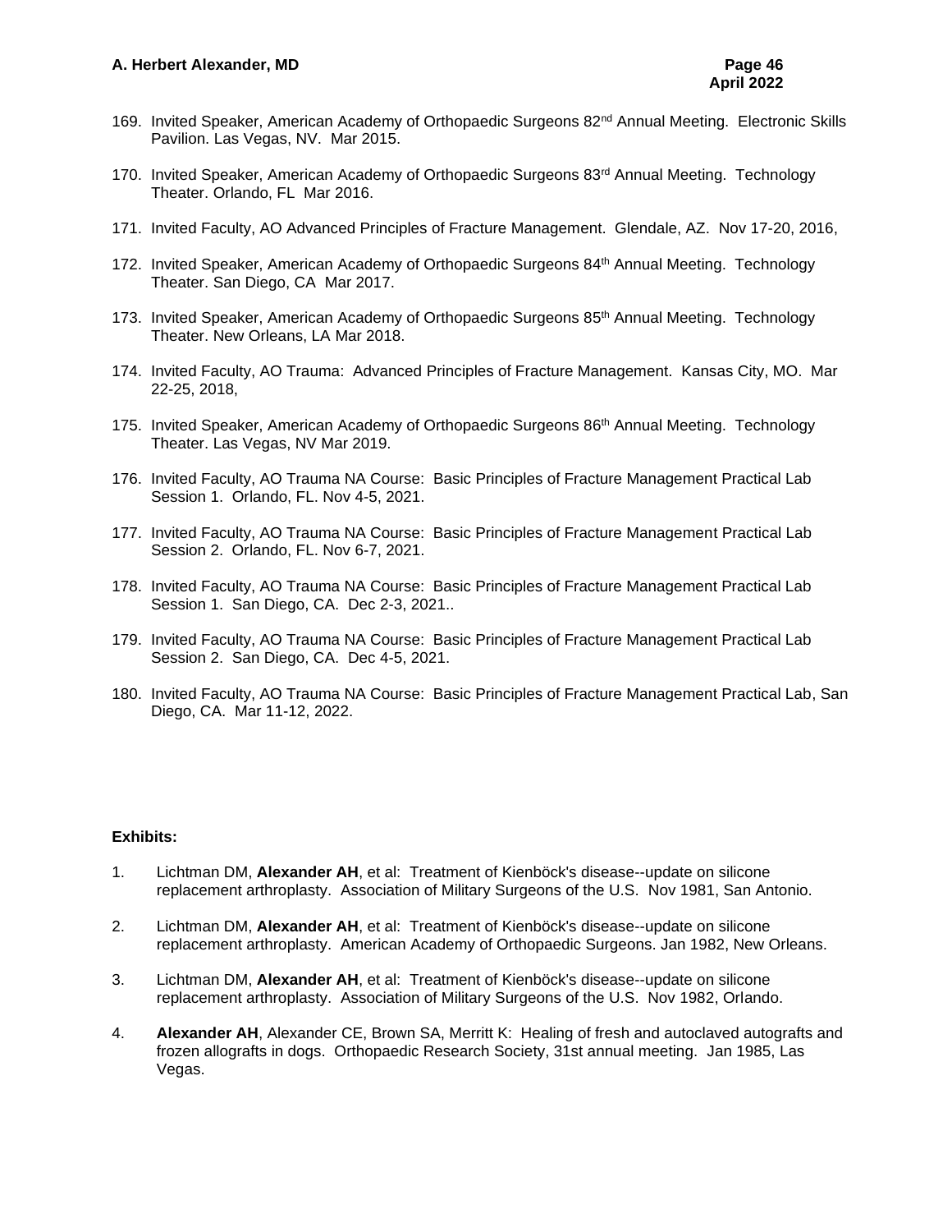169. Invited Speaker, American Academy of Orthopaedic Surgeons 82nd Annual Meeting. Electronic Skills Pavilion. Las Vegas, NV. Mar 2015.

170. Invited Speaker, American Academy of Orthopaedic Surgeons 83rd Annual Meeting. Technology Theater. Orlando, FL Mar 2016.

171. Invited Faculty, AO Advanced Principles of Fracture Management. Glendale, AZ. Nov 17-20, 2016,

172. Invited Speaker, American Academy of Orthopaedic Surgeons 84th Annual Meeting. Technology Theater. San Diego, CA Mar 2017.

173. Invited Speaker, American Academy of Orthopaedic Surgeons 85th Annual Meeting. Technology Theater. New Orleans, LA Mar 2018.

174. Invited Faculty, AO Trauma: Advanced Principles of Fracture Management. Kansas City, MO. Mar 22-25, 2018,

175. Invited Speaker, American Academy of Orthopaedic Surgeons 86th Annual Meeting. Technology Theater. Las Vegas, NV Mar 2019.

176. Invited Faculty, AO Trauma NA Course: Basic Principles of Fracture Management Practical Lab Session 1. Orlando, FL. Nov 4-5, 2021.

177. Invited Faculty, AO Trauma NA Course: Basic Principles of Fracture Management Practical Lab Session 2. Orlando, FL. Nov 6-7, 2021.

178. Invited Faculty, AO Trauma NA Course: Basic Principles of Fracture Management Practical Lab Session 1. San Diego, CA. Dec 2-3, 2021..

179. Invited Faculty, AO Trauma NA Course: Basic Principles of Fracture Management Practical Lab Session 2. San Diego, CA. Dec 4-5, 2021.

180. Invited Faculty, AO Trauma NA Course: Basic Principles of Fracture Management Practical Lab, San Diego, CA. Mar 11-12, 2022.

**Exhibits:**

1. Lichtman DM, **Alexander AH**, et al: Treatment of Kienböck's disease--update on silicone replacement arthroplasty. Association of Military Surgeons of the U.S. Nov 1981, San Antonio.

2. Lichtman DM, **Alexander AH**, et al: Treatment of Kienböck's disease--update on silicone replacement arthroplasty. American Academy of Orthopaedic Surgeons. Jan 1982, New Orleans.

3. Lichtman DM, **Alexander AH**, et al: Treatment of Kienböck's disease--update on silicone replacement arthroplasty. Association of Military Surgeons of the U.S. Nov 1982, Orlando.

4. **Alexander AH**, Alexander CE, Brown SA, Merritt K: Healing of fresh and autoclaved autografts and frozen allografts in dogs. Orthopaedic Research Society, 31st annual meeting. Jan 1985, Las Vegas.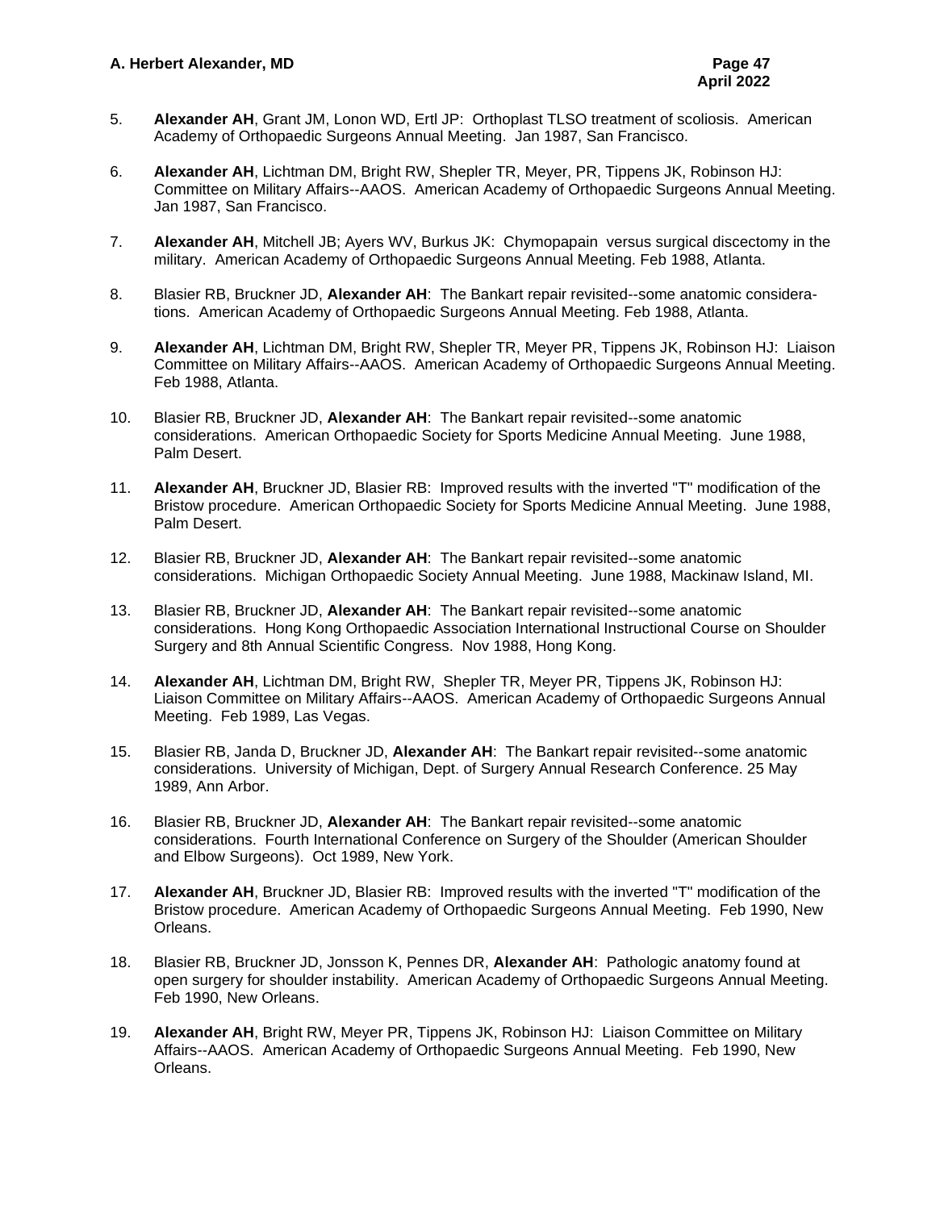5. **Alexander AH**, Grant JM, Lonon WD, Ertl JP: Orthoplast TLSO treatment of scoliosis. American Academy of Orthopaedic Surgeons Annual Meeting. Jan 1987, San Francisco.

6. **Alexander AH**, Lichtman DM, Bright RW, Shepler TR, Meyer, PR, Tippens JK, Robinson HJ: Committee on Military Affairs--AAOS. American Academy of Orthopaedic Surgeons Annual Meeting. Jan 1987, San Francisco.

7. **Alexander AH**, Mitchell JB; Ayers WV, Burkus JK: Chymopapain versus surgical discectomy in the military. American Academy of Orthopaedic Surgeons Annual Meeting. Feb 1988, Atlanta.

8. Blasier RB, Bruckner JD, **Alexander AH**: The Bankart repair revisited--some anatomic considerations. American Academy of Orthopaedic Surgeons Annual Meeting. Feb 1988, Atlanta.

9. **Alexander AH**, Lichtman DM, Bright RW, Shepler TR, Meyer PR, Tippens JK, Robinson HJ: Liaison Committee on Military Affairs--AAOS. American Academy of Orthopaedic Surgeons Annual Meeting. Feb 1988, Atlanta.

10. Blasier RB, Bruckner JD, **Alexander AH**: The Bankart repair revisited--some anatomic considerations. American Orthopaedic Society for Sports Medicine Annual Meeting. June 1988, Palm Desert.

11. **Alexander AH**, Bruckner JD, Blasier RB: Improved results with the inverted "T" modification of the Bristow procedure. American Orthopaedic Society for Sports Medicine Annual Meeting. June 1988, Palm Desert.

12. Blasier RB, Bruckner JD, **Alexander AH**: The Bankart repair revisited--some anatomic considerations. Michigan Orthopaedic Society Annual Meeting. June 1988, Mackinaw Island, MI.

13. Blasier RB, Bruckner JD, **Alexander AH**: The Bankart repair revisited--some anatomic considerations. Hong Kong Orthopaedic Association International Instructional Course on Shoulder Surgery and 8th Annual Scientific Congress. Nov 1988, Hong Kong.

14. **Alexander AH**, Lichtman DM, Bright RW, Shepler TR, Meyer PR, Tippens JK, Robinson HJ: Liaison Committee on Military Affairs--AAOS. American Academy of Orthopaedic Surgeons Annual Meeting. Feb 1989, Las Vegas.

15. Blasier RB, Janda D, Bruckner JD, **Alexander AH**: The Bankart repair revisited--some anatomic considerations. University of Michigan, Dept. of Surgery Annual Research Conference. 25 May 1989, Ann Arbor.

16. Blasier RB, Bruckner JD, **Alexander AH**: The Bankart repair revisited--some anatomic considerations. Fourth International Conference on Surgery of the Shoulder (American Shoulder and Elbow Surgeons). Oct 1989, New York.

17. **Alexander AH**, Bruckner JD, Blasier RB: Improved results with the inverted "T" modification of the Bristow procedure. American Academy of Orthopaedic Surgeons Annual Meeting. Feb 1990, New Orleans.

18. Blasier RB, Bruckner JD, Jonsson K, Pennes DR, **Alexander AH**: Pathologic anatomy found at open surgery for shoulder instability. American Academy of Orthopaedic Surgeons Annual Meeting. Feb 1990, New Orleans.

19. **Alexander AH**, Bright RW, Meyer PR, Tippens JK, Robinson HJ: Liaison Committee on Military Affairs--AAOS. American Academy of Orthopaedic Surgeons Annual Meeting. Feb 1990, New Orleans.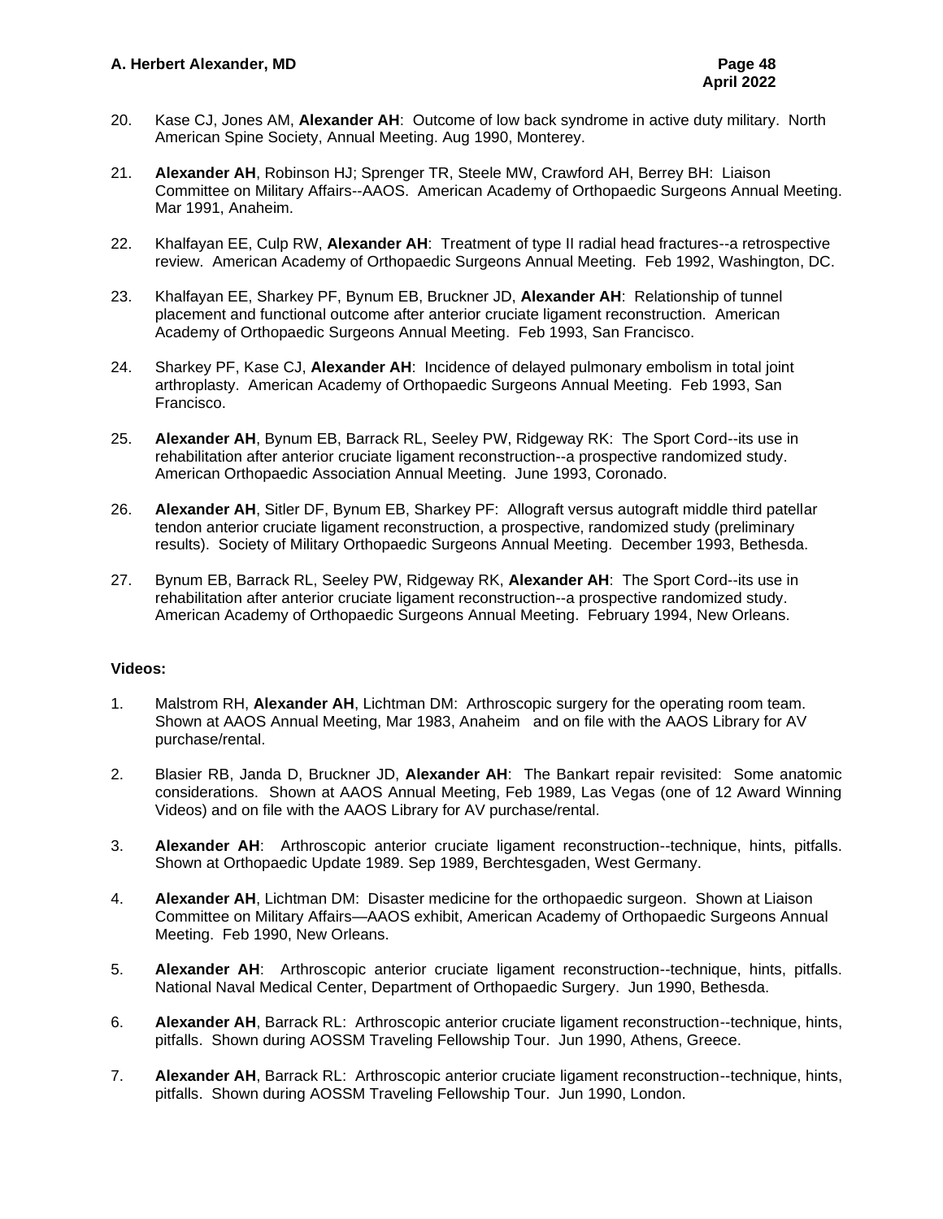20. Kase CJ, Jones AM, **Alexander AH**: Outcome of low back syndrome in active duty military. North American Spine Society, Annual Meeting. Aug 1990, Monterey.

21. **Alexander AH**, Robinson HJ; Sprenger TR, Steele MW, Crawford AH, Berrey BH: Liaison Committee on Military Affairs--AAOS. American Academy of Orthopaedic Surgeons Annual Meeting. Mar 1991, Anaheim.

22. Khalfayan EE, Culp RW, **Alexander AH**: Treatment of type II radial head fractures--a retrospective review. American Academy of Orthopaedic Surgeons Annual Meeting. Feb 1992, Washington, DC.

23. Khalfayan EE, Sharkey PF, Bynum EB, Bruckner JD, **Alexander AH**: Relationship of tunnel placement and functional outcome after anterior cruciate ligament reconstruction. American Academy of Orthopaedic Surgeons Annual Meeting. Feb 1993, San Francisco.

24. Sharkey PF, Kase CJ, **Alexander AH**: Incidence of delayed pulmonary embolism in total joint arthroplasty. American Academy of Orthopaedic Surgeons Annual Meeting. Feb 1993, San Francisco.

25. **Alexander AH**, Bynum EB, Barrack RL, Seeley PW, Ridgeway RK: The Sport Cord--its use in rehabilitation after anterior cruciate ligament reconstruction--a prospective randomized study. American Orthopaedic Association Annual Meeting. June 1993, Coronado.

26. **Alexander AH**, Sitler DF, Bynum EB, Sharkey PF: Allograft versus autograft middle third patellar tendon anterior cruciate ligament reconstruction, a prospective, randomized study (preliminary results). Society of Military Orthopaedic Surgeons Annual Meeting. December 1993, Bethesda.

27. Bynum EB, Barrack RL, Seeley PW, Ridgeway RK, **Alexander AH**: The Sport Cord--its use in rehabilitation after anterior cruciate ligament reconstruction--a prospective randomized study. American Academy of Orthopaedic Surgeons Annual Meeting. February 1994, New Orleans.

**Videos:**

1. Malstrom RH, **Alexander AH**, Lichtman DM: Arthroscopic surgery for the operating room team. Shown at AAOS Annual Meeting, Mar 1983, Anaheim and on file with the AAOS Library for AV purchase/rental.

2. Blasier RB, Janda D, Bruckner JD, **Alexander AH**: The Bankart repair revisited: Some anatomic considerations. Shown at AAOS Annual Meeting, Feb 1989, Las Vegas (one of 12 Award Winning Videos) and on file with the AAOS Library for AV purchase/rental.

3. **Alexander AH**: Arthroscopic anterior cruciate ligament reconstruction--technique, hints, pitfalls. Shown at Orthopaedic Update 1989. Sep 1989, Berchtesgaden, West Germany.

4. **Alexander AH**, Lichtman DM: Disaster medicine for the orthopaedic surgeon. Shown at Liaison Committee on Military Affairs—AAOS exhibit, American Academy of Orthopaedic Surgeons Annual Meeting. Feb 1990, New Orleans.

5. **Alexander AH**: Arthroscopic anterior cruciate ligament reconstruction--technique, hints, pitfalls. National Naval Medical Center, Department of Orthopaedic Surgery. Jun 1990, Bethesda.

6. **Alexander AH**, Barrack RL: Arthroscopic anterior cruciate ligament reconstruction--technique, hints, pitfalls. Shown during AOSSM Traveling Fellowship Tour. Jun 1990, Athens, Greece.

7. **Alexander AH**, Barrack RL: Arthroscopic anterior cruciate ligament reconstruction--technique, hints, pitfalls. Shown during AOSSM Traveling Fellowship Tour. Jun 1990, London.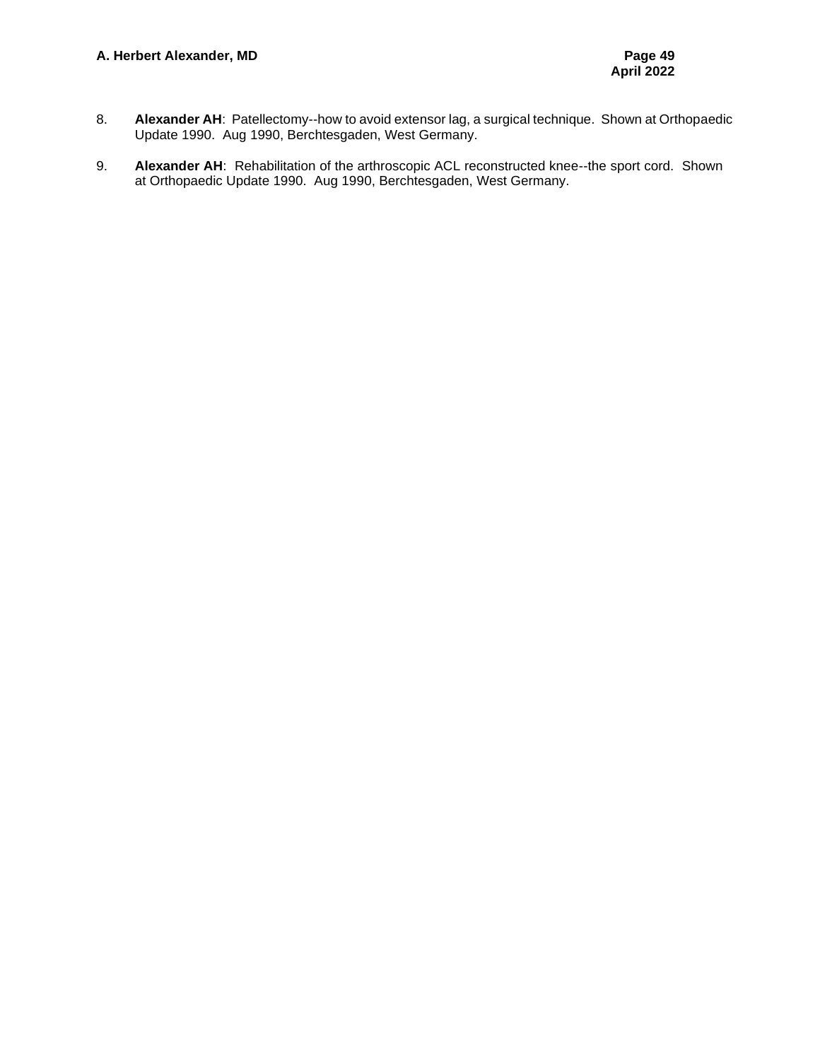8. **Alexander AH**: Patellectomy--how to avoid extensor lag, a surgical technique. Shown at Orthopaedic Update 1990. Aug 1990, Berchtesgaden, West Germany.

9. **Alexander AH**: Rehabilitation of the arthroscopic ACL reconstructed knee--the sport cord. Shown at Orthopaedic Update 1990. Aug 1990, Berchtesgaden, West Germany.